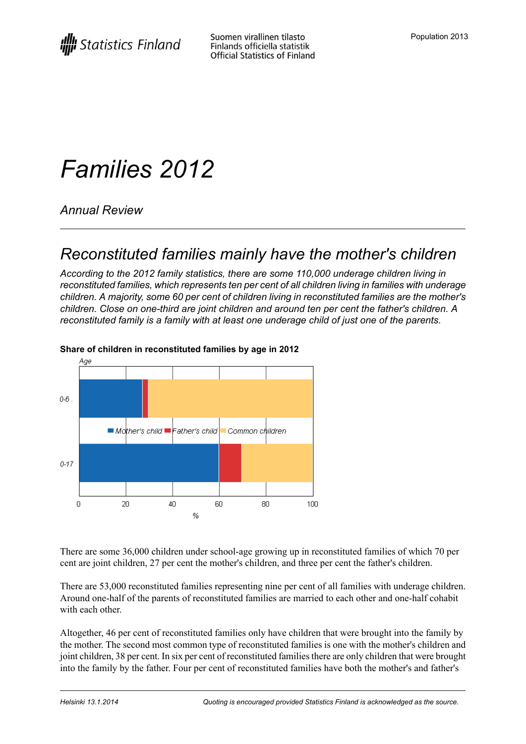Statistics Finland

Suomen virallinen tilasto
Finlands officiella statistik
Official Statistics of Finland

Population 2013

# Families 2012

*Annual Review*

## Reconstituted families mainly have the mother's children

*According to the 2012 family statistics, there are some 110,000 underage children living in reconstituted families, which represents ten per cent of all children living in families with underage children. A majority, some 60 per cent of children living in reconstituted families are the mother's children. Close on one-third are joint children and around ten per cent the father's children. A reconstituted family is a family with at least one underage child of just one of the parents.*

**Share of children in reconstituted families by age in 2012**

There are some 36,000 children under school-age growing up in reconstituted families of which 70 per cent are joint children, 27 per cent the mother's children, and three per cent the father's children.

There are 53,000 reconstituted families representing nine per cent of all families with underage children. Around one-half of the parents of reconstituted families are married to each other and one-half cohabit with each other.

Altogether, 46 per cent of reconstituted families only have children that were brought into the family by the mother. The second most common type of reconstituted families is one with the mother's children and joint children, 38 per cent. In six per cent of reconstituted families there are only children that were brought into the family by the father. Four per cent of reconstituted families have both the mother's and father's

*Helsinki 13.1.2014* — *Quoting is encouraged provided Statistics Finland is acknowledged as the source.*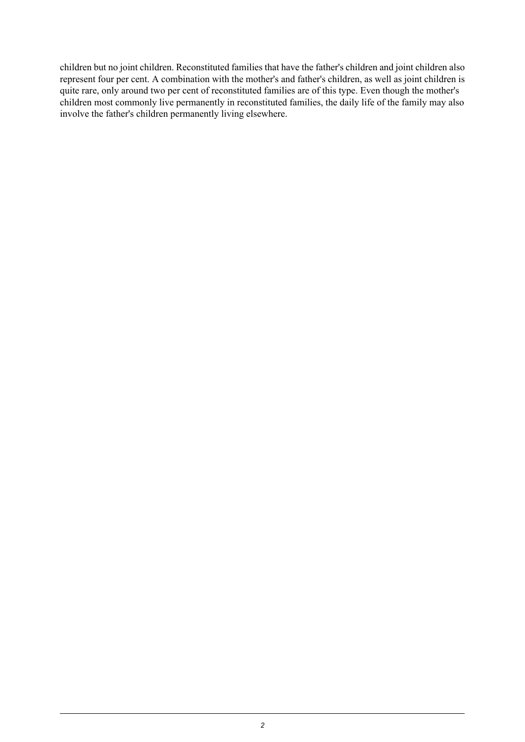children but no joint children. Reconstituted families that have the father's children and joint children also represent four per cent. A combination with the mother's and father's children, as well as joint children is quite rare, only around two per cent of reconstituted families are of this type. Even though the mother's children most commonly live permanently in reconstituted families, the daily life of the family may also involve the father's children permanently living elsewhere.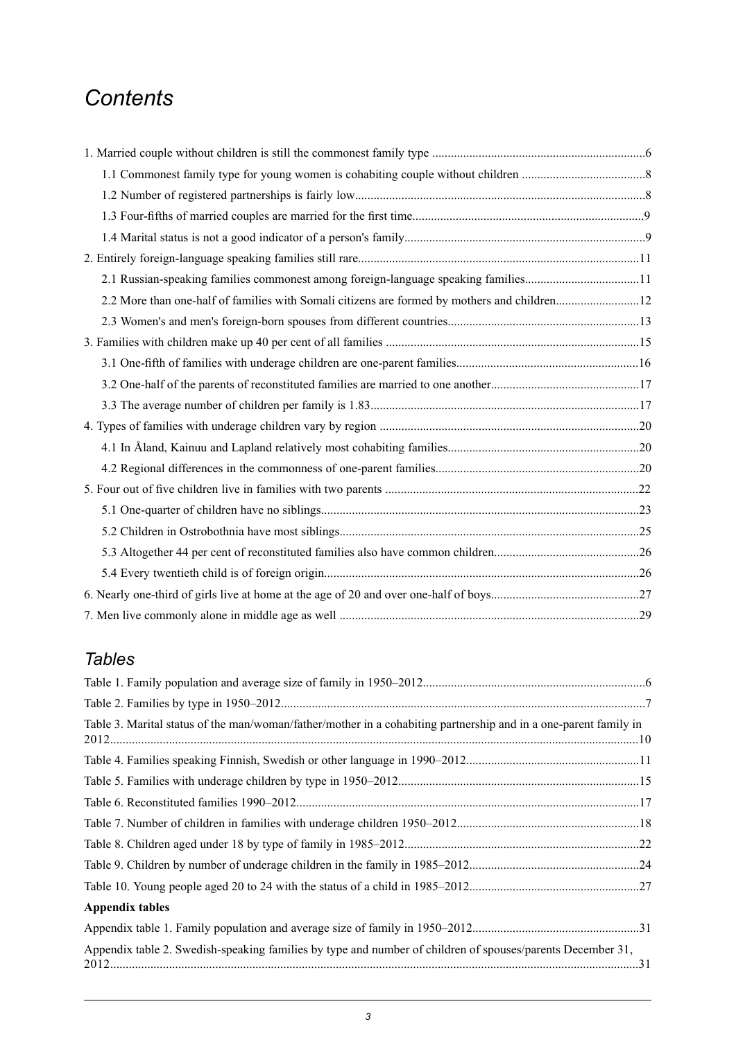# *Contents*

1. Married couple without children is still the commonest family type ....................................................................6
   - 1.1 Commonest family type for young women is cohabiting couple without children .......................................8
   - 1.2 Number of registered partnerships is fairly low............................................................................................8
   - 1.3 Four-fifths of married couples are married for the first time..........................................................................9
   - 1.4 Marital status is not a good indicator of a person's family.............................................................................9
2. Entirely foreign-language speaking families still rare..........................................................................................11
   - 2.1 Russian-speaking families commonest among foreign-language speaking families....................................11
   - 2.2 More than one-half of families with Somali citizens are formed by mothers and children...........................12
   - 2.3 Women's and men's foreign-born spouses from different countries.............................................................13
3. Families with children make up 40 per cent of all families .................................................................................15
   - 3.1 One-fifth of families with underage children are one-parent families..........................................................16
   - 3.2 One-half of the parents of reconstituted families are married to one another...............................................17
   - 3.3 The average number of children per family is 1.83......................................................................................17
4. Types of families with underage children vary by region ...................................................................................20
   - 4.1 In Åland, Kainuu and Lapland relatively most cohabiting families.............................................................20
   - 4.2 Regional differences in the commonness of one-parent families.................................................................20
5. Four out of five children live in families with two parents .................................................................................22
   - 5.1 One-quarter of children have no siblings......................................................................................................23
   - 5.2 Children in Ostrobothnia have most siblings................................................................................................25
   - 5.3 Altogether 44 per cent of reconstituted families also have common children..............................................26
   - 5.4 Every twentieth child is of foreign origin.....................................................................................................26
6. Nearly one-third of girls live at home at the age of 20 and over one-half of boys...............................................27
7. Men live commonly alone in middle age as well ................................................................................................29

## *Tables*

Table 1. Family population and average size of family in 1950–2012.......................................................................6

Table 2. Families by type in 1950–2012......................................................................................................................7

Table 3. Marital status of the man/woman/father/mother in a cohabiting partnership and in a one-parent family in 2012.........................................................................................................................................................................10

Table 4. Families speaking Finnish, Swedish or other language in 1990–2012........................................................11

Table 5. Families with underage children by type in 1950–2012..............................................................................15

Table 6. Reconstituted families 1990–2012...............................................................................................................17

Table 7. Number of children in families with underage children 1950–2012...........................................................18

Table 8. Children aged under 18 by type of family in 1985–2012............................................................................22

Table 9. Children by number of underage children in the family in 1985–2012.......................................................24

Table 10. Young people aged 20 to 24 with the status of a child in 1985–2012.......................................................27

**Appendix tables**

Appendix table 1. Family population and average size of family in 1950–2012.......................................................31

Appendix table 2. Swedish-speaking families by type and number of children of spouses/parents December 31, 2012.........................................................................................................................................................................31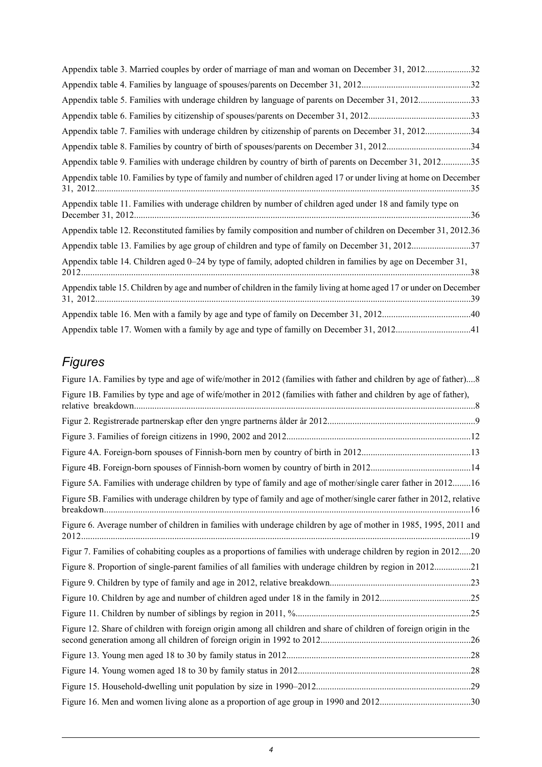Appendix table 3. Married couples by order of marriage of man and woman on December 31, 2012....................32

Appendix table 4. Families by language of spouses/parents on December 31, 2012...............................................32

Appendix table 5. Families with underage children by language of parents on December 31, 2012.......................33

Appendix table 6. Families by citizenship of spouses/parents on December 31, 2012............................................33

Appendix table 7. Families with underage children by citizenship of parents on December 31, 2012....................34

Appendix table 8. Families by country of birth of spouses/parents on December 31, 2012.....................................34

Appendix table 9. Families with underage children by country of birth of parents on December 31, 2012.............35

Appendix table 10. Families by type of family and number of children aged 17 or under living at home on December 31, 2012....................................................................................................................................................35

Appendix table 11. Families with underage children by number of children aged under 18 and family type on December 31, 2012....................................................................................................................................................36

Appendix table 12. Reconstituted families by family composition and number of children on December 31, 2012.36

Appendix table 13. Families by age group of children and type of family on December 31, 2012..........................37

Appendix table 14. Children aged 0–24 by type of family, adopted children in families by age on December 31, 2012..........................................................................................................................................................................38

Appendix table 15. Children by age and number of children in the family living at home aged 17 or under on December 31, 2012....................................................................................................................................................39

Appendix table 16. Men with a family by age and type of family on December 31, 2012.......................................40

Appendix table 17. Women with a family by age and type of familly on December 31, 2012................................41

## *Figures*

Figure 1A. Families by type and age of wife/mother in 2012 (families with father and children by age of father)....8

Figure 1B. Families by type and age of wife/mother in 2012 (families with father and children by age of father), relative breakdown....................................................................................................................................................8

Figur 2. Registrerade partnerskap efter den yngre partnerns ålder år 2012................................................................9

Figure 3. Families of foreign citizens in 1990, 2002 and 2012................................................................................12

Figure 4A. Foreign-born spouses of Finnish-born men by country of birth in 2012................................................13

Figure 4B. Foreign-born spouses of Finnish-born women by country of birth in 2012............................................14

Figure 5A. Families with underage children by type of family and age of mother/single carer father in 2012........16

Figure 5B. Families with underage children by type of family and age of mother/single carer father in 2012, relative breakdown...............................................................................................................................................................16

Figure 6. Average number of children in families with underage children by age of mother in 1985, 1995, 2011 and 2012.........................................................................................................................................................................19

Figur 7. Families of cohabiting couples as a proportions of families with underage children by region in 2012.....20

Figure 8. Proportion of single-parent families of all families with underage children by region in 2012................21

Figure 9. Children by type of family and age in 2012, relative breakdown.............................................................23

Figure 10. Children by age and number of children aged under 18 in the family in 2012........................................25

Figure 11. Children by number of siblings by region in 2011, %............................................................................25

Figure 12. Share of children with foreign origin among all children and share of children of foreign origin in the second generation among all children of foreign origin in 1992 to 2012.................................................................26

Figure 13. Young men aged 18 to 30 by family status in 2012................................................................................28

Figure 14. Young women aged 18 to 30 by family status in 2012...........................................................................28

Figure 15. Household-dwelling unit population by size in 1990–2012...................................................................29

Figure 16. Men and women living alone as a proportion of age group in 1990 and 2012........................................30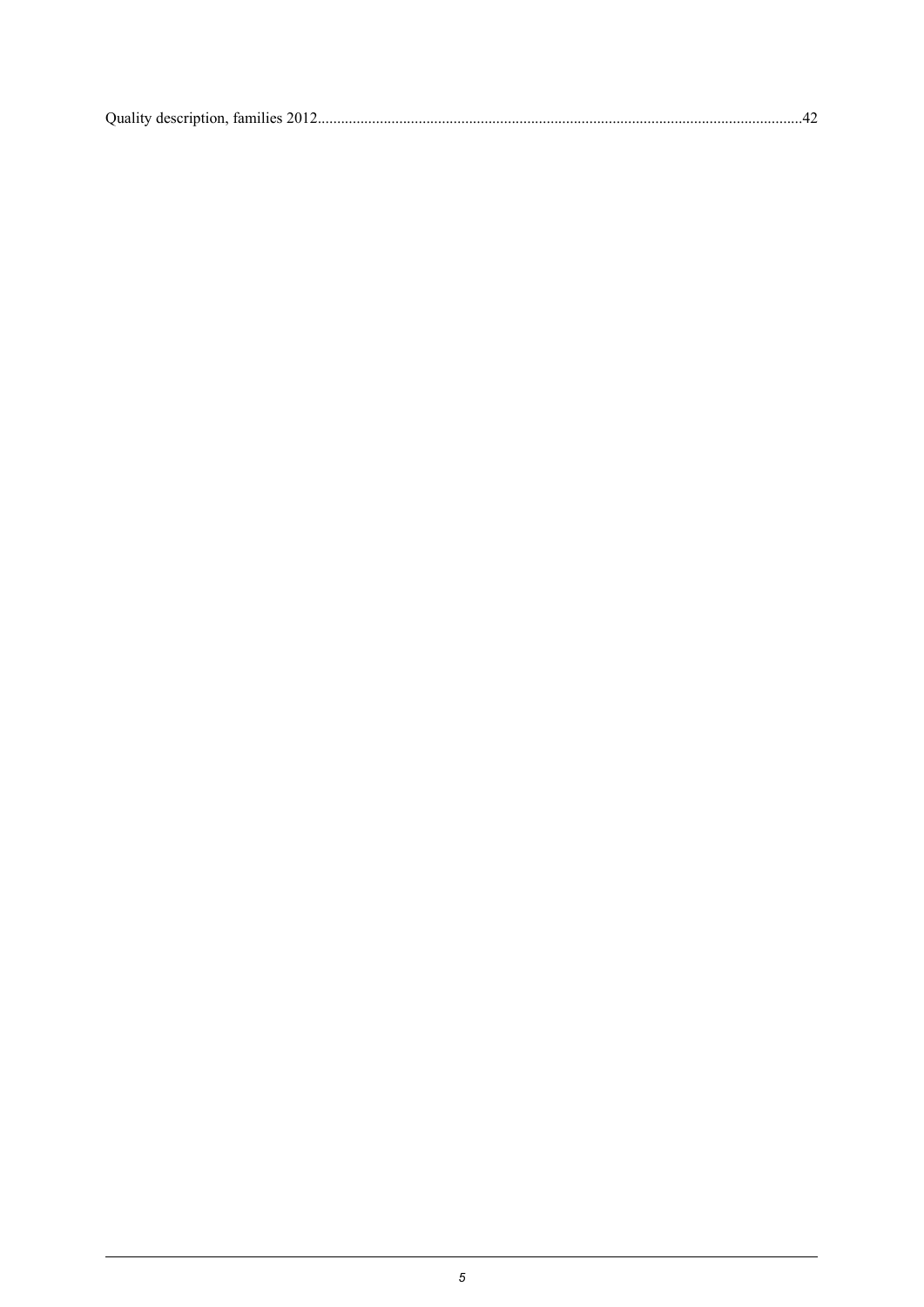Quality description, families 2012............................................................................................................................42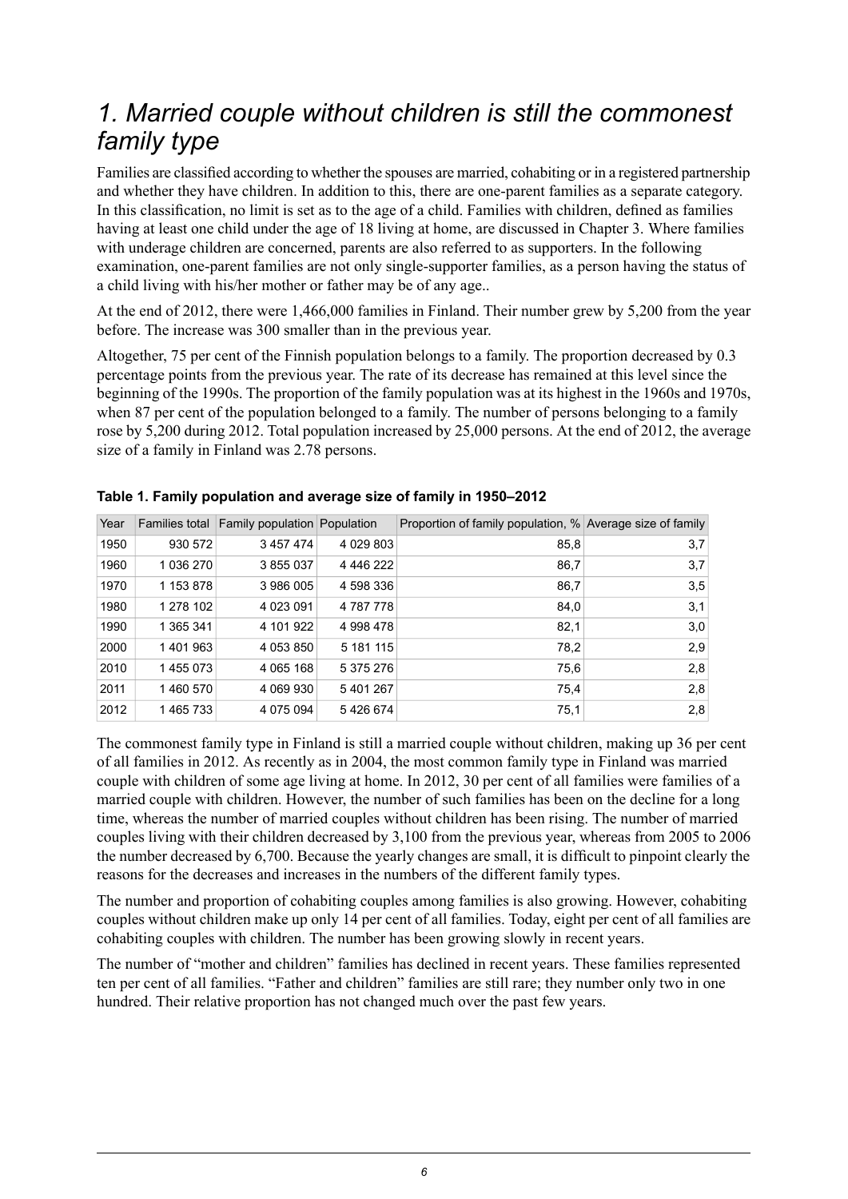# *1. Married couple without children is still the commonest family type*

Families are classified according to whether the spouses are married, cohabiting or in a registered partnership and whether they have children. In addition to this, there are one-parent families as a separate category. In this classification, no limit is set as to the age of a child. Families with children, defined as families having at least one child under the age of 18 living at home, are discussed in Chapter 3. Where families with underage children are concerned, parents are also referred to as supporters. In the following examination, one-parent families are not only single-supporter families, as a person having the status of a child living with his/her mother or father may be of any age..

At the end of 2012, there were 1,466,000 families in Finland. Their number grew by 5,200 from the year before. The increase was 300 smaller than in the previous year.

Altogether, 75 per cent of the Finnish population belongs to a family. The proportion decreased by 0.3 percentage points from the previous year. The rate of its decrease has remained at this level since the beginning of the 1990s. The proportion of the family population was at its highest in the 1960s and 1970s, when 87 per cent of the population belonged to a family. The number of persons belonging to a family rose by 5,200 during 2012. Total population increased by 25,000 persons. At the end of 2012, the average size of a family in Finland was 2.78 persons.

**Table 1. Family population and average size of family in 1950–2012**

| Year | Families total | Family population | Population | Proportion of family population, % | Average size of family |
|---|---|---|---|---|---|
| 1950 | 930 572 | 3 457 474 | 4 029 803 | 85,8 | 3,7 |
| 1960 | 1 036 270 | 3 855 037 | 4 446 222 | 86,7 | 3,7 |
| 1970 | 1 153 878 | 3 986 005 | 4 598 336 | 86,7 | 3,5 |
| 1980 | 1 278 102 | 4 023 091 | 4 787 778 | 84,0 | 3,1 |
| 1990 | 1 365 341 | 4 101 922 | 4 998 478 | 82,1 | 3,0 |
| 2000 | 1 401 963 | 4 053 850 | 5 181 115 | 78,2 | 2,9 |
| 2010 | 1 455 073 | 4 065 168 | 5 375 276 | 75,6 | 2,8 |
| 2011 | 1 460 570 | 4 069 930 | 5 401 267 | 75,4 | 2,8 |
| 2012 | 1 465 733 | 4 075 094 | 5 426 674 | 75,1 | 2,8 |

The commonest family type in Finland is still a married couple without children, making up 36 per cent of all families in 2012. As recently as in 2004, the most common family type in Finland was married couple with children of some age living at home. In 2012, 30 per cent of all families were families of a married couple with children. However, the number of such families has been on the decline for a long time, whereas the number of married couples without children has been rising. The number of married couples living with their children decreased by 3,100 from the previous year, whereas from 2005 to 2006 the number decreased by 6,700. Because the yearly changes are small, it is difficult to pinpoint clearly the reasons for the decreases and increases in the numbers of the different family types.

The number and proportion of cohabiting couples among families is also growing. However, cohabiting couples without children make up only 14 per cent of all families. Today, eight per cent of all families are cohabiting couples with children. The number has been growing slowly in recent years.

The number of "mother and children" families has declined in recent years. These families represented ten per cent of all families. "Father and children" families are still rare; they number only two in one hundred. Their relative proportion has not changed much over the past few years.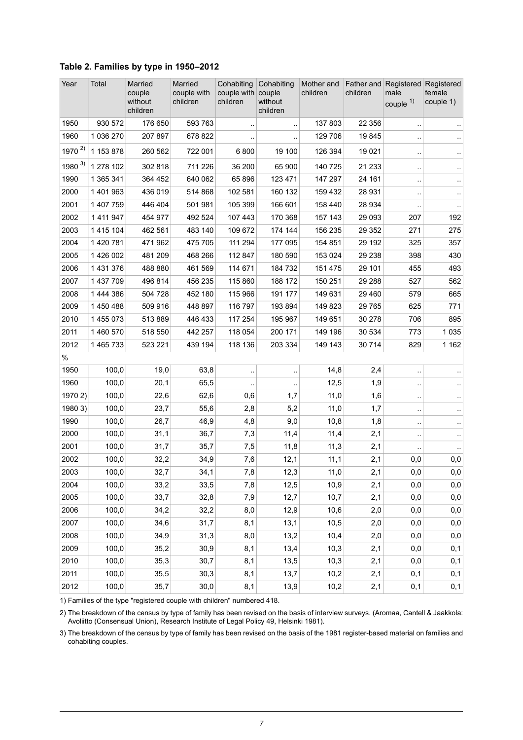### Table 2. Families by type in 1950–2012

| Year | Total | Married couple without children | Married couple with children | Cohabiting couple with children | Cohabiting couple without children | Mother and children | Father and children | Registered male couple [1)] | Registered female couple 1) |
|---|---|---|---|---|---|---|---|---|---|
| 1950 | 930 572 | 176 650 | 593 763 | .. | .. | 137 803 | 22 356 | .. | .. |
| 1960 | 1 036 270 | 207 897 | 678 822 | .. | .. | 129 706 | 19 845 | .. | .. |
| 1970 [2)] | 1 153 878 | 260 562 | 722 001 | 6 800 | 19 100 | 126 394 | 19 021 | .. | .. |
| 1980 [3)] | 1 278 102 | 302 818 | 711 226 | 36 200 | 65 900 | 140 725 | 21 233 | .. | .. |
| 1990 | 1 365 341 | 364 452 | 640 062 | 65 896 | 123 471 | 147 297 | 24 161 | .. | .. |
| 2000 | 1 401 963 | 436 019 | 514 868 | 102 581 | 160 132 | 159 432 | 28 931 | .. | .. |
| 2001 | 1 407 759 | 446 404 | 501 981 | 105 399 | 166 601 | 158 440 | 28 934 | .. | .. |
| 2002 | 1 411 947 | 454 977 | 492 524 | 107 443 | 170 368 | 157 143 | 29 093 | 207 | 192 |
| 2003 | 1 415 104 | 462 561 | 483 140 | 109 672 | 174 144 | 156 235 | 29 352 | 271 | 275 |
| 2004 | 1 420 781 | 471 962 | 475 705 | 111 294 | 177 095 | 154 851 | 29 192 | 325 | 357 |
| 2005 | 1 426 002 | 481 209 | 468 266 | 112 847 | 180 590 | 153 024 | 29 238 | 398 | 430 |
| 2006 | 1 431 376 | 488 880 | 461 569 | 114 671 | 184 732 | 151 475 | 29 101 | 455 | 493 |
| 2007 | 1 437 709 | 496 814 | 456 235 | 115 860 | 188 172 | 150 251 | 29 288 | 527 | 562 |
| 2008 | 1 444 386 | 504 728 | 452 180 | 115 966 | 191 177 | 149 631 | 29 460 | 579 | 665 |
| 2009 | 1 450 488 | 509 916 | 448 897 | 116 797 | 193 894 | 149 823 | 29 765 | 625 | 771 |
| 2010 | 1 455 073 | 513 889 | 446 433 | 117 254 | 195 967 | 149 651 | 30 278 | 706 | 895 |
| 2011 | 1 460 570 | 518 550 | 442 257 | 118 054 | 200 171 | 149 196 | 30 534 | 773 | 1 035 |
| 2012 | 1 465 733 | 523 221 | 439 194 | 118 136 | 203 334 | 149 143 | 30 714 | 829 | 1 162 |
| % | | | | | | | | | |
| 1950 | 100,0 | 19,0 | 63,8 | .. | .. | 14,8 | 2,4 | .. | .. |
| 1960 | 100,0 | 20,1 | 65,5 | .. | .. | 12,5 | 1,9 | .. | .. |
| 1970 2) | 100,0 | 22,6 | 62,6 | 0,6 | 1,7 | 11,0 | 1,6 | .. | .. |
| 1980 3) | 100,0 | 23,7 | 55,6 | 2,8 | 5,2 | 11,0 | 1,7 | .. | .. |
| 1990 | 100,0 | 26,7 | 46,9 | 4,8 | 9,0 | 10,8 | 1,8 | .. | .. |
| 2000 | 100,0 | 31,1 | 36,7 | 7,3 | 11,4 | 11,4 | 2,1 | .. | .. |
| 2001 | 100,0 | 31,7 | 35,7 | 7,5 | 11,8 | 11,3 | 2,1 | .. | .. |
| 2002 | 100,0 | 32,2 | 34,9 | 7,6 | 12,1 | 11,1 | 2,1 | 0,0 | 0,0 |
| 2003 | 100,0 | 32,7 | 34,1 | 7,8 | 12,3 | 11,0 | 2,1 | 0,0 | 0,0 |
| 2004 | 100,0 | 33,2 | 33,5 | 7,8 | 12,5 | 10,9 | 2,1 | 0,0 | 0,0 |
| 2005 | 100,0 | 33,7 | 32,8 | 7,9 | 12,7 | 10,7 | 2,1 | 0,0 | 0,0 |
| 2006 | 100,0 | 34,2 | 32,2 | 8,0 | 12,9 | 10,6 | 2,0 | 0,0 | 0,0 |
| 2007 | 100,0 | 34,6 | 31,7 | 8,1 | 13,1 | 10,5 | 2,0 | 0,0 | 0,0 |
| 2008 | 100,0 | 34,9 | 31,3 | 8,0 | 13,2 | 10,4 | 2,0 | 0,0 | 0,0 |
| 2009 | 100,0 | 35,2 | 30,9 | 8,1 | 13,4 | 10,3 | 2,1 | 0,0 | 0,1 |
| 2010 | 100,0 | 35,3 | 30,7 | 8,1 | 13,5 | 10,3 | 2,1 | 0,0 | 0,1 |
| 2011 | 100,0 | 35,5 | 30,3 | 8,1 | 13,7 | 10,2 | 2,1 | 0,1 | 0,1 |
| 2012 | 100,0 | 35,7 | 30,0 | 8,1 | 13,9 | 10,2 | 2,1 | 0,1 | 0,1 |

1) Families of the type "registered couple with children" numbered 418.

2) The breakdown of the census by type of family has been revised on the basis of interview surveys. (Aromaa, Cantell & Jaakkola: Avoliitto (Consensual Union), Research Institute of Legal Policy 49, Helsinki 1981).

3) The breakdown of the census by type of family has been revised on the basis of the 1981 register-based material on families and cohabiting couples.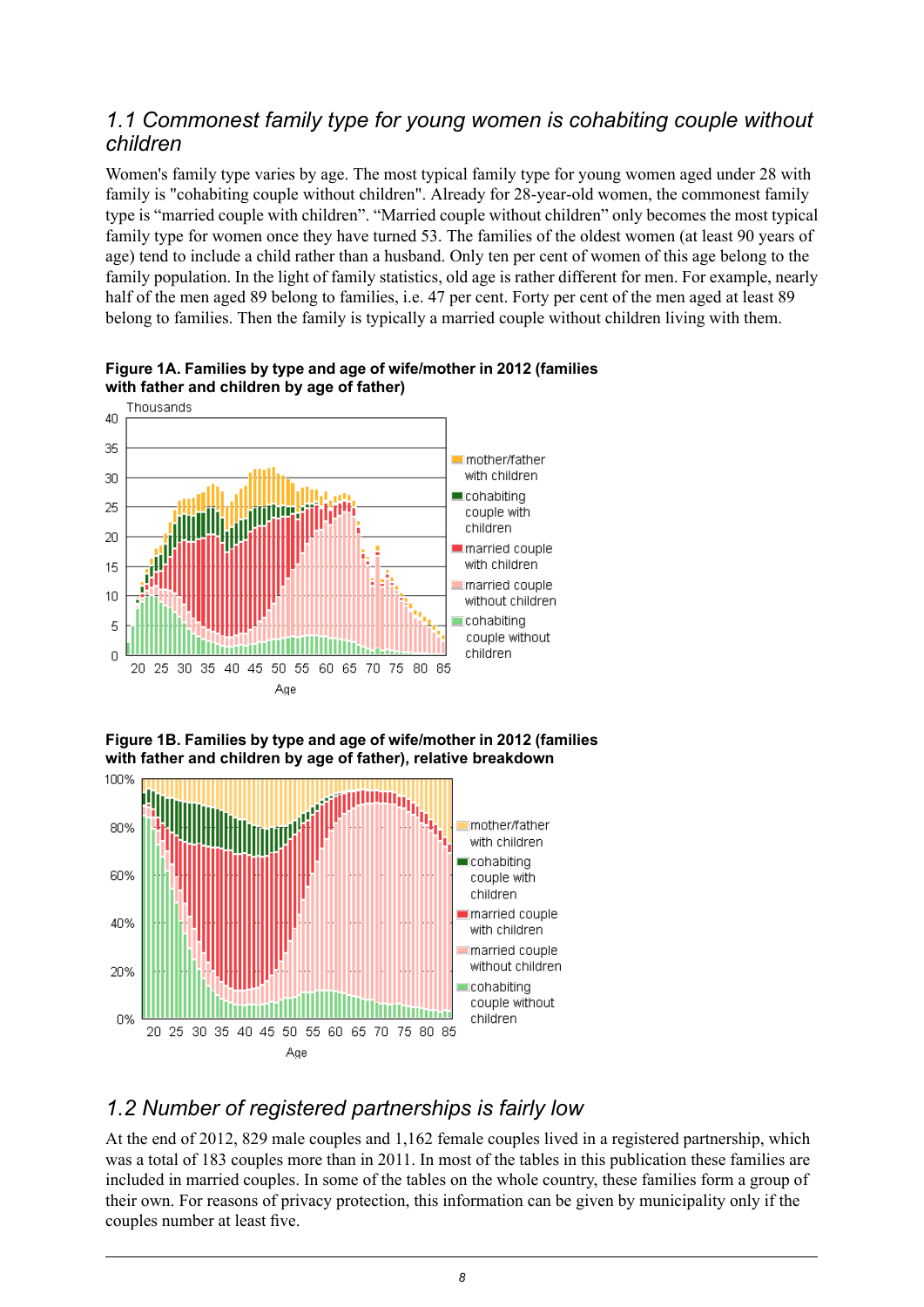## 1.1 Commonest family type for young women is cohabiting couple without children

Women's family type varies by age. The most typical family type for young women aged under 28 with family is "cohabiting couple without children". Already for 28-year-old women, the commonest family type is "married couple with children". "Married couple without children" only becomes the most typical family type for women once they have turned 53. The families of the oldest women (at least 90 years of age) tend to include a child rather than a husband. Only ten per cent of women of this age belong to the family population. In the light of family statistics, old age is rather different for men. For example, nearly half of the men aged 89 belong to families, i.e. 47 per cent. Forty per cent of the men aged at least 89 belong to families. Then the family is typically a married couple without children living with them.

**Figure 1A. Families by type and age of wife/mother in 2012 (families with father and children by age of father)**

**Figure 1B. Families by type and age of wife/mother in 2012 (families with father and children by age of father), relative breakdown**

## 1.2 Number of registered partnerships is fairly low

At the end of 2012, 829 male couples and 1,162 female couples lived in a registered partnership, which was a total of 183 couples more than in 2011. In most of the tables in this publication these families are included in married couples. In some of the tables on the whole country, these families form a group of their own. For reasons of privacy protection, this information can be given by municipality only if the couples number at least five.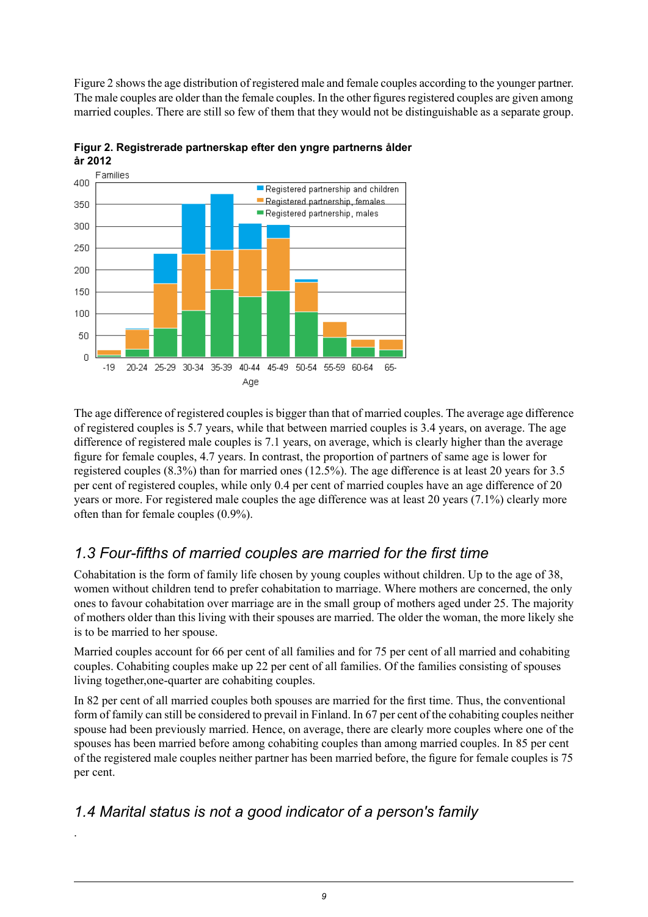Figure 2 shows the age distribution of registered male and female couples according to the younger partner. The male couples are older than the female couples. In the other figures registered couples are given among married couples. There are still so few of them that they would not be distinguishable as a separate group.

**Figur 2. Registrerade partnerskap efter den yngre partnerns ålder år 2012**

The age difference of registered couples is bigger than that of married couples. The average age difference of registered couples is 5.7 years, while that between married couples is 3.4 years, on average. The age difference of registered male couples is 7.1 years, on average, which is clearly higher than the average figure for female couples, 4.7 years. In contrast, the proportion of partners of same age is lower for registered couples (8.3%) than for married ones (12.5%). The age difference is at least 20 years for 3.5 per cent of registered couples, while only 0.4 per cent of married couples have an age difference of 20 years or more. For registered male couples the age difference was at least 20 years (7.1%) clearly more often than for female couples (0.9%).

## *1.3 Four-fifths of married couples are married for the first time*

Cohabitation is the form of family life chosen by young couples without children. Up to the age of 38, women without children tend to prefer cohabitation to marriage. Where mothers are concerned, the only ones to favour cohabitation over marriage are in the small group of mothers aged under 25. The majority of mothers older than this living with their spouses are married. The older the woman, the more likely she is to be married to her spouse.

Married couples account for 66 per cent of all families and for 75 per cent of all married and cohabiting couples. Cohabiting couples make up 22 per cent of all families. Of the families consisting of spouses living together,one-quarter are cohabiting couples.

In 82 per cent of all married couples both spouses are married for the first time. Thus, the conventional form of family can still be considered to prevail in Finland. In 67 per cent of the cohabiting couples neither spouse had been previously married. Hence, on average, there are clearly more couples where one of the spouses has been married before among cohabiting couples than among married couples. In 85 per cent of the registered male couples neither partner has been married before, the figure for female couples is 75 per cent.

## *1.4 Marital status is not a good indicator of a person's family*

.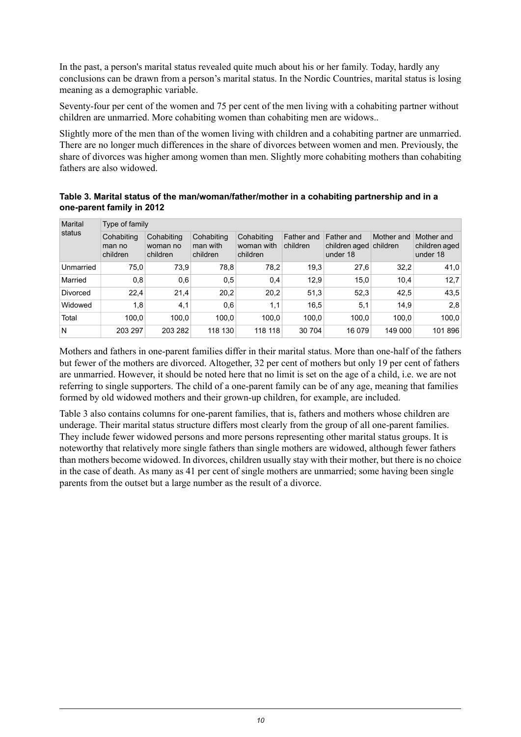In the past, a person's marital status revealed quite much about his or her family. Today, hardly any conclusions can be drawn from a person's marital status. In the Nordic Countries, marital status is losing meaning as a demographic variable.

Seventy-four per cent of the women and 75 per cent of the men living with a cohabiting partner without children are unmarried. More cohabiting women than cohabiting men are widows..

Slightly more of the men than of the women living with children and a cohabiting partner are unmarried. There are no longer much differences in the share of divorces between women and men. Previously, the share of divorces was higher among women than men. Slightly more cohabiting mothers than cohabiting fathers are also widowed.

**Table 3. Marital status of the man/woman/father/mother in a cohabiting partnership and in a one-parent family in 2012**

| Marital status | Type of family | | | | | | | |
|---|---|---|---|---|---|---|---|---|
| | Cohabiting man no children | Cohabiting woman no children | Cohabiting man with children | Cohabiting woman with children | Father and children | Father and children aged under 18 | Mother and children | Mother and children aged under 18 |
| Unmarried | 75,0 | 73,9 | 78,8 | 78,2 | 19,3 | 27,6 | 32,2 | 41,0 |
| Married | 0,8 | 0,6 | 0,5 | 0,4 | 12,9 | 15,0 | 10,4 | 12,7 |
| Divorced | 22,4 | 21,4 | 20,2 | 20,2 | 51,3 | 52,3 | 42,5 | 43,5 |
| Widowed | 1,8 | 4,1 | 0,6 | 1,1 | 16,5 | 5,1 | 14,9 | 2,8 |
| Total | 100,0 | 100,0 | 100,0 | 100,0 | 100,0 | 100,0 | 100,0 | 100,0 |
| N | 203 297 | 203 282 | 118 130 | 118 118 | 30 704 | 16 079 | 149 000 | 101 896 |

Mothers and fathers in one-parent families differ in their marital status. More than one-half of the fathers but fewer of the mothers are divorced. Altogether, 32 per cent of mothers but only 19 per cent of fathers are unmarried. However, it should be noted here that no limit is set on the age of a child, i.e. we are not referring to single supporters. The child of a one-parent family can be of any age, meaning that families formed by old widowed mothers and their grown-up children, for example, are included.

Table 3 also contains columns for one-parent families, that is, fathers and mothers whose children are underage. Their marital status structure differs most clearly from the group of all one-parent families. They include fewer widowed persons and more persons representing other marital status groups. It is noteworthy that relatively more single fathers than single mothers are widowed, although fewer fathers than mothers become widowed. In divorces, children usually stay with their mother, but there is no choice in the case of death. As many as 41 per cent of single mothers are unmarried; some having been single parents from the outset but a large number as the result of a divorce.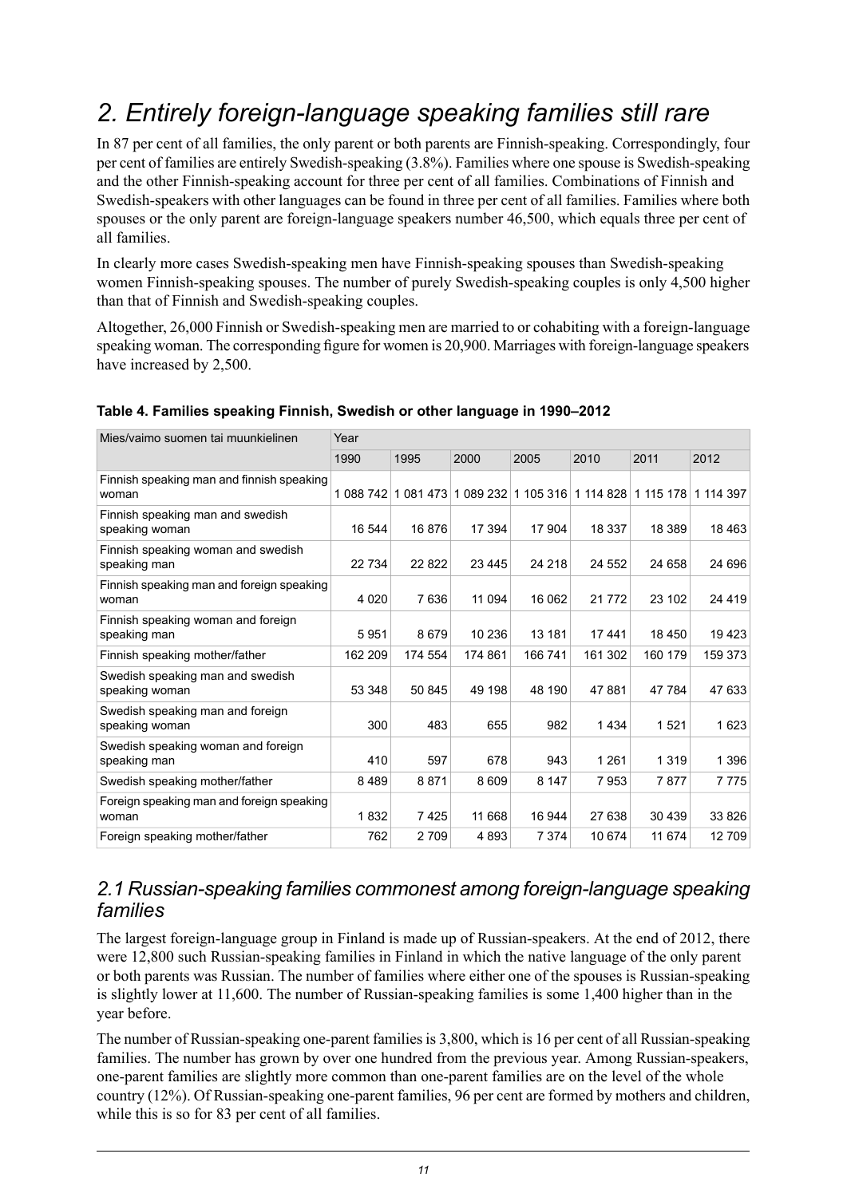# 2. Entirely foreign-language speaking families still rare

In 87 per cent of all families, the only parent or both parents are Finnish-speaking. Correspondingly, four per cent of families are entirely Swedish-speaking (3.8%). Families where one spouse is Swedish-speaking and the other Finnish-speaking account for three per cent of all families. Combinations of Finnish and Swedish-speakers with other languages can be found in three per cent of all families. Families where both spouses or the only parent are foreign-language speakers number 46,500, which equals three per cent of all families.

In clearly more cases Swedish-speaking men have Finnish-speaking spouses than Swedish-speaking women Finnish-speaking spouses. The number of purely Swedish-speaking couples is only 4,500 higher than that of Finnish and Swedish-speaking couples.

Altogether, 26,000 Finnish or Swedish-speaking men are married to or cohabiting with a foreign-language speaking woman. The corresponding figure for women is 20,900. Marriages with foreign-language speakers have increased by 2,500.

**Table 4. Families speaking Finnish, Swedish or other language in 1990–2012**

| Mies/vaimo suomen tai muunkielinen | Year | | | | | | |
|---|---|---|---|---|---|---|---|
| | 1990 | 1995 | 2000 | 2005 | 2010 | 2011 | 2012 |
| Finnish speaking man and finnish speaking woman | 1 088 742 | 1 081 473 | 1 089 232 | 1 105 316 | 1 114 828 | 1 115 178 | 1 114 397 |
| Finnish speaking man and swedish speaking woman | 16 544 | 16 876 | 17 394 | 17 904 | 18 337 | 18 389 | 18 463 |
| Finnish speaking woman and swedish speaking man | 22 734 | 22 822 | 23 445 | 24 218 | 24 552 | 24 658 | 24 696 |
| Finnish speaking man and foreign speaking woman | 4 020 | 7 636 | 11 094 | 16 062 | 21 772 | 23 102 | 24 419 |
| Finnish speaking woman and foreign speaking man | 5 951 | 8 679 | 10 236 | 13 181 | 17 441 | 18 450 | 19 423 |
| Finnish speaking mother/father | 162 209 | 174 554 | 174 861 | 166 741 | 161 302 | 160 179 | 159 373 |
| Swedish speaking man and swedish speaking woman | 53 348 | 50 845 | 49 198 | 48 190 | 47 881 | 47 784 | 47 633 |
| Swedish speaking man and foreign speaking woman | 300 | 483 | 655 | 982 | 1 434 | 1 521 | 1 623 |
| Swedish speaking woman and foreign speaking man | 410 | 597 | 678 | 943 | 1 261 | 1 319 | 1 396 |
| Swedish speaking mother/father | 8 489 | 8 871 | 8 609 | 8 147 | 7 953 | 7 877 | 7 775 |
| Foreign speaking man and foreign speaking woman | 1 832 | 7 425 | 11 668 | 16 944 | 27 638 | 30 439 | 33 826 |
| Foreign speaking mother/father | 762 | 2 709 | 4 893 | 7 374 | 10 674 | 11 674 | 12 709 |

## 2.1 Russian-speaking families commonest among foreign-language speaking families

The largest foreign-language group in Finland is made up of Russian-speakers. At the end of 2012, there were 12,800 such Russian-speaking families in Finland in which the native language of the only parent or both parents was Russian. The number of families where either one of the spouses is Russian-speaking is slightly lower at 11,600. The number of Russian-speaking families is some 1,400 higher than in the year before.

The number of Russian-speaking one-parent families is 3,800, which is 16 per cent of all Russian-speaking families. The number has grown by over one hundred from the previous year. Among Russian-speakers, one-parent families are slightly more common than one-parent families are on the level of the whole country (12%). Of Russian-speaking one-parent families, 96 per cent are formed by mothers and children, while this is so for 83 per cent of all families.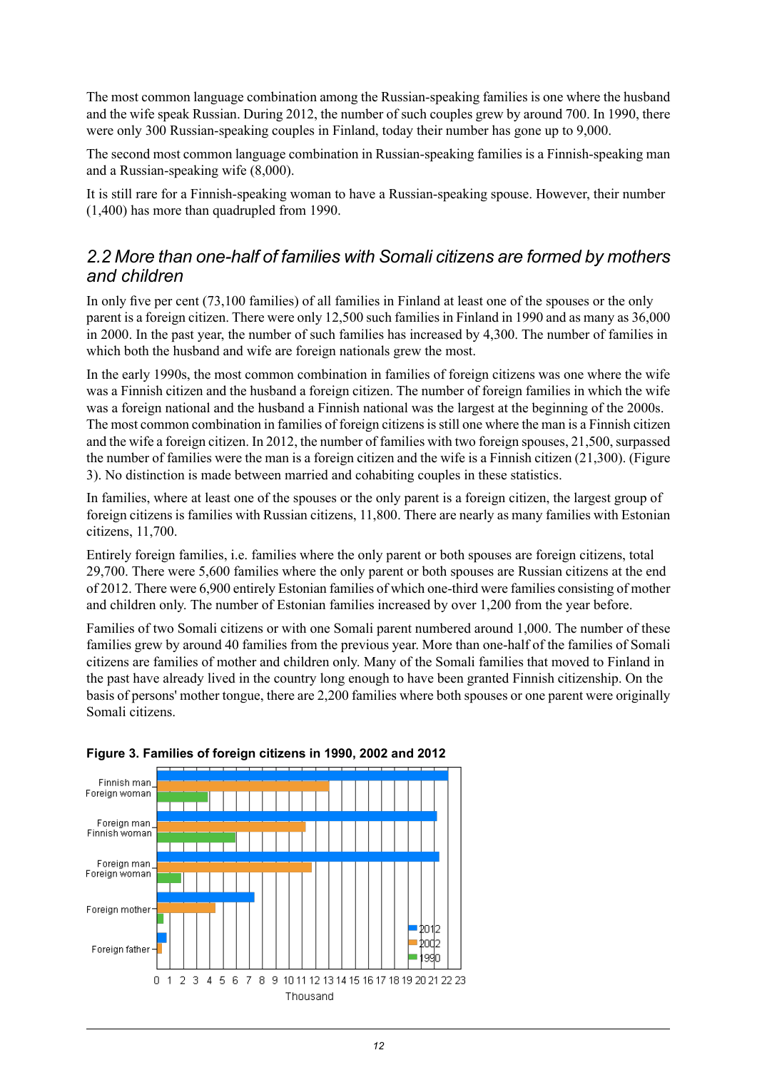The most common language combination among the Russian-speaking families is one where the husband and the wife speak Russian. During 2012, the number of such couples grew by around 700. In 1990, there were only 300 Russian-speaking couples in Finland, today their number has gone up to 9,000.

The second most common language combination in Russian-speaking families is a Finnish-speaking man and a Russian-speaking wife (8,000).

It is still rare for a Finnish-speaking woman to have a Russian-speaking spouse. However, their number (1,400) has more than quadrupled from 1990.

## 2.2 More than one-half of families with Somali citizens are formed by mothers and children

In only five per cent (73,100 families) of all families in Finland at least one of the spouses or the only parent is a foreign citizen. There were only 12,500 such families in Finland in 1990 and as many as 36,000 in 2000. In the past year, the number of such families has increased by 4,300. The number of families in which both the husband and wife are foreign nationals grew the most.

In the early 1990s, the most common combination in families of foreign citizens was one where the wife was a Finnish citizen and the husband a foreign citizen. The number of foreign families in which the wife was a foreign national and the husband a Finnish national was the largest at the beginning of the 2000s. The most common combination in families of foreign citizens is still one where the man is a Finnish citizen and the wife a foreign citizen. In 2012, the number of families with two foreign spouses, 21,500, surpassed the number of families were the man is a foreign citizen and the wife is a Finnish citizen (21,300). (Figure 3). No distinction is made between married and cohabiting couples in these statistics.

In families, where at least one of the spouses or the only parent is a foreign citizen, the largest group of foreign citizens is families with Russian citizens, 11,800. There are nearly as many families with Estonian citizens, 11,700.

Entirely foreign families, i.e. families where the only parent or both spouses are foreign citizens, total 29,700. There were 5,600 families where the only parent or both spouses are Russian citizens at the end of 2012. There were 6,900 entirely Estonian families of which one-third were families consisting of mother and children only. The number of Estonian families increased by over 1,200 from the year before.

Families of two Somali citizens or with one Somali parent numbered around 1,000. The number of these families grew by around 40 families from the previous year. More than one-half of the families of Somali citizens are families of mother and children only. Many of the Somali families that moved to Finland in the past have already lived in the country long enough to have been granted Finnish citizenship. On the basis of persons' mother tongue, there are 2,200 families where both spouses or one parent were originally Somali citizens.

**Figure 3. Families of foreign citizens in 1990, 2002 and 2012**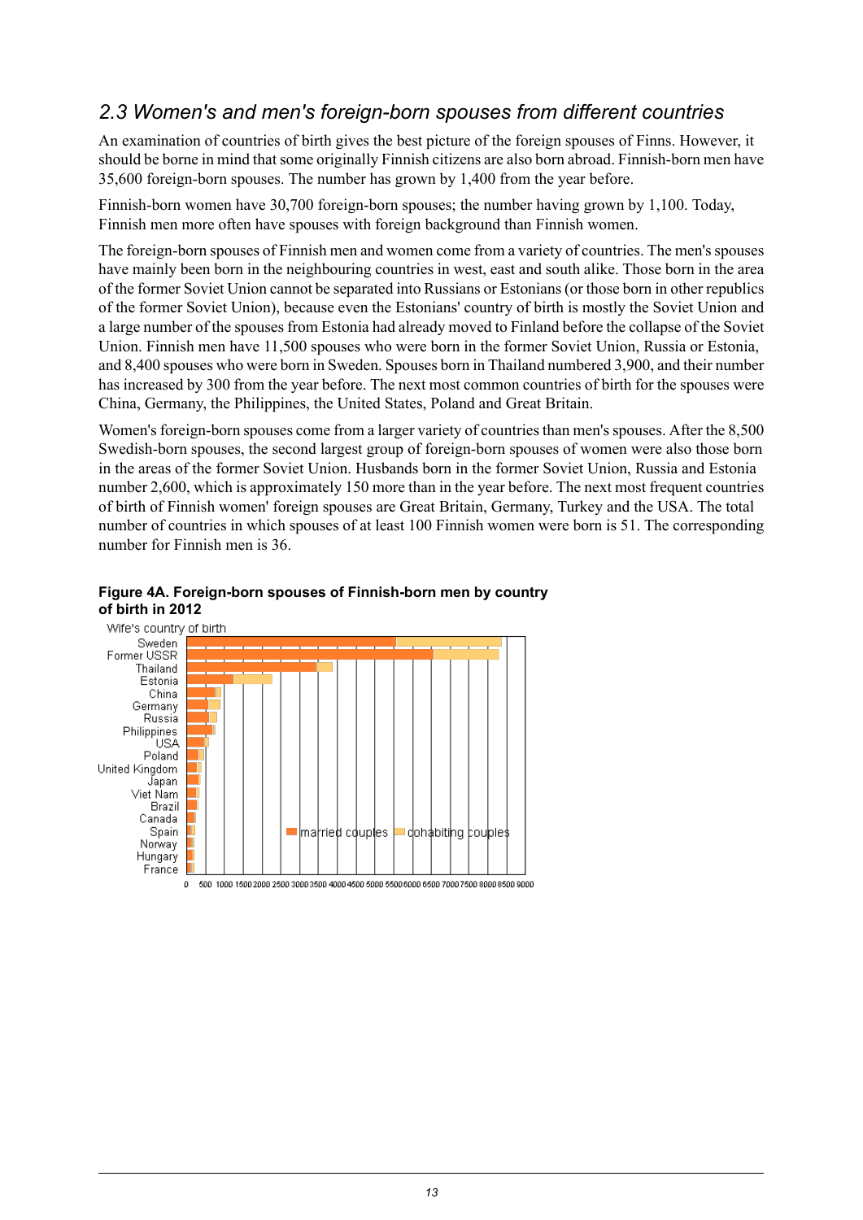## 2.3 Women's and men's foreign-born spouses from different countries

An examination of countries of birth gives the best picture of the foreign spouses of Finns. However, it should be borne in mind that some originally Finnish citizens are also born abroad. Finnish-born men have 35,600 foreign-born spouses. The number has grown by 1,400 from the year before.

Finnish-born women have 30,700 foreign-born spouses; the number having grown by 1,100. Today, Finnish men more often have spouses with foreign background than Finnish women.

The foreign-born spouses of Finnish men and women come from a variety of countries. The men's spouses have mainly been born in the neighbouring countries in west, east and south alike. Those born in the area of the former Soviet Union cannot be separated into Russians or Estonians (or those born in other republics of the former Soviet Union), because even the Estonians' country of birth is mostly the Soviet Union and a large number of the spouses from Estonia had already moved to Finland before the collapse of the Soviet Union. Finnish men have 11,500 spouses who were born in the former Soviet Union, Russia or Estonia, and 8,400 spouses who were born in Sweden. Spouses born in Thailand numbered 3,900, and their number has increased by 300 from the year before. The next most common countries of birth for the spouses were China, Germany, the Philippines, the United States, Poland and Great Britain.

Women's foreign-born spouses come from a larger variety of countries than men's spouses. After the 8,500 Swedish-born spouses, the second largest group of foreign-born spouses of women were also those born in the areas of the former Soviet Union. Husbands born in the former Soviet Union, Russia and Estonia number 2,600, which is approximately 150 more than in the year before. The next most frequent countries of birth of Finnish women' foreign spouses are Great Britain, Germany, Turkey and the USA. The total number of countries in which spouses of at least 100 Finnish women were born is 51. The corresponding number for Finnish men is 36.

**Figure 4A. Foreign-born spouses of Finnish-born men by country of birth in 2012**

Wife's country of birth: Sweden, Former USSR, Thailand, Estonia, China, Germany, Russia, Philippines, USA, Poland, United Kingdom, Japan, Viet Nam, Brazil, Canada, Spain, Norway, Hungary, France

Legend: married couples, cohabiting couples

Axis: 0, 500, 1000, 1500, 2000, 2500, 3000, 3500, 4000, 4500, 5000, 5500, 6000, 6500, 7000, 7500, 8000, 8500, 9000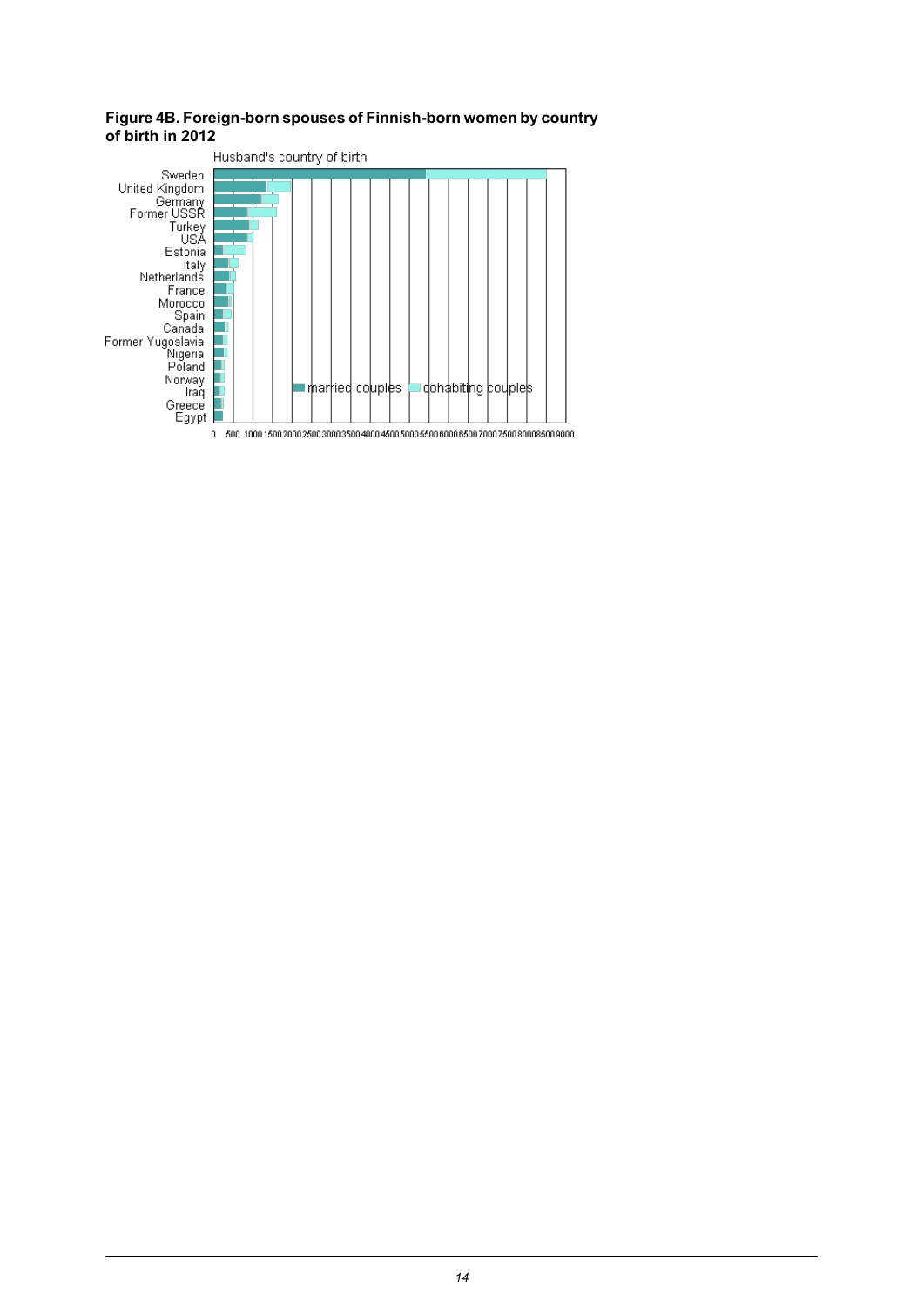**Figure 4B. Foreign-born spouses of Finnish-born women by country of birth in 2012**

Husband's country of birth

Sweden
United Kingdom
Germany
Former USSR
Turkey
USA
Estonia
Italy
Netherlands
France
Morocco
Spain
Canada
Former Yugoslavia
Nigeria
Poland
Norway
Iraq
Greece
Egypt

married couples  cohabiting couples

0 500 1000 1500 2000 2500 3000 3500 4000 4500 5000 5500 6000 6500 7000 7500 8000 8500 9000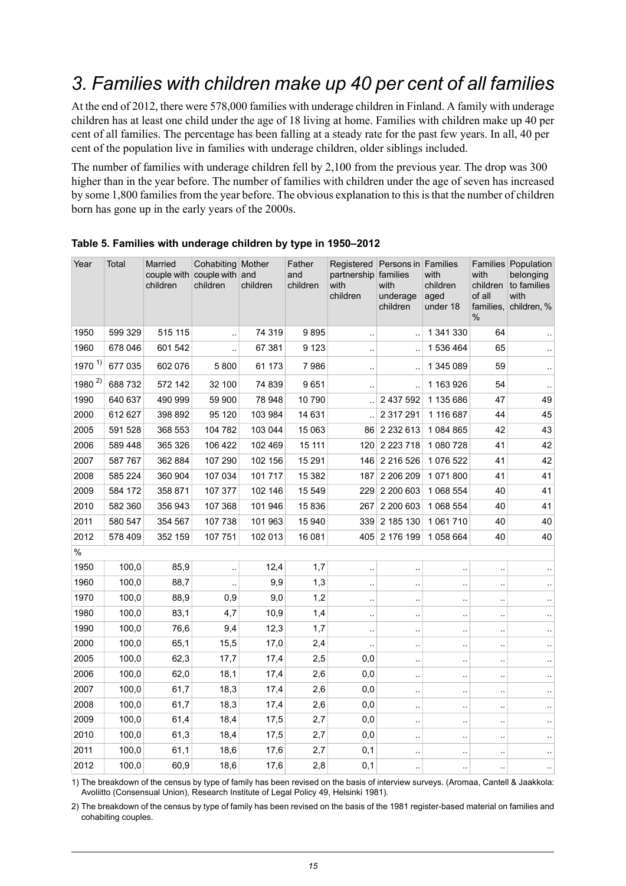# 3. *Families with children make up 40 per cent of all families*

At the end of 2012, there were 578,000 families with underage children in Finland. A family with underage children has at least one child under the age of 18 living at home. Families with children make up 40 per cent of all families. The percentage has been falling at a steady rate for the past few years. In all, 40 per cent of the population live in families with underage children, older siblings included.

The number of families with underage children fell by 2,100 from the previous year. The drop was 300 higher than in the year before. The number of families with children under the age of seven has increased by some 1,800 families from the year before. The obvious explanation to this is that the number of children born has gone up in the early years of the 2000s.

**Table 5. Families with underage children by type in 1950–2012**

| Year | Total | Married couple with children | Cohabiting couple with children | Mother and children | Father and children | Registered partnership with children | Persons in families with underage children | Families with children aged under 18 | Families with children of all families, % | Population belonging to families with children, % |
|---|---|---|---|---|---|---|---|---|---|---|
| 1950 | 599 329 | 515 115 | .. | 74 319 | 9 895 | .. | .. | 1 341 330 | 64 | .. |
| 1960 | 678 046 | 601 542 | .. | 67 381 | 9 123 | .. | .. | 1 536 464 | 65 | .. |
| 1970 [1)] | 677 035 | 602 076 | 5 800 | 61 173 | 7 986 | .. | .. | 1 345 089 | 59 | .. |
| 1980 [2)] | 688 732 | 572 142 | 32 100 | 74 839 | 9 651 | .. | .. | 1 163 926 | 54 | .. |
| 1990 | 640 637 | 490 999 | 59 900 | 78 948 | 10 790 | .. | 2 437 592 | 1 135 686 | 47 | 49 |
| 2000 | 612 627 | 398 892 | 95 120 | 103 984 | 14 631 | .. | 2 317 291 | 1 116 687 | 44 | 45 |
| 2005 | 591 528 | 368 553 | 104 782 | 103 044 | 15 063 | 86 | 2 232 613 | 1 084 865 | 42 | 43 |
| 2006 | 589 448 | 365 326 | 106 422 | 102 469 | 15 111 | 120 | 2 223 718 | 1 080 728 | 41 | 42 |
| 2007 | 587 767 | 362 884 | 107 290 | 102 156 | 15 291 | 146 | 2 216 526 | 1 076 522 | 41 | 42 |
| 2008 | 585 224 | 360 904 | 107 034 | 101 717 | 15 382 | 187 | 2 206 209 | 1 071 800 | 41 | 41 |
| 2009 | 584 172 | 358 871 | 107 377 | 102 146 | 15 549 | 229 | 2 200 603 | 1 068 554 | 40 | 41 |
| 2010 | 582 360 | 356 943 | 107 368 | 101 946 | 15 836 | 267 | 2 200 603 | 1 068 554 | 40 | 41 |
| 2011 | 580 547 | 354 567 | 107 738 | 101 963 | 15 940 | 339 | 2 185 130 | 1 061 710 | 40 | 40 |
| 2012 | 578 409 | 352 159 | 107 751 | 102 013 | 16 081 | 405 | 2 176 199 | 1 058 664 | 40 | 40 |
| % | | | | | | | | | | |
| 1950 | 100,0 | 85,9 | .. | 12,4 | 1,7 | .. | .. | .. | .. | .. |
| 1960 | 100,0 | 88,7 | .. | 9,9 | 1,3 | .. | .. | .. | .. | .. |
| 1970 | 100,0 | 88,9 | 0,9 | 9,0 | 1,2 | .. | .. | .. | .. | .. |
| 1980 | 100,0 | 83,1 | 4,7 | 10,9 | 1,4 | .. | .. | .. | .. | .. |
| 1990 | 100,0 | 76,6 | 9,4 | 12,3 | 1,7 | .. | .. | .. | .. | .. |
| 2000 | 100,0 | 65,1 | 15,5 | 17,0 | 2,4 | .. | .. | .. | .. | .. |
| 2005 | 100,0 | 62,3 | 17,7 | 17,4 | 2,5 | 0,0 | .. | .. | .. | .. |
| 2006 | 100,0 | 62,0 | 18,1 | 17,4 | 2,6 | 0,0 | .. | .. | .. | .. |
| 2007 | 100,0 | 61,7 | 18,3 | 17,4 | 2,6 | 0,0 | .. | .. | .. | .. |
| 2008 | 100,0 | 61,7 | 18,3 | 17,4 | 2,6 | 0,0 | .. | .. | .. | .. |
| 2009 | 100,0 | 61,4 | 18,4 | 17,5 | 2,7 | 0,0 | .. | .. | .. | .. |
| 2010 | 100,0 | 61,3 | 18,4 | 17,5 | 2,7 | 0,0 | .. | .. | .. | .. |
| 2011 | 100,0 | 61,1 | 18,6 | 17,6 | 2,7 | 0,1 | .. | .. | .. | .. |
| 2012 | 100,0 | 60,9 | 18,6 | 17,6 | 2,8 | 0,1 | .. | .. | .. | .. |

1) The breakdown of the census by type of family has been revised on the basis of interview surveys. (Aromaa, Cantell & Jaakkola: Avoliitto (Consensual Union), Research Institute of Legal Policy 49, Helsinki 1981).

2) The breakdown of the census by type of family has been revised on the basis of the 1981 register-based material on families and cohabiting couples.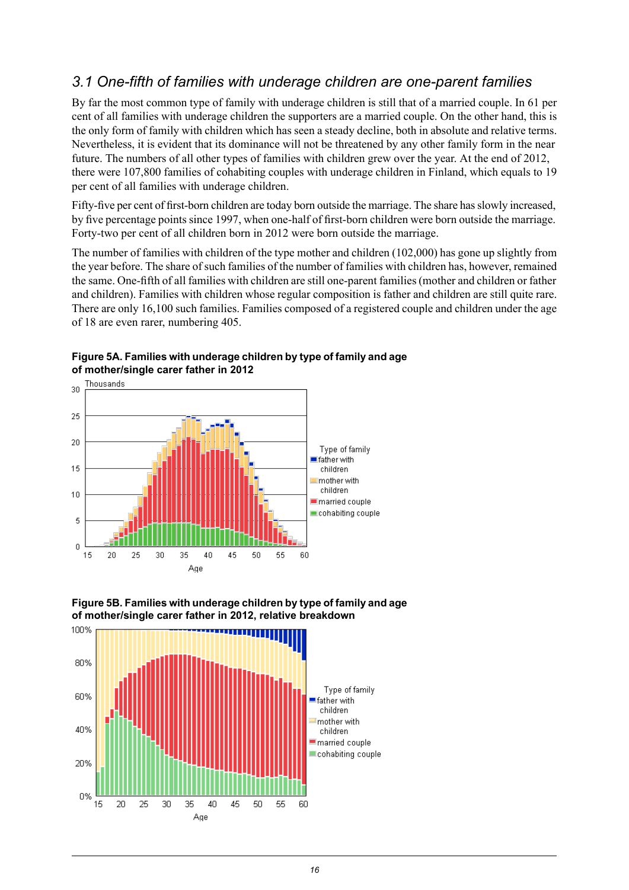## *3.1 One-fifth of families with underage children are one-parent families*

By far the most common type of family with underage children is still that of a married couple. In 61 per cent of all families with underage children the supporters are a married couple. On the other hand, this is the only form of family with children which has seen a steady decline, both in absolute and relative terms. Nevertheless, it is evident that its dominance will not be threatened by any other family form in the near future. The numbers of all other types of families with children grew over the year. At the end of 2012, there were 107,800 families of cohabiting couples with underage children in Finland, which equals to 19 per cent of all families with underage children.

Fifty-five per cent of first-born children are today born outside the marriage. The share has slowly increased, by five percentage points since 1997, when one-half of first-born children were born outside the marriage. Forty-two per cent of all children born in 2012 were born outside the marriage.

The number of families with children of the type mother and children (102,000) has gone up slightly from the year before. The share of such families of the number of families with children has, however, remained the same. One-fifth of all families with children are still one-parent families (mother and children or father and children). Families with children whose regular composition is father and children are still quite rare. There are only 16,100 such families. Families composed of a registered couple and children under the age of 18 are even rarer, numbering 405.

**Figure 5A. Families with underage children by type of family and age of mother/single carer father in 2012**

**Figure 5B. Families with underage children by type of family and age of mother/single carer father in 2012, relative breakdown**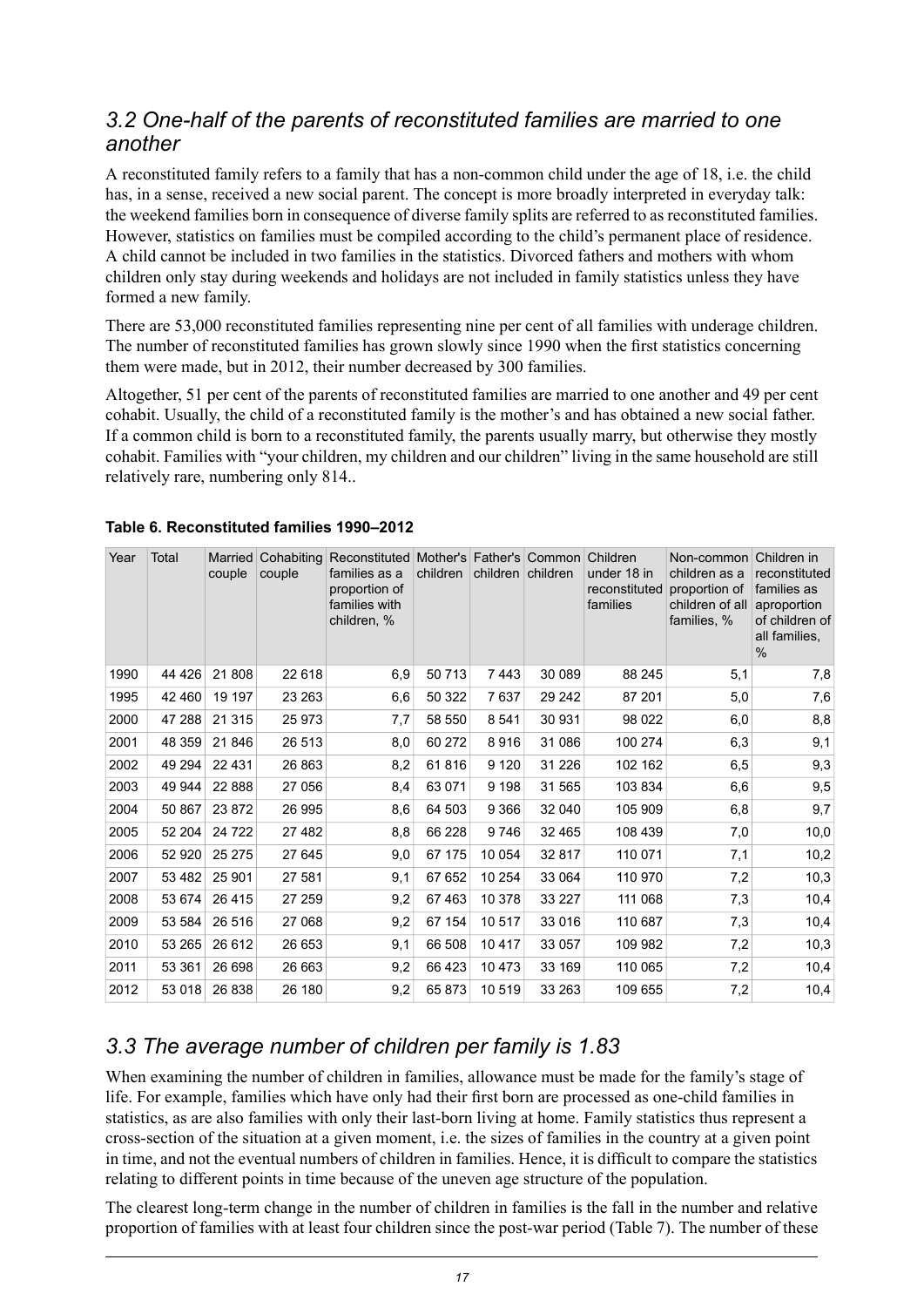## *3.2 One-half of the parents of reconstituted families are married to one another*

A reconstituted family refers to a family that has a non-common child under the age of 18, i.e. the child has, in a sense, received a new social parent. The concept is more broadly interpreted in everyday talk: the weekend families born in consequence of diverse family splits are referred to as reconstituted families. However, statistics on families must be compiled according to the child's permanent place of residence. A child cannot be included in two families in the statistics. Divorced fathers and mothers with whom children only stay during weekends and holidays are not included in family statistics unless they have formed a new family.

There are 53,000 reconstituted families representing nine per cent of all families with underage children. The number of reconstituted families has grown slowly since 1990 when the first statistics concerning them were made, but in 2012, their number decreased by 300 families.

Altogether, 51 per cent of the parents of reconstituted families are married to one another and 49 per cent cohabit. Usually, the child of a reconstituted family is the mother's and has obtained a new social father. If a common child is born to a reconstituted family, the parents usually marry, but otherwise they mostly cohabit. Families with "your children, my children and our children" living in the same household are still relatively rare, numbering only 814..

**Table 6. Reconstituted families 1990–2012**

| Year | Total | Married couple | Cohabiting couple | Reconstituted families as a proportion of families with children, % | Mother's children | Father's children | Common children | Children under 18 in reconstituted families | Non-common children as a proportion of children of all families, % | Children in reconstituted families as aproportion of children of all families, % |
|---|---|---|---|---|---|---|---|---|---|---|
| 1990 | 44 426 | 21 808 | 22 618 | 6,9 | 50 713 | 7 443 | 30 089 | 88 245 | 5,1 | 7,8 |
| 1995 | 42 460 | 19 197 | 23 263 | 6,6 | 50 322 | 7 637 | 29 242 | 87 201 | 5,0 | 7,6 |
| 2000 | 47 288 | 21 315 | 25 973 | 7,7 | 58 550 | 8 541 | 30 931 | 98 022 | 6,0 | 8,8 |
| 2001 | 48 359 | 21 846 | 26 513 | 8,0 | 60 272 | 8 916 | 31 086 | 100 274 | 6,3 | 9,1 |
| 2002 | 49 294 | 22 431 | 26 863 | 8,2 | 61 816 | 9 120 | 31 226 | 102 162 | 6,5 | 9,3 |
| 2003 | 49 944 | 22 888 | 27 056 | 8,4 | 63 071 | 9 198 | 31 565 | 103 834 | 6,6 | 9,5 |
| 2004 | 50 867 | 23 872 | 26 995 | 8,6 | 64 503 | 9 366 | 32 040 | 105 909 | 6,8 | 9,7 |
| 2005 | 52 204 | 24 722 | 27 482 | 8,8 | 66 228 | 9 746 | 32 465 | 108 439 | 7,0 | 10,0 |
| 2006 | 52 920 | 25 275 | 27 645 | 9,0 | 67 175 | 10 054 | 32 817 | 110 071 | 7,1 | 10,2 |
| 2007 | 53 482 | 25 901 | 27 581 | 9,1 | 67 652 | 10 254 | 33 064 | 110 970 | 7,2 | 10,3 |
| 2008 | 53 674 | 26 415 | 27 259 | 9,2 | 67 463 | 10 378 | 33 227 | 111 068 | 7,3 | 10,4 |
| 2009 | 53 584 | 26 516 | 27 068 | 9,2 | 67 154 | 10 517 | 33 016 | 110 687 | 7,3 | 10,4 |
| 2010 | 53 265 | 26 612 | 26 653 | 9,1 | 66 508 | 10 417 | 33 057 | 109 982 | 7,2 | 10,3 |
| 2011 | 53 361 | 26 698 | 26 663 | 9,2 | 66 423 | 10 473 | 33 169 | 110 065 | 7,2 | 10,4 |
| 2012 | 53 018 | 26 838 | 26 180 | 9,2 | 65 873 | 10 519 | 33 263 | 109 655 | 7,2 | 10,4 |

## *3.3 The average number of children per family is 1.83*

When examining the number of children in families, allowance must be made for the family's stage of life. For example, families which have only had their first born are processed as one-child families in statistics, as are also families with only their last-born living at home. Family statistics thus represent a cross-section of the situation at a given moment, i.e. the sizes of families in the country at a given point in time, and not the eventual numbers of children in families. Hence, it is difficult to compare the statistics relating to different points in time because of the uneven age structure of the population.

The clearest long-term change in the number of children in families is the fall in the number and relative proportion of families with at least four children since the post-war period (Table 7). The number of these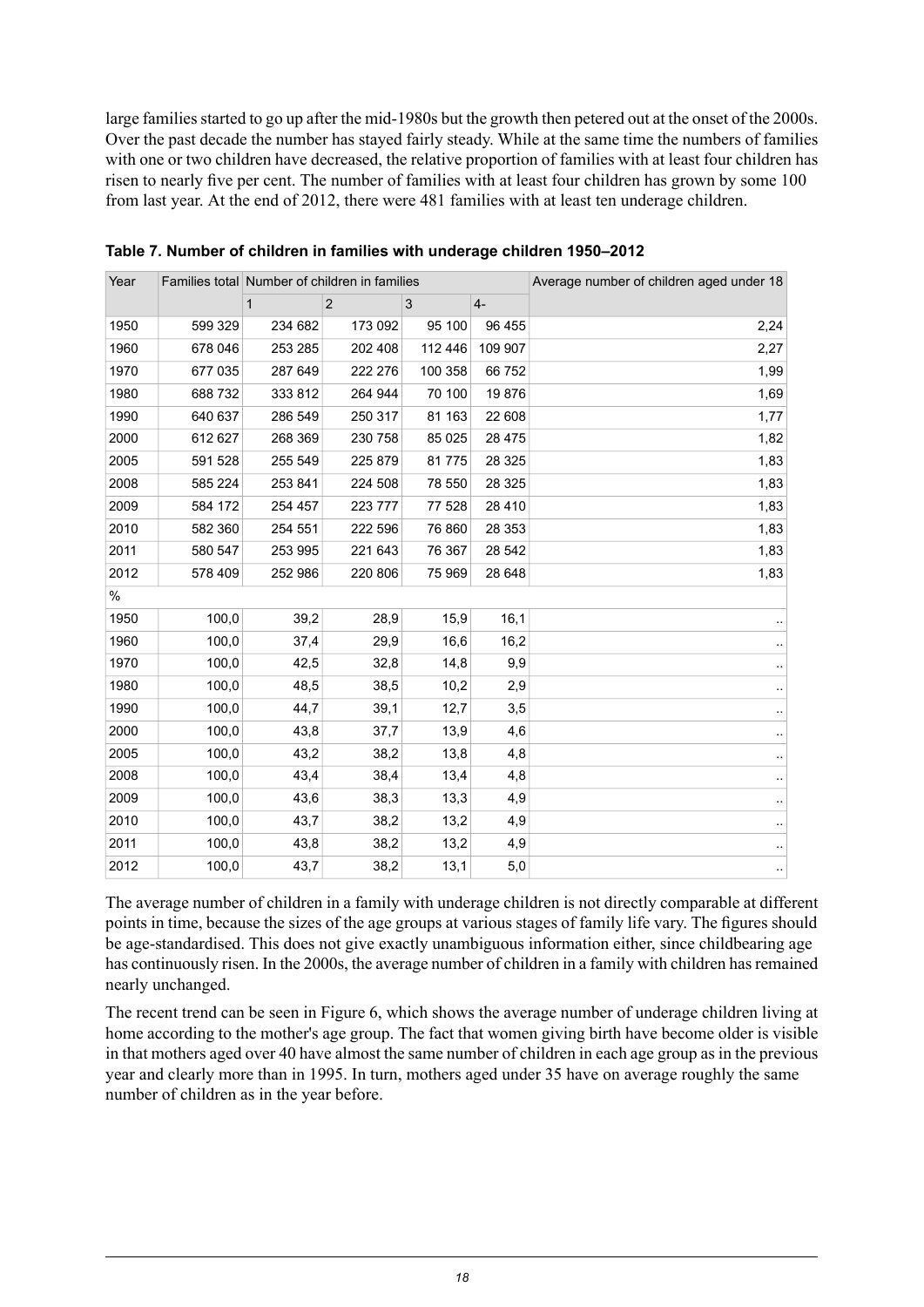large families started to go up after the mid-1980s but the growth then petered out at the onset of the 2000s. Over the past decade the number has stayed fairly steady. While at the same time the numbers of families with one or two children have decreased, the relative proportion of families with at least four children has risen to nearly five per cent. The number of families with at least four children has grown by some 100 from last year. At the end of 2012, there were 481 families with at least ten underage children.

**Table 7. Number of children in families with underage children 1950–2012**

| Year | Families total | Number of children in families | | | | Average number of children aged under 18 |
|---|---|---|---|---|---|---|
| | | 1 | 2 | 3 | 4- | |
| 1950 | 599 329 | 234 682 | 173 092 | 95 100 | 96 455 | 2,24 |
| 1960 | 678 046 | 253 285 | 202 408 | 112 446 | 109 907 | 2,27 |
| 1970 | 677 035 | 287 649 | 222 276 | 100 358 | 66 752 | 1,99 |
| 1980 | 688 732 | 333 812 | 264 944 | 70 100 | 19 876 | 1,69 |
| 1990 | 640 637 | 286 549 | 250 317 | 81 163 | 22 608 | 1,77 |
| 2000 | 612 627 | 268 369 | 230 758 | 85 025 | 28 475 | 1,82 |
| 2005 | 591 528 | 255 549 | 225 879 | 81 775 | 28 325 | 1,83 |
| 2008 | 585 224 | 253 841 | 224 508 | 78 550 | 28 325 | 1,83 |
| 2009 | 584 172 | 254 457 | 223 777 | 77 528 | 28 410 | 1,83 |
| 2010 | 582 360 | 254 551 | 222 596 | 76 860 | 28 353 | 1,83 |
| 2011 | 580 547 | 253 995 | 221 643 | 76 367 | 28 542 | 1,83 |
| 2012 | 578 409 | 252 986 | 220 806 | 75 969 | 28 648 | 1,83 |
| % | | | | | | |
| 1950 | 100,0 | 39,2 | 28,9 | 15,9 | 16,1 | .. |
| 1960 | 100,0 | 37,4 | 29,9 | 16,6 | 16,2 | .. |
| 1970 | 100,0 | 42,5 | 32,8 | 14,8 | 9,9 | .. |
| 1980 | 100,0 | 48,5 | 38,5 | 10,2 | 2,9 | .. |
| 1990 | 100,0 | 44,7 | 39,1 | 12,7 | 3,5 | .. |
| 2000 | 100,0 | 43,8 | 37,7 | 13,9 | 4,6 | .. |
| 2005 | 100,0 | 43,2 | 38,2 | 13,8 | 4,8 | .. |
| 2008 | 100,0 | 43,4 | 38,4 | 13,4 | 4,8 | .. |
| 2009 | 100,0 | 43,6 | 38,3 | 13,3 | 4,9 | .. |
| 2010 | 100,0 | 43,7 | 38,2 | 13,2 | 4,9 | .. |
| 2011 | 100,0 | 43,8 | 38,2 | 13,2 | 4,9 | .. |
| 2012 | 100,0 | 43,7 | 38,2 | 13,1 | 5,0 | .. |

The average number of children in a family with underage children is not directly comparable at different points in time, because the sizes of the age groups at various stages of family life vary. The figures should be age-standardised. This does not give exactly unambiguous information either, since childbearing age has continuously risen. In the 2000s, the average number of children in a family with children has remained nearly unchanged.

The recent trend can be seen in Figure 6, which shows the average number of underage children living at home according to the mother's age group. The fact that women giving birth have become older is visible in that mothers aged over 40 have almost the same number of children in each age group as in the previous year and clearly more than in 1995. In turn, mothers aged under 35 have on average roughly the same number of children as in the year before.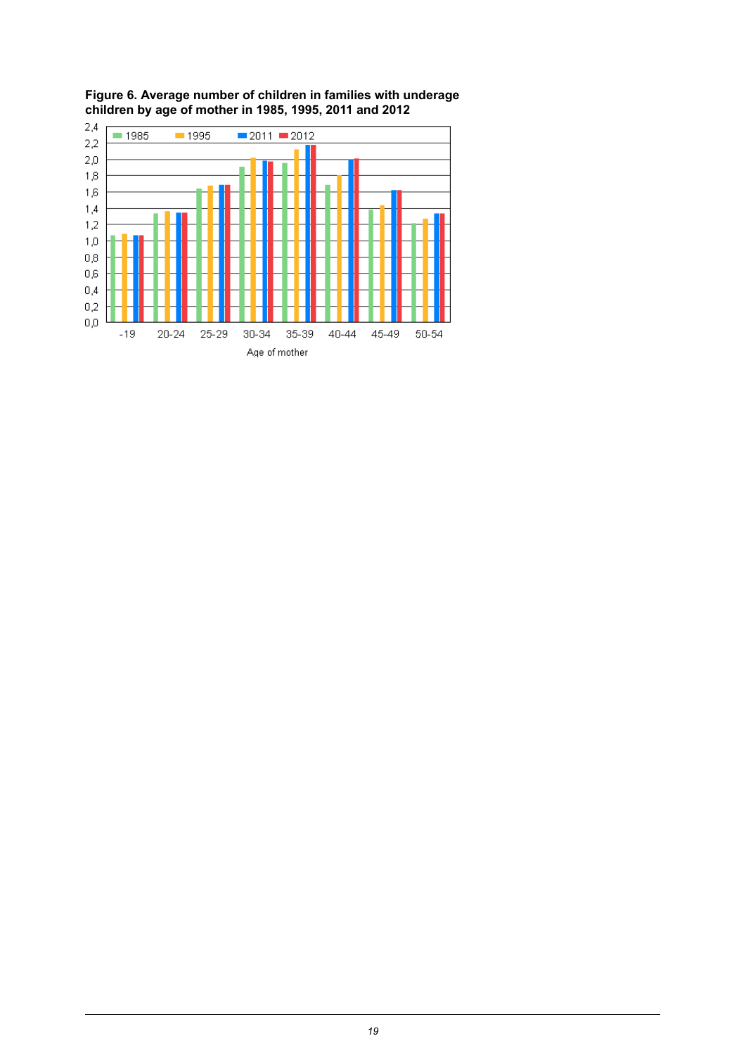**Figure 6. Average number of children in families with underage children by age of mother in 1985, 1995, 2011 and 2012**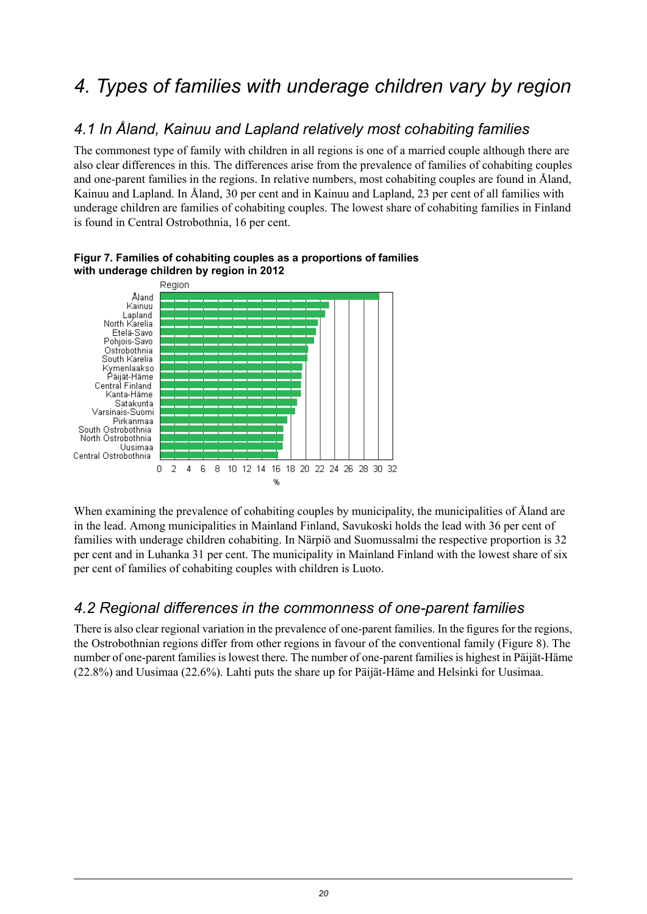# 4. Types of families with underage children vary by region

## 4.1 In Åland, Kainuu and Lapland relatively most cohabiting families

The commonest type of family with children in all regions is one of a married couple although there are also clear differences in this. The differences arise from the prevalence of families of cohabiting couples and one-parent families in the regions. In relative numbers, most cohabiting couples are found in Åland, Kainuu and Lapland. In Åland, 30 per cent and in Kainuu and Lapland, 23 per cent of all families with underage children are families of cohabiting couples. The lowest share of cohabiting families in Finland is found in Central Ostrobothnia, 16 per cent.

**Figur 7. Families of cohabiting couples as a proportions of families with underage children by region in 2012**

Region: Åland, Kainuu, Lapland, North Karelia, Etelä-Savo, Pohjois-Savo, Ostrobothnia, South Karelia, Kymenlaakso, Päijät-Häme, Central Finland, Kanta-Häme, Satakunta, Varsinais-Suomi, Pirkanmaa, South Ostrobothnia, North Ostrobothnia, Uusimaa, Central Ostrobothnia

%: 0 2 4 6 8 10 12 14 16 18 20 22 24 26 28 30 32

When examining the prevalence of cohabiting couples by municipality, the municipalities of Åland are in the lead. Among municipalities in Mainland Finland, Savukoski holds the lead with 36 per cent of families with underage children cohabiting. In Närpiö and Suomussalmi the respective proportion is 32 per cent and in Luhanka 31 per cent. The municipality in Mainland Finland with the lowest share of six per cent of families of cohabiting couples with children is Luoto.

## 4.2 Regional differences in the commonness of one-parent families

There is also clear regional variation in the prevalence of one-parent families. In the figures for the regions, the Ostrobothnian regions differ from other regions in favour of the conventional family (Figure 8). The number of one-parent families is lowest there. The number of one-parent families is highest in Päijät-Häme (22.8%) and Uusimaa (22.6%). Lahti puts the share up for Päijät-Häme and Helsinki for Uusimaa.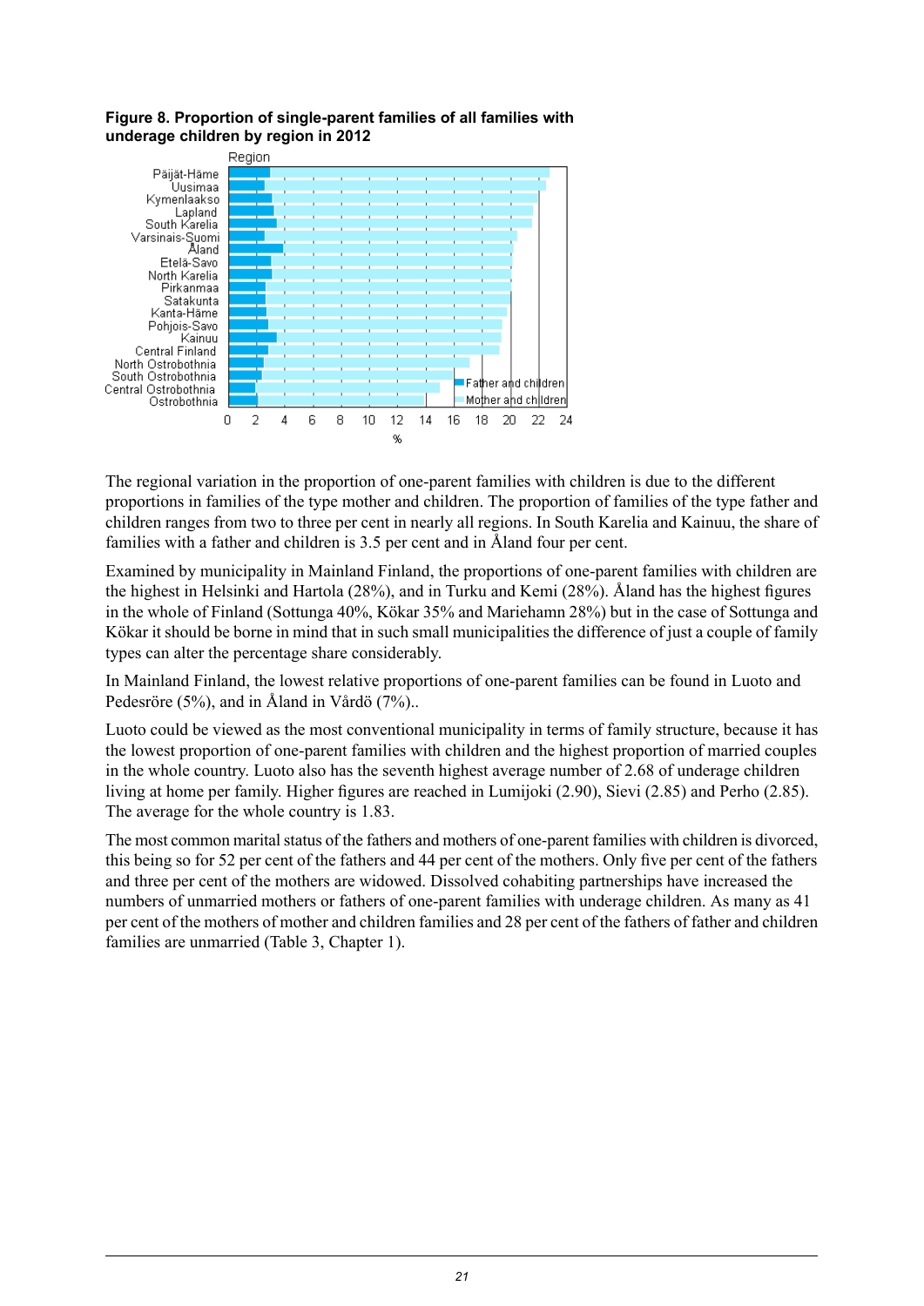**Figure 8. Proportion of single-parent families of all families with underage children by region in 2012**

The regional variation in the proportion of one-parent families with children is due to the different proportions in families of the type mother and children. The proportion of families of the type father and children ranges from two to three per cent in nearly all regions. In South Karelia and Kainuu, the share of families with a father and children is 3.5 per cent and in Åland four per cent.

Examined by municipality in Mainland Finland, the proportions of one-parent families with children are the highest in Helsinki and Hartola (28%), and in Turku and Kemi (28%). Åland has the highest figures in the whole of Finland (Sottunga 40%, Kökar 35% and Mariehamn 28%) but in the case of Sottunga and Kökar it should be borne in mind that in such small municipalities the difference of just a couple of family types can alter the percentage share considerably.

In Mainland Finland, the lowest relative proportions of one-parent families can be found in Luoto and Pedesröre (5%), and in Åland in Vårdö (7%)..

Luoto could be viewed as the most conventional municipality in terms of family structure, because it has the lowest proportion of one-parent families with children and the highest proportion of married couples in the whole country. Luoto also has the seventh highest average number of 2.68 of underage children living at home per family. Higher figures are reached in Lumijoki (2.90), Sievi (2.85) and Perho (2.85). The average for the whole country is 1.83.

The most common marital status of the fathers and mothers of one-parent families with children is divorced, this being so for 52 per cent of the fathers and 44 per cent of the mothers. Only five per cent of the fathers and three per cent of the mothers are widowed. Dissolved cohabiting partnerships have increased the numbers of unmarried mothers or fathers of one-parent families with underage children. As many as 41 per cent of the mothers of mother and children families and 28 per cent of the fathers of father and children families are unmarried (Table 3, Chapter 1).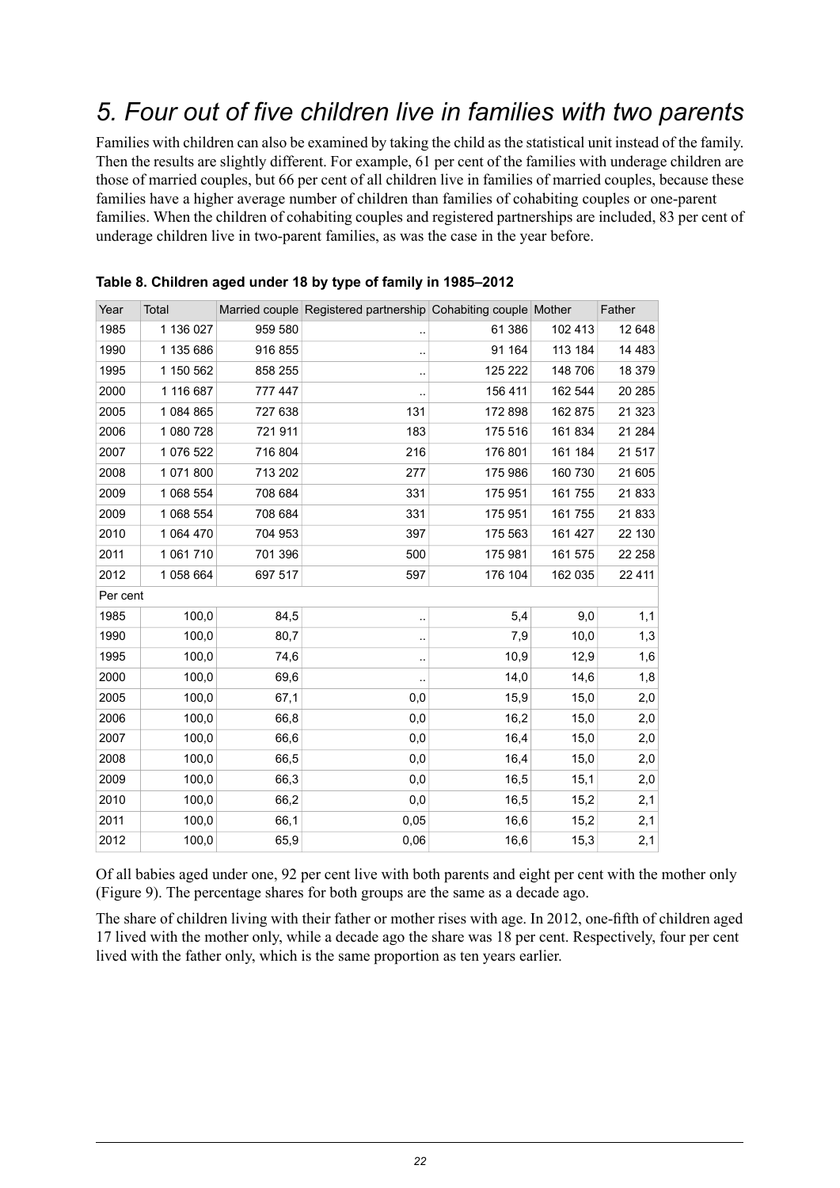# *5. Four out of five children live in families with two parents*

Families with children can also be examined by taking the child as the statistical unit instead of the family. Then the results are slightly different. For example, 61 per cent of the families with underage children are those of married couples, but 66 per cent of all children live in families of married couples, because these families have a higher average number of children than families of cohabiting couples or one-parent families. When the children of cohabiting couples and registered partnerships are included, 83 per cent of underage children live in two-parent families, as was the case in the year before.

**Table 8. Children aged under 18 by type of family in 1985–2012**

| Year | Total | Married couple | Registered partnership | Cohabiting couple | Mother | Father |
|---|---|---|---|---|---|---|
| 1985 | 1 136 027 | 959 580 | .. | 61 386 | 102 413 | 12 648 |
| 1990 | 1 135 686 | 916 855 | .. | 91 164 | 113 184 | 14 483 |
| 1995 | 1 150 562 | 858 255 | .. | 125 222 | 148 706 | 18 379 |
| 2000 | 1 116 687 | 777 447 | .. | 156 411 | 162 544 | 20 285 |
| 2005 | 1 084 865 | 727 638 | 131 | 172 898 | 162 875 | 21 323 |
| 2006 | 1 080 728 | 721 911 | 183 | 175 516 | 161 834 | 21 284 |
| 2007 | 1 076 522 | 716 804 | 216 | 176 801 | 161 184 | 21 517 |
| 2008 | 1 071 800 | 713 202 | 277 | 175 986 | 160 730 | 21 605 |
| 2009 | 1 068 554 | 708 684 | 331 | 175 951 | 161 755 | 21 833 |
| 2009 | 1 068 554 | 708 684 | 331 | 175 951 | 161 755 | 21 833 |
| 2010 | 1 064 470 | 704 953 | 397 | 175 563 | 161 427 | 22 130 |
| 2011 | 1 061 710 | 701 396 | 500 | 175 981 | 161 575 | 22 258 |
| 2012 | 1 058 664 | 697 517 | 597 | 176 104 | 162 035 | 22 411 |
| Per cent | | | | | | |
| 1985 | 100,0 | 84,5 | .. | 5,4 | 9,0 | 1,1 |
| 1990 | 100,0 | 80,7 | .. | 7,9 | 10,0 | 1,3 |
| 1995 | 100,0 | 74,6 | .. | 10,9 | 12,9 | 1,6 |
| 2000 | 100,0 | 69,6 | .. | 14,0 | 14,6 | 1,8 |
| 2005 | 100,0 | 67,1 | 0,0 | 15,9 | 15,0 | 2,0 |
| 2006 | 100,0 | 66,8 | 0,0 | 16,2 | 15,0 | 2,0 |
| 2007 | 100,0 | 66,6 | 0,0 | 16,4 | 15,0 | 2,0 |
| 2008 | 100,0 | 66,5 | 0,0 | 16,4 | 15,0 | 2,0 |
| 2009 | 100,0 | 66,3 | 0,0 | 16,5 | 15,1 | 2,0 |
| 2010 | 100,0 | 66,2 | 0,0 | 16,5 | 15,2 | 2,1 |
| 2011 | 100,0 | 66,1 | 0,05 | 16,6 | 15,2 | 2,1 |
| 2012 | 100,0 | 65,9 | 0,06 | 16,6 | 15,3 | 2,1 |

Of all babies aged under one, 92 per cent live with both parents and eight per cent with the mother only (Figure 9). The percentage shares for both groups are the same as a decade ago.

The share of children living with their father or mother rises with age. In 2012, one-fifth of children aged 17 lived with the mother only, while a decade ago the share was 18 per cent. Respectively, four per cent lived with the father only, which is the same proportion as ten years earlier.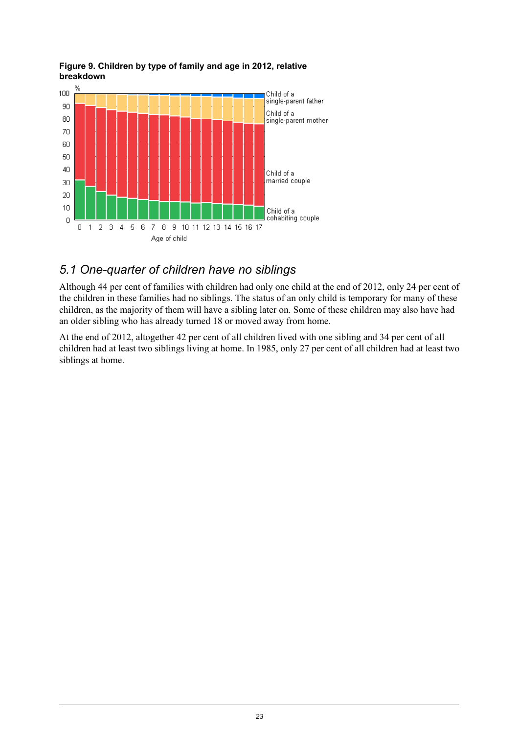**Figure 9. Children by type of family and age in 2012, relative breakdown**

## 5.1 One-quarter of children have no siblings

Although 44 per cent of families with children had only one child at the end of 2012, only 24 per cent of the children in these families had no siblings. The status of an only child is temporary for many of these children, as the majority of them will have a sibling later on. Some of these children may also have had an older sibling who has already turned 18 or moved away from home.

At the end of 2012, altogether 42 per cent of all children lived with one sibling and 34 per cent of all children had at least two siblings living at home. In 1985, only 27 per cent of all children had at least two siblings at home.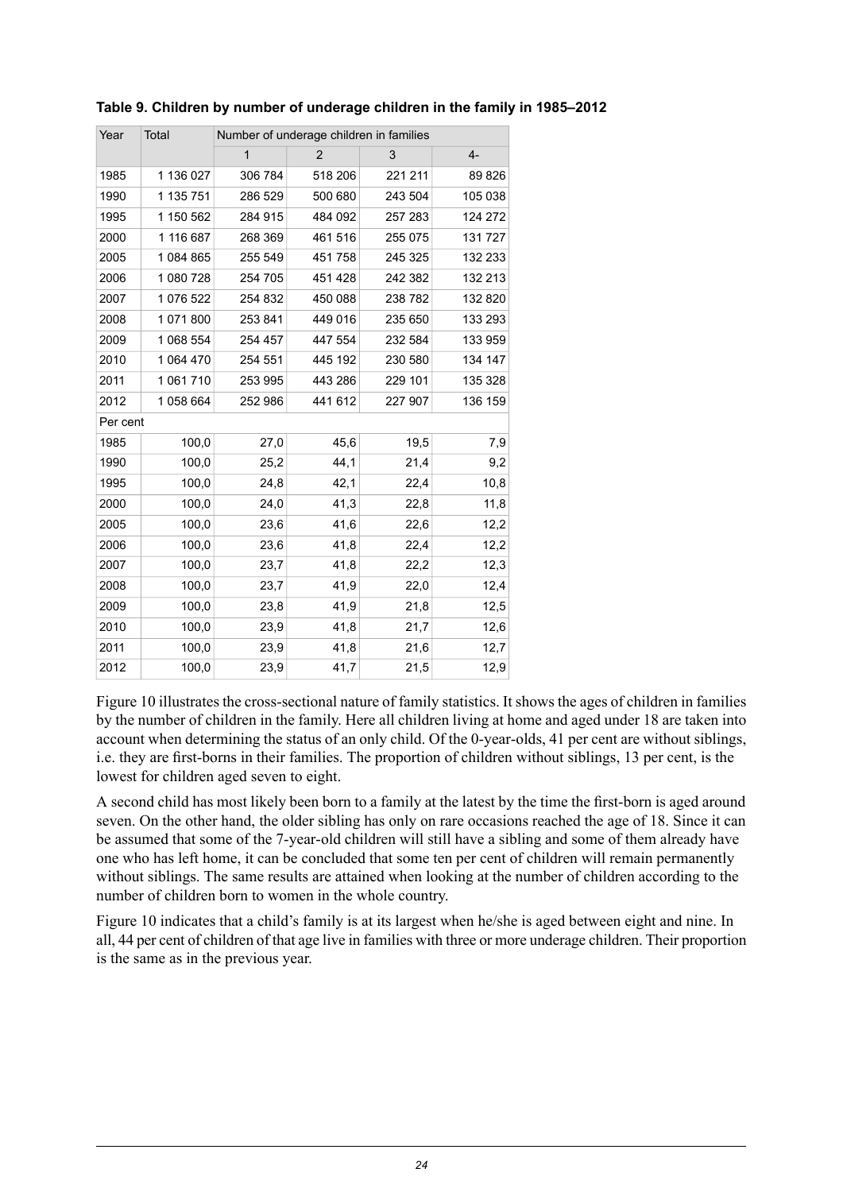**Table 9. Children by number of underage children in the family in 1985–2012**

| Year | Total | Number of underage children in families | | | |
|---|---|---|---|---|---|
| | | 1 | 2 | 3 | 4- |
| 1985 | 1 136 027 | 306 784 | 518 206 | 221 211 | 89 826 |
| 1990 | 1 135 751 | 286 529 | 500 680 | 243 504 | 105 038 |
| 1995 | 1 150 562 | 284 915 | 484 092 | 257 283 | 124 272 |
| 2000 | 1 116 687 | 268 369 | 461 516 | 255 075 | 131 727 |
| 2005 | 1 084 865 | 255 549 | 451 758 | 245 325 | 132 233 |
| 2006 | 1 080 728 | 254 705 | 451 428 | 242 382 | 132 213 |
| 2007 | 1 076 522 | 254 832 | 450 088 | 238 782 | 132 820 |
| 2008 | 1 071 800 | 253 841 | 449 016 | 235 650 | 133 293 |
| 2009 | 1 068 554 | 254 457 | 447 554 | 232 584 | 133 959 |
| 2010 | 1 064 470 | 254 551 | 445 192 | 230 580 | 134 147 |
| 2011 | 1 061 710 | 253 995 | 443 286 | 229 101 | 135 328 |
| 2012 | 1 058 664 | 252 986 | 441 612 | 227 907 | 136 159 |
| Per cent | | | | | |
| 1985 | 100,0 | 27,0 | 45,6 | 19,5 | 7,9 |
| 1990 | 100,0 | 25,2 | 44,1 | 21,4 | 9,2 |
| 1995 | 100,0 | 24,8 | 42,1 | 22,4 | 10,8 |
| 2000 | 100,0 | 24,0 | 41,3 | 22,8 | 11,8 |
| 2005 | 100,0 | 23,6 | 41,6 | 22,6 | 12,2 |
| 2006 | 100,0 | 23,6 | 41,8 | 22,4 | 12,2 |
| 2007 | 100,0 | 23,7 | 41,8 | 22,2 | 12,3 |
| 2008 | 100,0 | 23,7 | 41,9 | 22,0 | 12,4 |
| 2009 | 100,0 | 23,8 | 41,9 | 21,8 | 12,5 |
| 2010 | 100,0 | 23,9 | 41,8 | 21,7 | 12,6 |
| 2011 | 100,0 | 23,9 | 41,8 | 21,6 | 12,7 |
| 2012 | 100,0 | 23,9 | 41,7 | 21,5 | 12,9 |

Figure 10 illustrates the cross-sectional nature of family statistics. It shows the ages of children in families by the number of children in the family. Here all children living at home and aged under 18 are taken into account when determining the status of an only child. Of the 0-year-olds, 41 per cent are without siblings, i.e. they are first-borns in their families. The proportion of children without siblings, 13 per cent, is the lowest for children aged seven to eight.

A second child has most likely been born to a family at the latest by the time the first-born is aged around seven. On the other hand, the older sibling has only on rare occasions reached the age of 18. Since it can be assumed that some of the 7-year-old children will still have a sibling and some of them already have one who has left home, it can be concluded that some ten per cent of children will remain permanently without siblings. The same results are attained when looking at the number of children according to the number of children born to women in the whole country.

Figure 10 indicates that a child's family is at its largest when he/she is aged between eight and nine. In all, 44 per cent of children of that age live in families with three or more underage children. Their proportion is the same as in the previous year.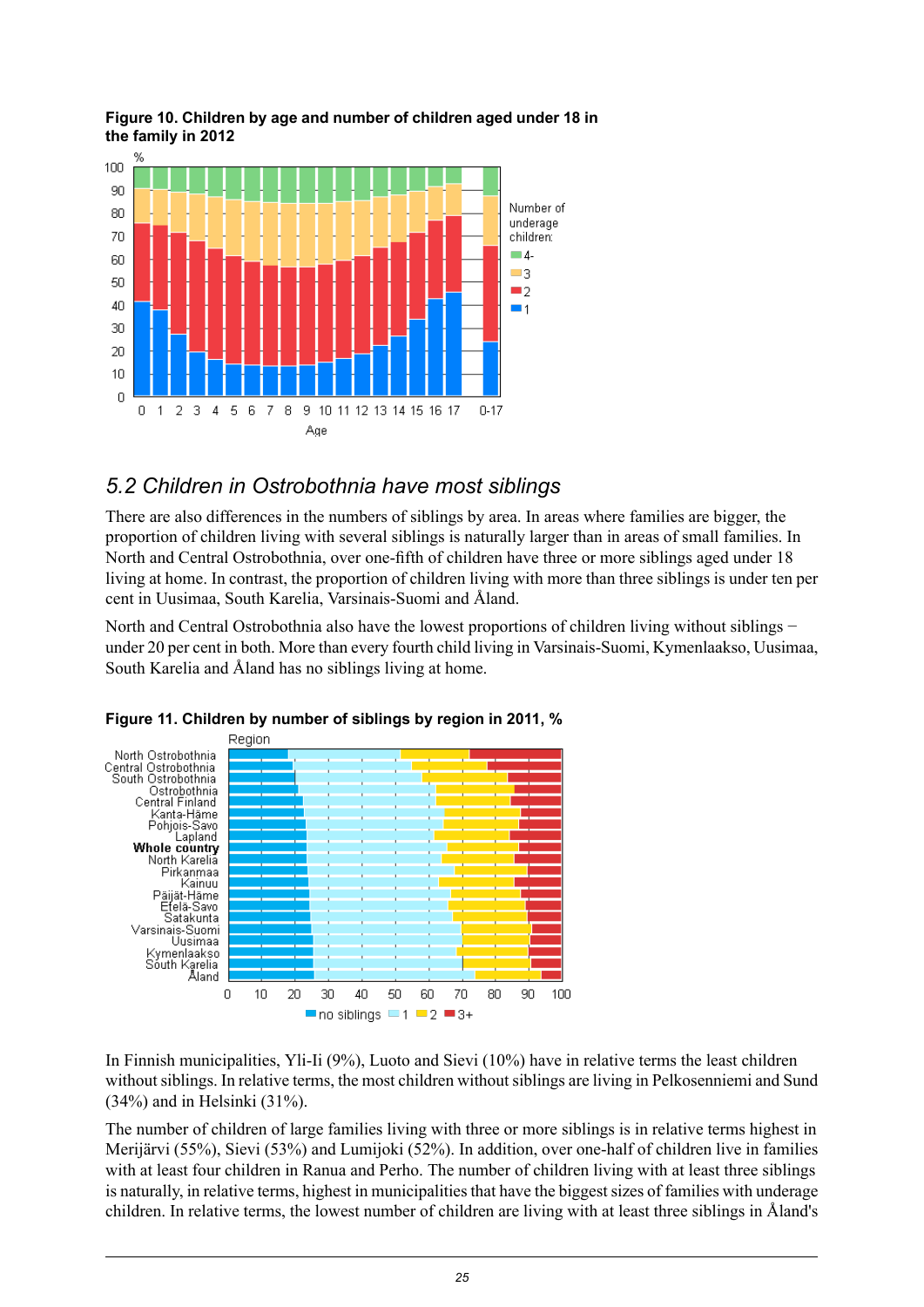**Figure 10. Children by age and number of children aged under 18 in the family in 2012**

## 5.2 Children in Ostrobothnia have most siblings

There are also differences in the numbers of siblings by area. In areas where families are bigger, the proportion of children living with several siblings is naturally larger than in areas of small families. In North and Central Ostrobothnia, over one-fifth of children have three or more siblings aged under 18 living at home. In contrast, the proportion of children living with more than three siblings is under ten per cent in Uusimaa, South Karelia, Varsinais-Suomi and Åland.

North and Central Ostrobothnia also have the lowest proportions of children living without siblings − under 20 per cent in both. More than every fourth child living in Varsinais-Suomi, Kymenlaakso, Uusimaa, South Karelia and Åland has no siblings living at home.

**Figure 11. Children by number of siblings by region in 2011, %**

In Finnish municipalities, Yli-Ii (9%), Luoto and Sievi (10%) have in relative terms the least children without siblings. In relative terms, the most children without siblings are living in Pelkosenniemi and Sund (34%) and in Helsinki (31%).

The number of children of large families living with three or more siblings is in relative terms highest in Merijärvi (55%), Sievi (53%) and Lumijoki (52%). In addition, over one-half of children live in families with at least four children in Ranua and Perho. The number of children living with at least three siblings is naturally, in relative terms, highest in municipalities that have the biggest sizes of families with underage children. In relative terms, the lowest number of children are living with at least three siblings in Åland's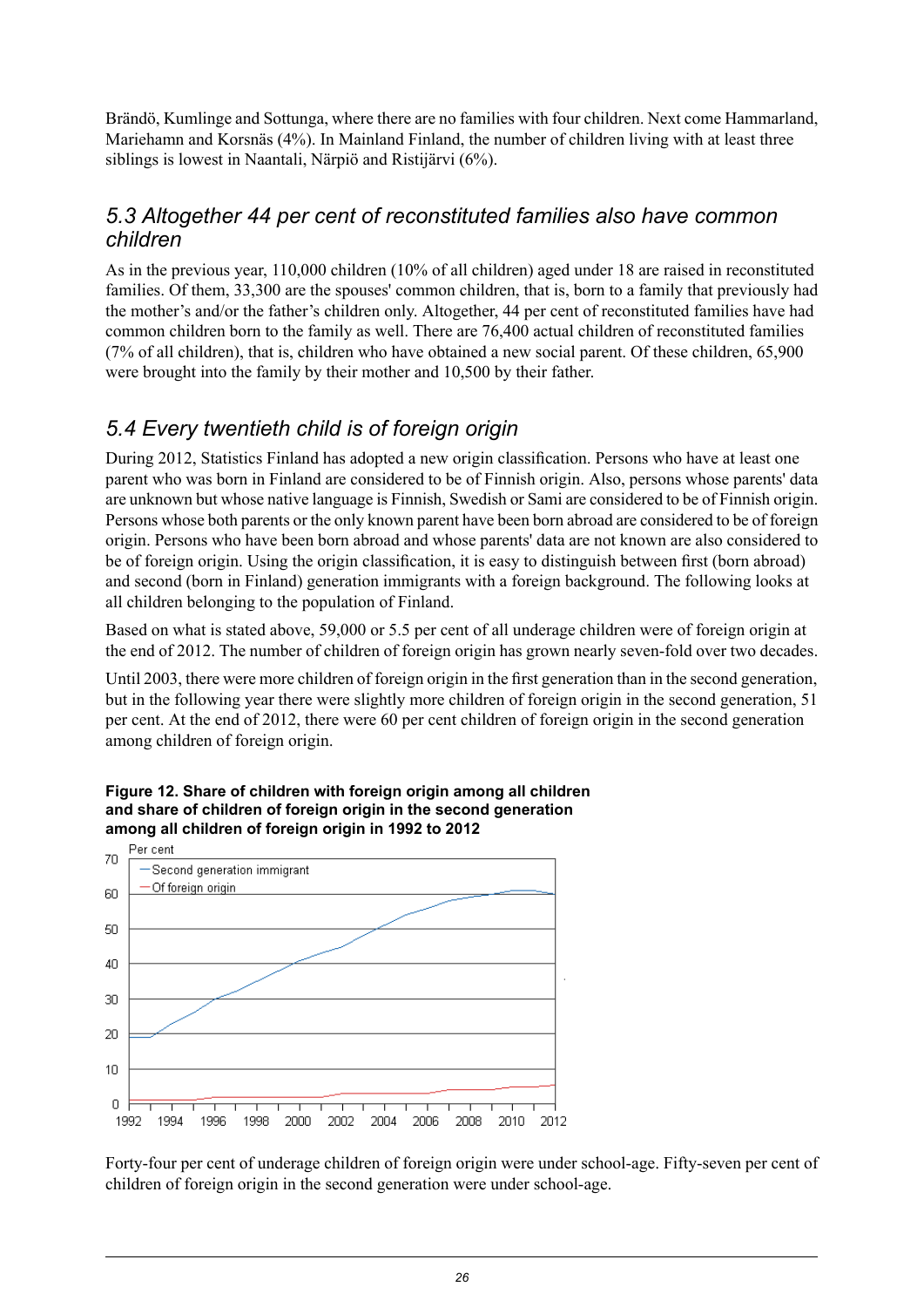Brändö, Kumlinge and Sottunga, where there are no families with four children. Next come Hammarland, Mariehamn and Korsnäs (4%). In Mainland Finland, the number of children living with at least three siblings is lowest in Naantali, Närpiö and Ristijärvi (6%).

## *5.3 Altogether 44 per cent of reconstituted families also have common children*

As in the previous year, 110,000 children (10% of all children) aged under 18 are raised in reconstituted families. Of them, 33,300 are the spouses' common children, that is, born to a family that previously had the mother's and/or the father's children only. Altogether, 44 per cent of reconstituted families have had common children born to the family as well. There are 76,400 actual children of reconstituted families (7% of all children), that is, children who have obtained a new social parent. Of these children, 65,900 were brought into the family by their mother and 10,500 by their father.

## *5.4 Every twentieth child is of foreign origin*

During 2012, Statistics Finland has adopted a new origin classification. Persons who have at least one parent who was born in Finland are considered to be of Finnish origin. Also, persons whose parents' data are unknown but whose native language is Finnish, Swedish or Sami are considered to be of Finnish origin. Persons whose both parents or the only known parent have been born abroad are considered to be of foreign origin. Persons who have been born abroad and whose parents' data are not known are also considered to be of foreign origin. Using the origin classification, it is easy to distinguish between first (born abroad) and second (born in Finland) generation immigrants with a foreign background. The following looks at all children belonging to the population of Finland.

Based on what is stated above, 59,000 or 5.5 per cent of all underage children were of foreign origin at the end of 2012. The number of children of foreign origin has grown nearly seven-fold over two decades.

Until 2003, there were more children of foreign origin in the first generation than in the second generation, but in the following year there were slightly more children of foreign origin in the second generation, 51 per cent. At the end of 2012, there were 60 per cent children of foreign origin in the second generation among children of foreign origin.

**Figure 12. Share of children with foreign origin among all children and share of children of foreign origin in the second generation among all children of foreign origin in 1992 to 2012**

Forty-four per cent of underage children of foreign origin were under school-age. Fifty-seven per cent of children of foreign origin in the second generation were under school-age.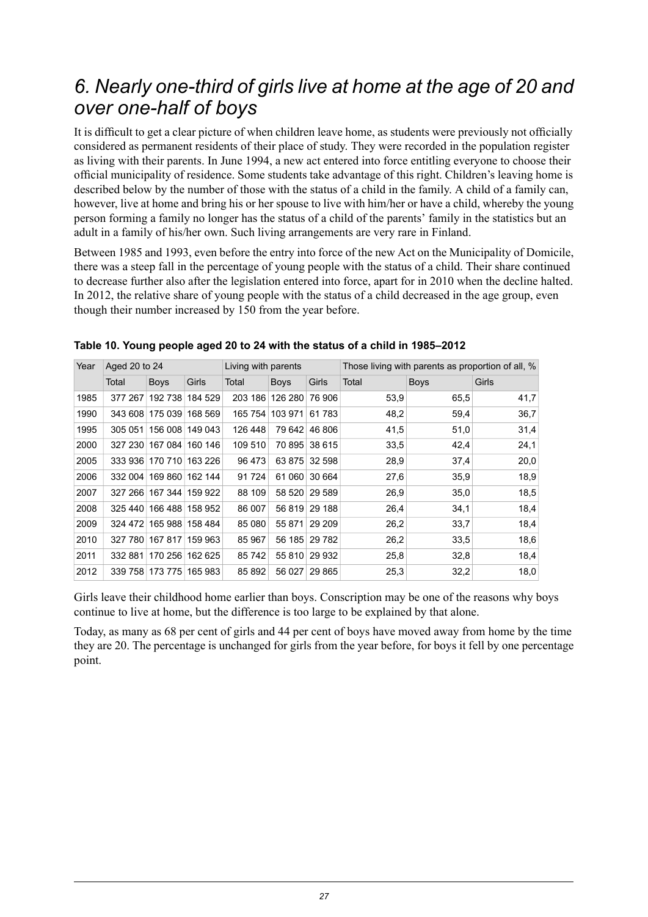# *6. Nearly one-third of girls live at home at the age of 20 and over one-half of boys*

It is difficult to get a clear picture of when children leave home, as students were previously not officially considered as permanent residents of their place of study. They were recorded in the population register as living with their parents. In June 1994, a new act entered into force entitling everyone to choose their official municipality of residence. Some students take advantage of this right. Children's leaving home is described below by the number of those with the status of a child in the family. A child of a family can, however, live at home and bring his or her spouse to live with him/her or have a child, whereby the young person forming a family no longer has the status of a child of the parents' family in the statistics but an adult in a family of his/her own. Such living arrangements are very rare in Finland.

Between 1985 and 1993, even before the entry into force of the new Act on the Municipality of Domicile, there was a steep fall in the percentage of young people with the status of a child. Their share continued to decrease further also after the legislation entered into force, apart for in 2010 when the decline halted. In 2012, the relative share of young people with the status of a child decreased in the age group, even though their number increased by 150 from the year before.

**Table 10. Young people aged 20 to 24 with the status of a child in 1985–2012**

| Year | Aged 20 to 24 | | | Living with parents | | | Those living with parents as proportion of all, % | | |
|---|---|---|---|---|---|---|---|---|---|
| | Total | Boys | Girls | Total | Boys | Girls | Total | Boys | Girls |
| 1985 | 377 267 | 192 738 | 184 529 | 203 186 | 126 280 | 76 906 | 53,9 | 65,5 | 41,7 |
| 1990 | 343 608 | 175 039 | 168 569 | 165 754 | 103 971 | 61 783 | 48,2 | 59,4 | 36,7 |
| 1995 | 305 051 | 156 008 | 149 043 | 126 448 | 79 642 | 46 806 | 41,5 | 51,0 | 31,4 |
| 2000 | 327 230 | 167 084 | 160 146 | 109 510 | 70 895 | 38 615 | 33,5 | 42,4 | 24,1 |
| 2005 | 333 936 | 170 710 | 163 226 | 96 473 | 63 875 | 32 598 | 28,9 | 37,4 | 20,0 |
| 2006 | 332 004 | 169 860 | 162 144 | 91 724 | 61 060 | 30 664 | 27,6 | 35,9 | 18,9 |
| 2007 | 327 266 | 167 344 | 159 922 | 88 109 | 58 520 | 29 589 | 26,9 | 35,0 | 18,5 |
| 2008 | 325 440 | 166 488 | 158 952 | 86 007 | 56 819 | 29 188 | 26,4 | 34,1 | 18,4 |
| 2009 | 324 472 | 165 988 | 158 484 | 85 080 | 55 871 | 29 209 | 26,2 | 33,7 | 18,4 |
| 2010 | 327 780 | 167 817 | 159 963 | 85 967 | 56 185 | 29 782 | 26,2 | 33,5 | 18,6 |
| 2011 | 332 881 | 170 256 | 162 625 | 85 742 | 55 810 | 29 932 | 25,8 | 32,8 | 18,4 |
| 2012 | 339 758 | 173 775 | 165 983 | 85 892 | 56 027 | 29 865 | 25,3 | 32,2 | 18,0 |

Girls leave their childhood home earlier than boys. Conscription may be one of the reasons why boys continue to live at home, but the difference is too large to be explained by that alone.

Today, as many as 68 per cent of girls and 44 per cent of boys have moved away from home by the time they are 20. The percentage is unchanged for girls from the year before, for boys it fell by one percentage point.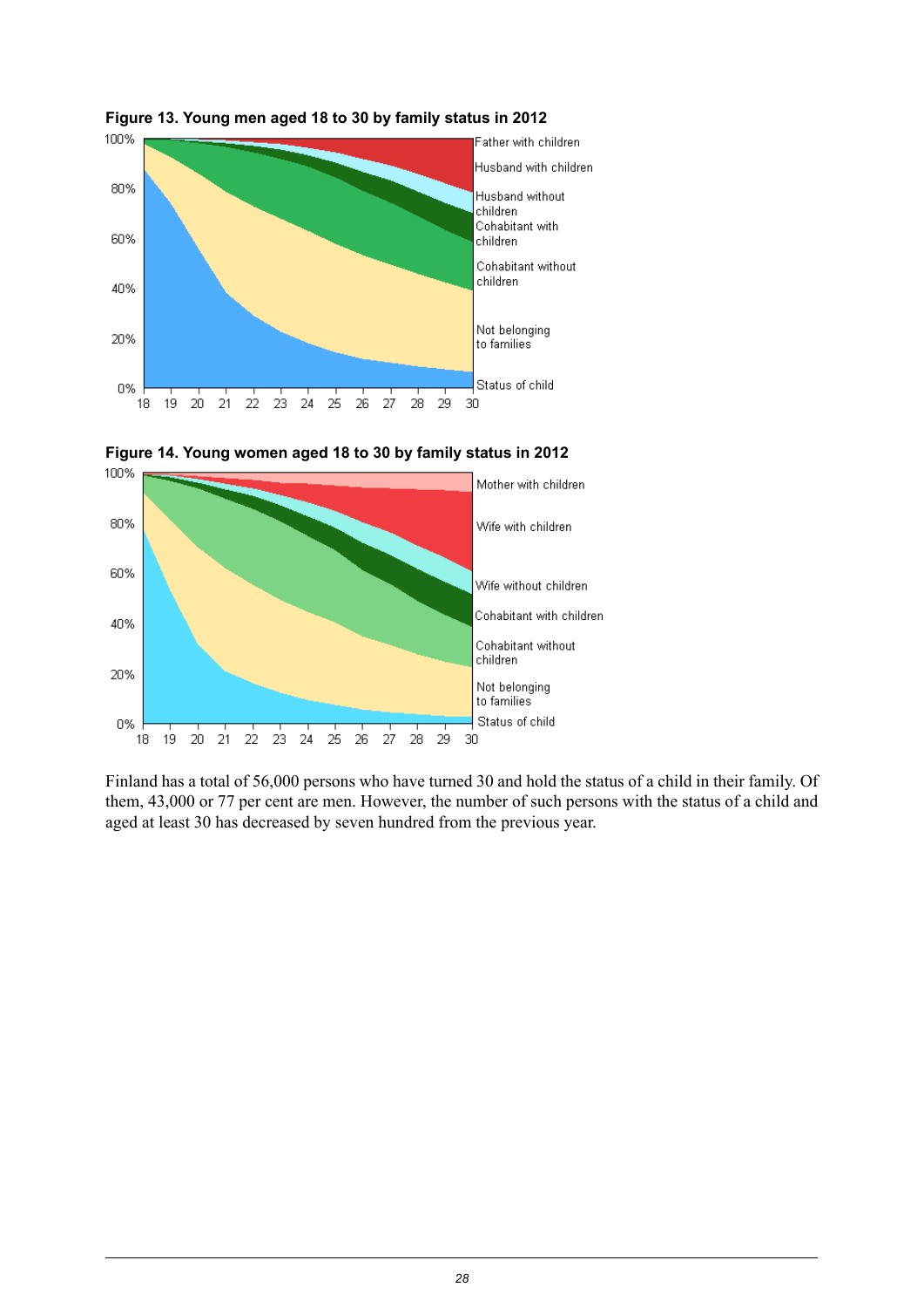**Figure 13. Young men aged 18 to 30 by family status in 2012**

**Figure 14. Young women aged 18 to 30 by family status in 2012**

Finland has a total of 56,000 persons who have turned 30 and hold the status of a child in their family. Of them, 43,000 or 77 per cent are men. However, the number of such persons with the status of a child and aged at least 30 has decreased by seven hundred from the previous year.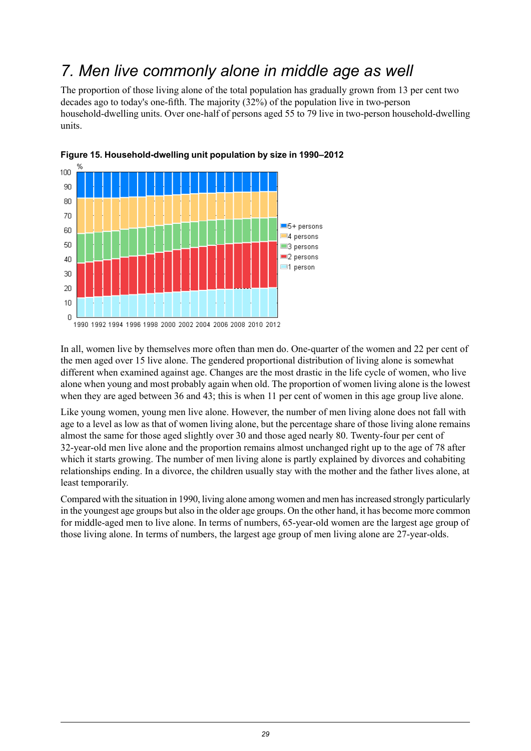# 7. Men live commonly alone in middle age as well

The proportion of those living alone of the total population has gradually grown from 13 per cent two decades ago to today's one-fifth. The majority (32%) of the population live in two-person household-dwelling units. Over one-half of persons aged 55 to 79 live in two-person household-dwelling units.

**Figure 15. Household-dwelling unit population by size in 1990–2012**

In all, women live by themselves more often than men do. One-quarter of the women and 22 per cent of the men aged over 15 live alone. The gendered proportional distribution of living alone is somewhat different when examined against age. Changes are the most drastic in the life cycle of women, who live alone when young and most probably again when old. The proportion of women living alone is the lowest when they are aged between 36 and 43; this is when 11 per cent of women in this age group live alone.

Like young women, young men live alone. However, the number of men living alone does not fall with age to a level as low as that of women living alone, but the percentage share of those living alone remains almost the same for those aged slightly over 30 and those aged nearly 80. Twenty-four per cent of 32-year-old men live alone and the proportion remains almost unchanged right up to the age of 78 after which it starts growing. The number of men living alone is partly explained by divorces and cohabiting relationships ending. In a divorce, the children usually stay with the mother and the father lives alone, at least temporarily.

Compared with the situation in 1990, living alone among women and men has increased strongly particularly in the youngest age groups but also in the older age groups. On the other hand, it has become more common for middle-aged men to live alone. In terms of numbers, 65-year-old women are the largest age group of those living alone. In terms of numbers, the largest age group of men living alone are 27-year-olds.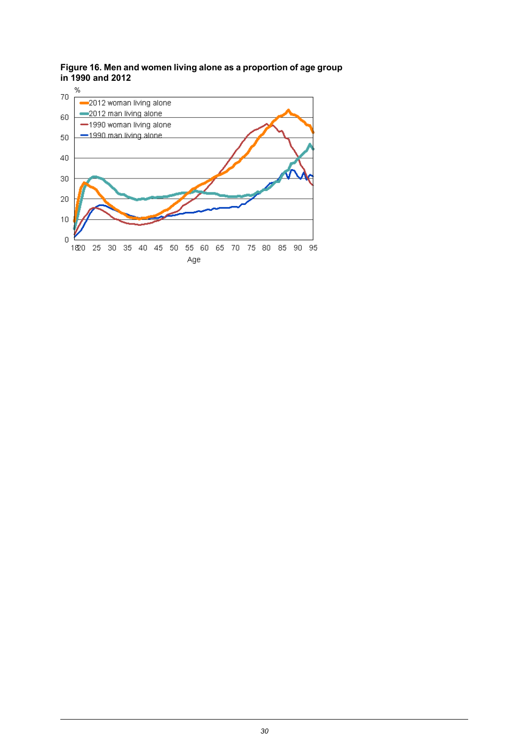**Figure 16. Men and women living alone as a proportion of age group in 1990 and 2012**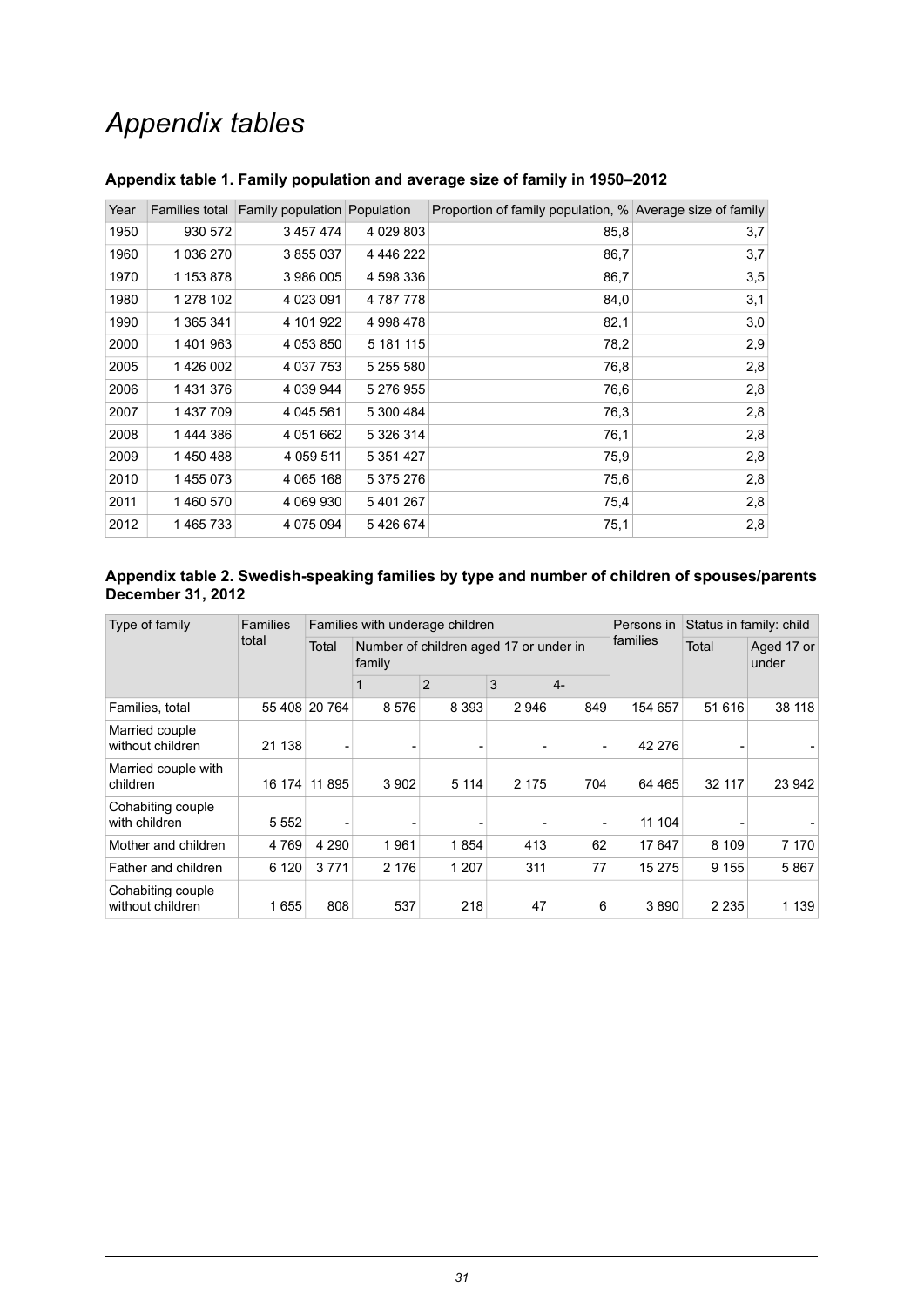# *Appendix tables*

### Appendix table 1. Family population and average size of family in 1950–2012

| Year | Families total | Family population | Population | Proportion of family population, % | Average size of family |
|---|---|---|---|---|---|
| 1950 | 930 572 | 3 457 474 | 4 029 803 | 85,8 | 3,7 |
| 1960 | 1 036 270 | 3 855 037 | 4 446 222 | 86,7 | 3,7 |
| 1970 | 1 153 878 | 3 986 005 | 4 598 336 | 86,7 | 3,5 |
| 1980 | 1 278 102 | 4 023 091 | 4 787 778 | 84,0 | 3,1 |
| 1990 | 1 365 341 | 4 101 922 | 4 998 478 | 82,1 | 3,0 |
| 2000 | 1 401 963 | 4 053 850 | 5 181 115 | 78,2 | 2,9 |
| 2005 | 1 426 002 | 4 037 753 | 5 255 580 | 76,8 | 2,8 |
| 2006 | 1 431 376 | 4 039 944 | 5 276 955 | 76,6 | 2,8 |
| 2007 | 1 437 709 | 4 045 561 | 5 300 484 | 76,3 | 2,8 |
| 2008 | 1 444 386 | 4 051 662 | 5 326 314 | 76,1 | 2,8 |
| 2009 | 1 450 488 | 4 059 511 | 5 351 427 | 75,9 | 2,8 |
| 2010 | 1 455 073 | 4 065 168 | 5 375 276 | 75,6 | 2,8 |
| 2011 | 1 460 570 | 4 069 930 | 5 401 267 | 75,4 | 2,8 |
| 2012 | 1 465 733 | 4 075 094 | 5 426 674 | 75,1 | 2,8 |

### Appendix table 2. Swedish-speaking families by type and number of children of spouses/parents December 31, 2012

| Type of family | Families total | Families with underage children | | | | | | Persons in families | Status in family: child | |
|---|---|---|---|---|---|---|---|---|---|---|
| | | Total | Number of children aged 17 or under in family | | | | | | Total | Aged 17 or under |
| | | | 1 | 2 | 3 | 4- | | | | |
| Families, total | 55 408 | 20 764 | 8 576 | 8 393 | 2 946 | 849 | | 154 657 | 51 616 | 38 118 |
| Married couple without children | 21 138 | - | - | - | - | - | | 42 276 | - | - |
| Married couple with children | 16 174 | 11 895 | 3 902 | 5 114 | 2 175 | 704 | | 64 465 | 32 117 | 23 942 |
| Cohabiting couple with children | 5 552 | - | - | - | - | - | | 11 104 | - | - |
| Mother and children | 4 769 | 4 290 | 1 961 | 1 854 | 413 | 62 | | 17 647 | 8 109 | 7 170 |
| Father and children | 6 120 | 3 771 | 2 176 | 1 207 | 311 | 77 | | 15 275 | 9 155 | 5 867 |
| Cohabiting couple without children | 1 655 | 808 | 537 | 218 | 47 | 6 | | 3 890 | 2 235 | 1 139 |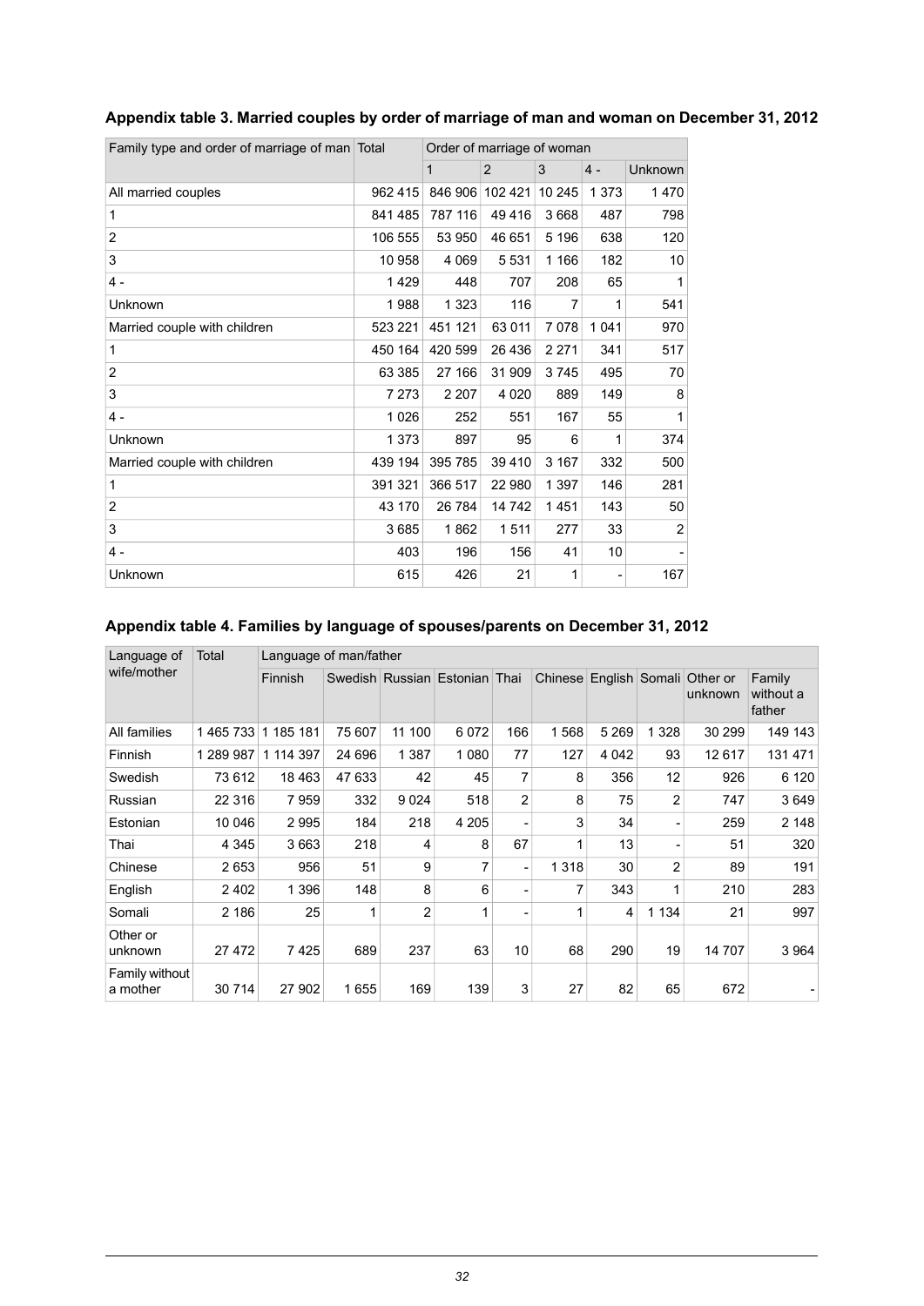### Appendix table 3. Married couples by order of marriage of man and woman on December 31, 2012

| Family type and order of marriage of man | Total | Order of marriage of woman | | | | |
|---|---|---|---|---|---|---|
| | | 1 | 2 | 3 | 4 - | Unknown |
| All married couples | 962 415 | 846 906 | 102 421 | 10 245 | 1 373 | 1 470 |
| 1 | 841 485 | 787 116 | 49 416 | 3 668 | 487 | 798 |
| 2 | 106 555 | 53 950 | 46 651 | 5 196 | 638 | 120 |
| 3 | 10 958 | 4 069 | 5 531 | 1 166 | 182 | 10 |
| 4 - | 1 429 | 448 | 707 | 208 | 65 | 1 |
| Unknown | 1 988 | 1 323 | 116 | 7 | 1 | 541 |
| Married couple with children | 523 221 | 451 121 | 63 011 | 7 078 | 1 041 | 970 |
| 1 | 450 164 | 420 599 | 26 436 | 2 271 | 341 | 517 |
| 2 | 63 385 | 27 166 | 31 909 | 3 745 | 495 | 70 |
| 3 | 7 273 | 2 207 | 4 020 | 889 | 149 | 8 |
| 4 - | 1 026 | 252 | 551 | 167 | 55 | 1 |
| Unknown | 1 373 | 897 | 95 | 6 | 1 | 374 |
| Married couple with children | 439 194 | 395 785 | 39 410 | 3 167 | 332 | 500 |
| 1 | 391 321 | 366 517 | 22 980 | 1 397 | 146 | 281 |
| 2 | 43 170 | 26 784 | 14 742 | 1 451 | 143 | 50 |
| 3 | 3 685 | 1 862 | 1 511 | 277 | 33 | 2 |
| 4 - | 403 | 196 | 156 | 41 | 10 | - |
| Unknown | 615 | 426 | 21 | 1 | - | 167 |

### Appendix table 4. Families by language of spouses/parents on December 31, 2012

| Language of wife/mother | Total | Language of man/father | | | | | | | | | |
|---|---|---|---|---|---|---|---|---|---|---|---|
| | | Finnish | Swedish | Russian | Estonian | Thai | Chinese | English | Somali | Other or unknown | Family without a father |
| All families | 1 465 733 | 1 185 181 | 75 607 | 11 100 | 6 072 | 166 | 1 568 | 5 269 | 1 328 | 30 299 | 149 143 |
| Finnish | 1 289 987 | 1 114 397 | 24 696 | 1 387 | 1 080 | 77 | 127 | 4 042 | 93 | 12 617 | 131 471 |
| Swedish | 73 612 | 18 463 | 47 633 | 42 | 45 | 7 | 8 | 356 | 12 | 926 | 6 120 |
| Russian | 22 316 | 7 959 | 332 | 9 024 | 518 | 2 | 8 | 75 | 2 | 747 | 3 649 |
| Estonian | 10 046 | 2 995 | 184 | 218 | 4 205 | - | 3 | 34 | - | 259 | 2 148 |
| Thai | 4 345 | 3 663 | 218 | 4 | 8 | 67 | 1 | 13 | - | 51 | 320 |
| Chinese | 2 653 | 956 | 51 | 9 | 7 | - | 1 318 | 30 | 2 | 89 | 191 |
| English | 2 402 | 1 396 | 148 | 8 | 6 | - | 7 | 343 | 1 | 210 | 283 |
| Somali | 2 186 | 25 | 1 | 2 | 1 | - | 1 | 4 | 1 134 | 21 | 997 |
| Other or unknown | 27 472 | 7 425 | 689 | 237 | 63 | 10 | 68 | 290 | 19 | 14 707 | 3 964 |
| Family without a mother | 30 714 | 27 902 | 1 655 | 169 | 139 | 3 | 27 | 82 | 65 | 672 | - |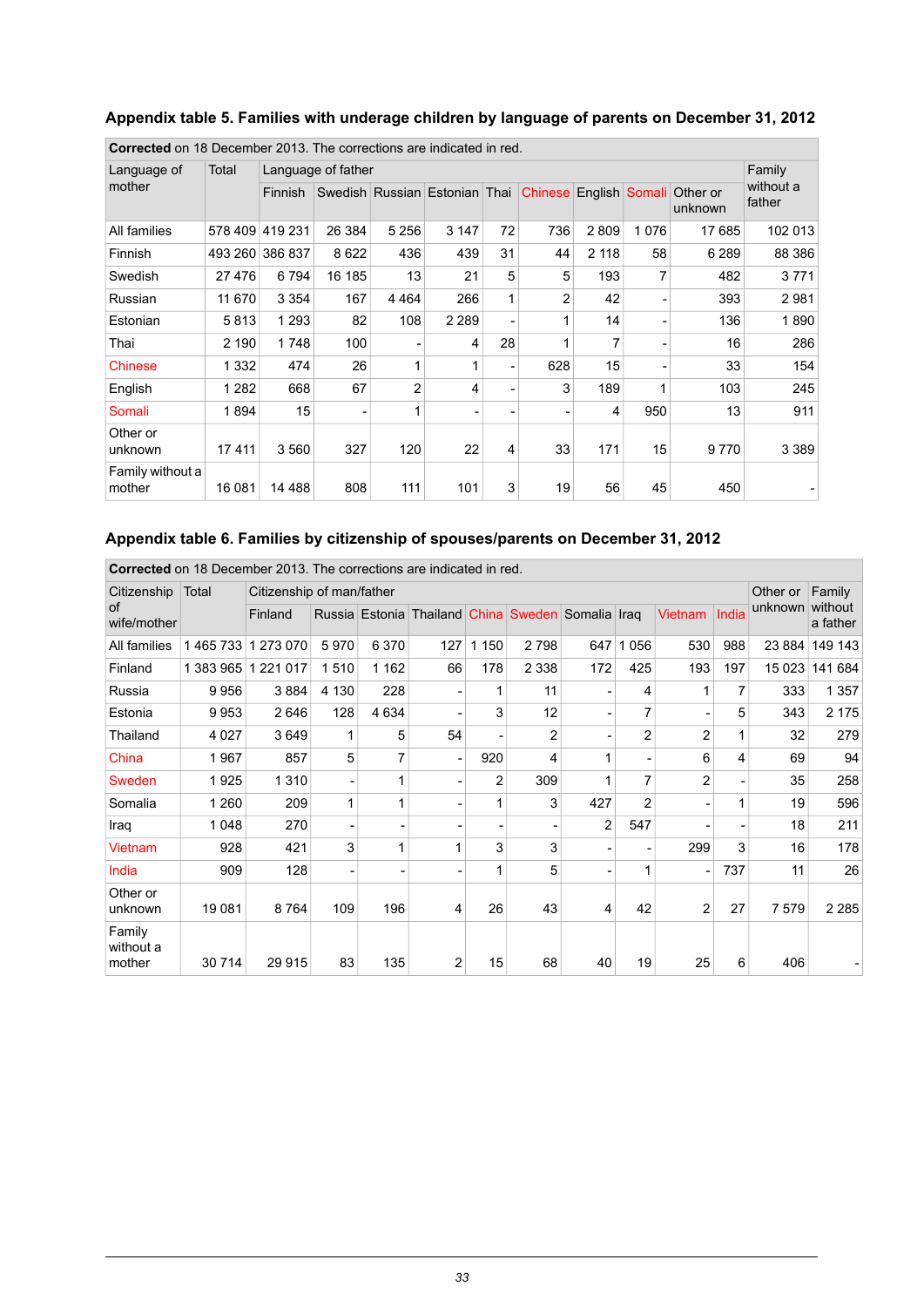## Appendix table 5. Families with underage children by language of parents on December 31, 2012

**Corrected** on 18 December 2013. The corrections are indicated in red.

| Language of mother | Total | Language of father | | | | | | | | | Family without a father |
|---|---|---|---|---|---|---|---|---|---|---|---|
| | | Finnish | Swedish | Russian | Estonian | Thai | Chinese | English | Somali | Other or unknown | |
| All families | 578 409 | 419 231 | 26 384 | 5 256 | 3 147 | 72 | 736 | 2 809 | 1 076 | 17 685 | 102 013 |
| Finnish | 493 260 | 386 837 | 8 622 | 436 | 439 | 31 | 44 | 2 118 | 58 | 6 289 | 88 386 |
| Swedish | 27 476 | 6 794 | 16 185 | 13 | 21 | 5 | 5 | 193 | 7 | 482 | 3 771 |
| Russian | 11 670 | 3 354 | 167 | 4 464 | 266 | 1 | 2 | 42 | - | 393 | 2 981 |
| Estonian | 5 813 | 1 293 | 82 | 108 | 2 289 | - | 1 | 14 | - | 136 | 1 890 |
| Thai | 2 190 | 1 748 | 100 | - | 4 | 28 | 1 | 7 | - | 16 | 286 |
| Chinese | 1 332 | 474 | 26 | 1 | 1 | - | 628 | 15 | - | 33 | 154 |
| English | 1 282 | 668 | 67 | 2 | 4 | - | 3 | 189 | 1 | 103 | 245 |
| Somali | 1 894 | 15 | - | 1 | - | - | - | 4 | 950 | 13 | 911 |
| Other or unknown | 17 411 | 3 560 | 327 | 120 | 22 | 4 | 33 | 171 | 15 | 9 770 | 3 389 |
| Family without a mother | 16 081 | 14 488 | 808 | 111 | 101 | 3 | 19 | 56 | 45 | 450 | - |

## Appendix table 6. Families by citizenship of spouses/parents on December 31, 2012

**Corrected** on 18 December 2013. The corrections are indicated in red.

| Citizenship of wife/mother | Total | Citizenship of man/father | | | | | | | | | | Other or unknown | Family without a father |
|---|---|---|---|---|---|---|---|---|---|---|---|---|---|
| | | Finland | Russia | Estonia | Thailand | China | Sweden | Somalia | Iraq | Vietnam | India | | |
| All families | 1 465 733 | 1 273 070 | 5 970 | 6 370 | 127 | 1 150 | 2 798 | 647 | 1 056 | 530 | 988 | 23 884 | 149 143 |
| Finland | 1 383 965 | 1 221 017 | 1 510 | 1 162 | 66 | 178 | 2 338 | 172 | 425 | 193 | 197 | 15 023 | 141 684 |
| Russia | 9 956 | 3 884 | 4 130 | 228 | - | 1 | 11 | - | 4 | 1 | 7 | 333 | 1 357 |
| Estonia | 9 953 | 2 646 | 128 | 4 634 | - | 3 | 12 | - | 7 | - | 5 | 343 | 2 175 |
| Thailand | 4 027 | 3 649 | 1 | 5 | 54 | - | 2 | - | 2 | 2 | 1 | 32 | 279 |
| China | 1 967 | 857 | 5 | 7 | - | 920 | 4 | 1 | - | 6 | 4 | 69 | 94 |
| Sweden | 1 925 | 1 310 | - | 1 | - | 2 | 309 | 1 | 7 | 2 | - | 35 | 258 |
| Somalia | 1 260 | 209 | 1 | 1 | - | 1 | 3 | 427 | 2 | - | 1 | 19 | 596 |
| Iraq | 1 048 | 270 | - | - | - | - | - | 2 | 547 | - | - | 18 | 211 |
| Vietnam | 928 | 421 | 3 | 1 | 1 | 3 | 3 | - | - | 299 | 3 | 16 | 178 |
| India | 909 | 128 | - | - | - | 1 | 5 | - | 1 | - | 737 | 11 | 26 |
| Other or unknown | 19 081 | 8 764 | 109 | 196 | 4 | 26 | 43 | 4 | 42 | 2 | 27 | 7 579 | 2 285 |
| Family without a mother | 30 714 | 29 915 | 83 | 135 | 2 | 15 | 68 | 40 | 19 | 25 | 6 | 406 | - |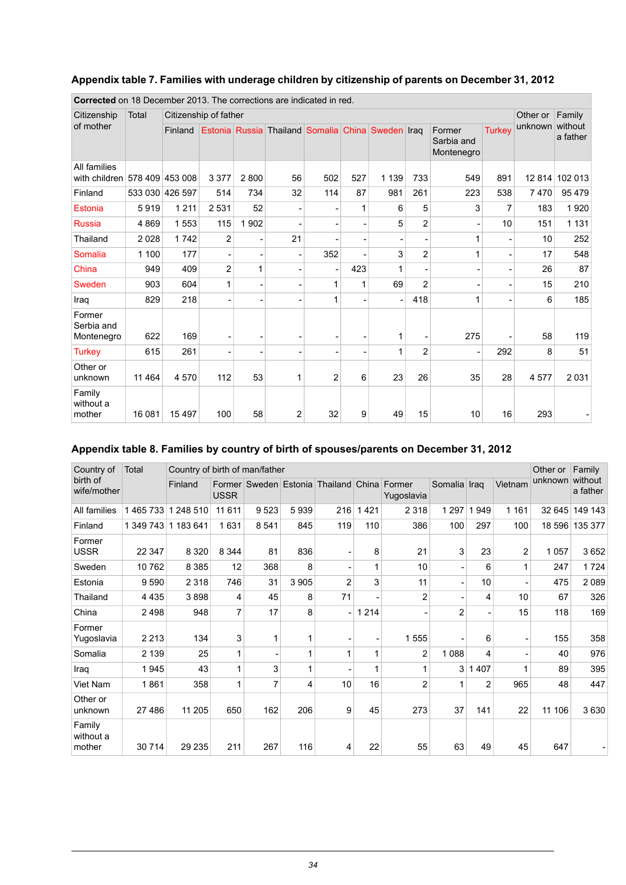## Appendix table 7. Families with underage children by citizenship of parents on December 31, 2012

**Corrected** on 18 December 2013. The corrections are indicated in red.

| Citizenship of mother | Total | Citizenship of father | | | | | | | | | | Other or unknown | Family without a father |
|---|---|---|---|---|---|---|---|---|---|---|---|---|---|
| | | Finland | Estonia | Russia | Thailand | Somalia | China | Sweden | Iraq | Former Sarbia and Montenegro | Turkey | | |
| All families with children | 578 409 | 453 008 | 3 377 | 2 800 | 56 | 502 | 527 | 1 139 | 733 | 549 | 891 | 12 814 | 102 013 |
| Finland | 533 030 | 426 597 | 514 | 734 | 32 | 114 | 87 | 981 | 261 | 223 | 538 | 7 470 | 95 479 |
| Estonia | 5 919 | 1 211 | 2 531 | 52 | - | - | 1 | 6 | 5 | 3 | 7 | 183 | 1 920 |
| Russia | 4 869 | 1 553 | 115 | 1 902 | - | - | - | 5 | 2 | - | 10 | 151 | 1 131 |
| Thailand | 2 028 | 1 742 | 2 | - | 21 | - | - | - | - | 1 | - | 10 | 252 |
| Somalia | 1 100 | 177 | - | - | - | 352 | - | 3 | 2 | 1 | - | 17 | 548 |
| China | 949 | 409 | 2 | 1 | - | - | 423 | 1 | - | - | - | 26 | 87 |
| Sweden | 903 | 604 | 1 | - | - | 1 | 1 | 69 | 2 | - | - | 15 | 210 |
| Iraq | 829 | 218 | - | - | - | 1 | - | - | 418 | 1 | - | 6 | 185 |
| Former Serbia and Montenegro | 622 | 169 | - | - | - | - | - | 1 | - | 275 | - | 58 | 119 |
| Turkey | 615 | 261 | - | - | - | - | - | 1 | 2 | - | 292 | 8 | 51 |
| Other or unknown | 11 464 | 4 570 | 112 | 53 | 1 | 2 | 6 | 23 | 26 | 35 | 28 | 4 577 | 2 031 |
| Family without a mother | 16 081 | 15 497 | 100 | 58 | 2 | 32 | 9 | 49 | 15 | 10 | 16 | 293 | - |

## Appendix table 8. Families by country of birth of spouses/parents on December 31, 2012

| Country of birth of wife/mother | Total | Country of birth of man/father | | | | | | | | | | Other or unknown | Family without a father |
|---|---|---|---|---|---|---|---|---|---|---|---|---|---|
| | | Finland | Former USSR | Sweden | Estonia | Thailand | China | Former Yugoslavia | Somalia | Iraq | Vietnam | | |
| All families | 1 465 733 | 1 248 510 | 11 611 | 9 523 | 5 939 | 216 | 1 421 | 2 318 | 1 297 | 1 949 | 1 161 | 32 645 | 149 143 |
| Finland | 1 349 743 | 1 183 641 | 1 631 | 8 541 | 845 | 119 | 110 | 386 | 100 | 297 | 100 | 18 596 | 135 377 |
| Former USSR | 22 347 | 8 320 | 8 344 | 81 | 836 | - | 8 | 21 | 3 | 23 | 2 | 1 057 | 3 652 |
| Sweden | 10 762 | 8 385 | 12 | 368 | 8 | - | 1 | 10 | - | 6 | 1 | 247 | 1 724 |
| Estonia | 9 590 | 2 318 | 746 | 31 | 3 905 | 2 | 3 | 11 | - | 10 | - | 475 | 2 089 |
| Thailand | 4 435 | 3 898 | 4 | 45 | 8 | 71 | - | 2 | - | 4 | 10 | 67 | 326 |
| China | 2 498 | 948 | 7 | 17 | 8 | - | 1 214 | - | 2 | - | 15 | 118 | 169 |
| Former Yugoslavia | 2 213 | 134 | 3 | 1 | 1 | - | - | 1 555 | - | 6 | - | 155 | 358 |
| Somalia | 2 139 | 25 | 1 | - | 1 | 1 | 1 | 2 | 1 088 | 4 | - | 40 | 976 |
| Iraq | 1 945 | 43 | 1 | 3 | 1 | - | 1 | 1 | 3 | 1 407 | 1 | 89 | 395 |
| Viet Nam | 1 861 | 358 | 1 | 7 | 4 | 10 | 16 | 2 | 1 | 2 | 965 | 48 | 447 |
| Other or unknown | 27 486 | 11 205 | 650 | 162 | 206 | 9 | 45 | 273 | 37 | 141 | 22 | 11 106 | 3 630 |
| Family without a mother | 30 714 | 29 235 | 211 | 267 | 116 | 4 | 22 | 55 | 63 | 49 | 45 | 647 | - |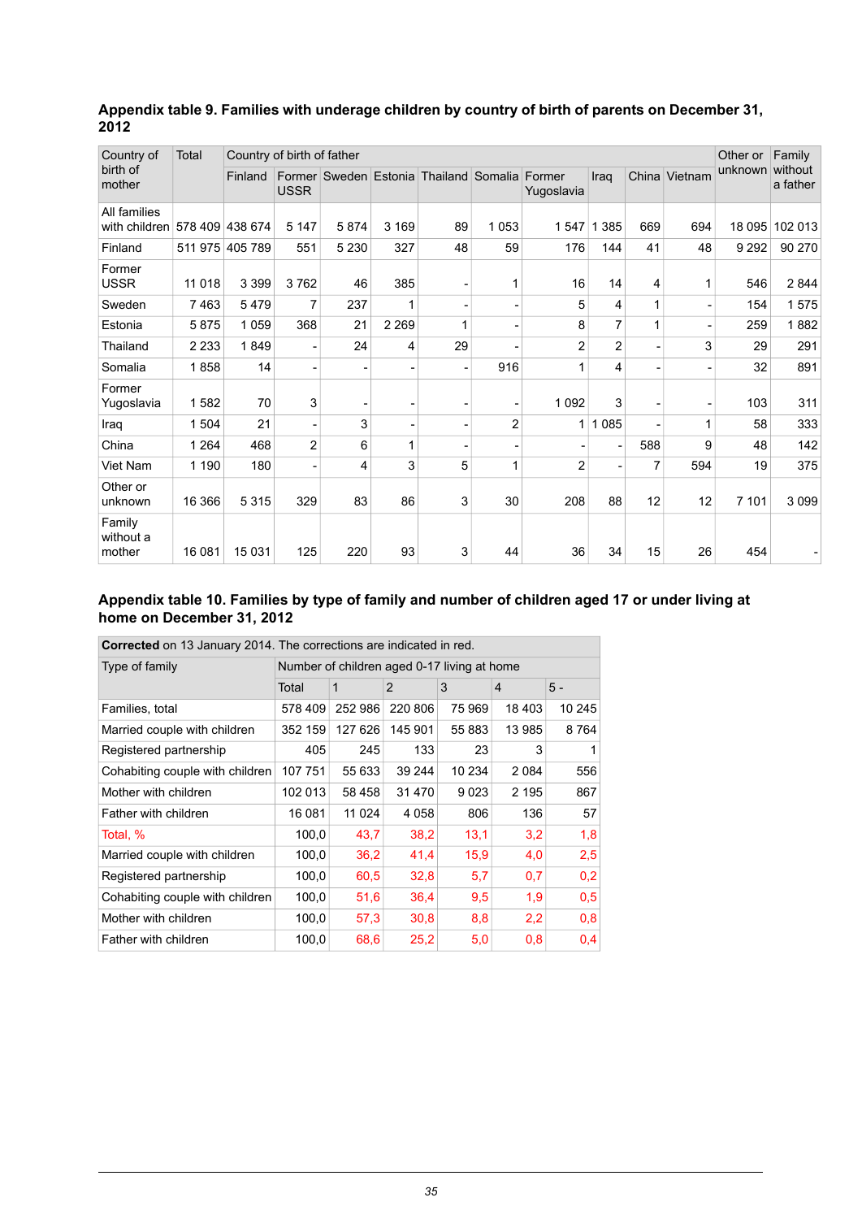### Appendix table 9. Families with underage children by country of birth of parents on December 31, 2012

| Country of birth of mother | Total | Country of birth of father | | | | | | | | | | Other or unknown | Family without a father |
|---|---|---|---|---|---|---|---|---|---|---|---|---|---|
| | | Finland | Former USSR | Sweden | Estonia | Thailand | Somalia | Former Yugoslavia | Iraq | China | Vietnam | | |
| All families with children | 578 409 | 438 674 | 5 147 | 5 874 | 3 169 | 89 | 1 053 | 1 547 | 1 385 | 669 | 694 | 18 095 | 102 013 |
| Finland | 511 975 | 405 789 | 551 | 5 230 | 327 | 48 | 59 | 176 | 144 | 41 | 48 | 9 292 | 90 270 |
| Former USSR | 11 018 | 3 399 | 3 762 | 46 | 385 | - | 1 | 16 | 14 | 4 | 1 | 546 | 2 844 |
| Sweden | 7 463 | 5 479 | 7 | 237 | 1 | - | - | 5 | 4 | 1 | - | 154 | 1 575 |
| Estonia | 5 875 | 1 059 | 368 | 21 | 2 269 | 1 | - | 8 | 7 | 1 | - | 259 | 1 882 |
| Thailand | 2 233 | 1 849 | - | 24 | 4 | 29 | - | 2 | 2 | - | 3 | 29 | 291 |
| Somalia | 1 858 | 14 | - | - | - | - | 916 | 1 | 4 | - | - | 32 | 891 |
| Former Yugoslavia | 1 582 | 70 | 3 | - | - | - | - | 1 092 | 3 | - | - | 103 | 311 |
| Iraq | 1 504 | 21 | - | 3 | - | - | 2 | 1 | 1 085 | - | 1 | 58 | 333 |
| China | 1 264 | 468 | 2 | 6 | 1 | - | - | - | - | 588 | 9 | 48 | 142 |
| Viet Nam | 1 190 | 180 | - | 4 | 3 | 5 | 1 | 2 | - | 7 | 594 | 19 | 375 |
| Other or unknown | 16 366 | 5 315 | 329 | 83 | 86 | 3 | 30 | 208 | 88 | 12 | 12 | 7 101 | 3 099 |
| Family without a mother | 16 081 | 15 031 | 125 | 220 | 93 | 3 | 44 | 36 | 34 | 15 | 26 | 454 | - |

### Appendix table 10. Families by type of family and number of children aged 17 or under living at home on December 31, 2012

**Corrected** on 13 January 2014. The corrections are indicated in red.

| Type of family | Number of children aged 0-17 living at home | | | | | |
|---|---|---|---|---|---|---|
| | Total | 1 | 2 | 3 | 4 | 5 - |
| Families, total | 578 409 | 252 986 | 220 806 | 75 969 | 18 403 | 10 245 |
| Married couple with children | 352 159 | 127 626 | 145 901 | 55 883 | 13 985 | 8 764 |
| Registered partnership | 405 | 245 | 133 | 23 | 3 | 1 |
| Cohabiting couple with children | 107 751 | 55 633 | 39 244 | 10 234 | 2 084 | 556 |
| Mother with children | 102 013 | 58 458 | 31 470 | 9 023 | 2 195 | 867 |
| Father with children | 16 081 | 11 024 | 4 058 | 806 | 136 | 57 |
| Total, % | 100,0 | 43,7 | 38,2 | 13,1 | 3,2 | 1,8 |
| Married couple with children | 100,0 | 36,2 | 41,4 | 15,9 | 4,0 | 2,5 |
| Registered partnership | 100,0 | 60,5 | 32,8 | 5,7 | 0,7 | 0,2 |
| Cohabiting couple with children | 100,0 | 51,6 | 36,4 | 9,5 | 1,9 | 0,5 |
| Mother with children | 100,0 | 57,3 | 30,8 | 8,8 | 2,2 | 0,8 |
| Father with children | 100,0 | 68,6 | 25,2 | 5,0 | 0,8 | 0,4 |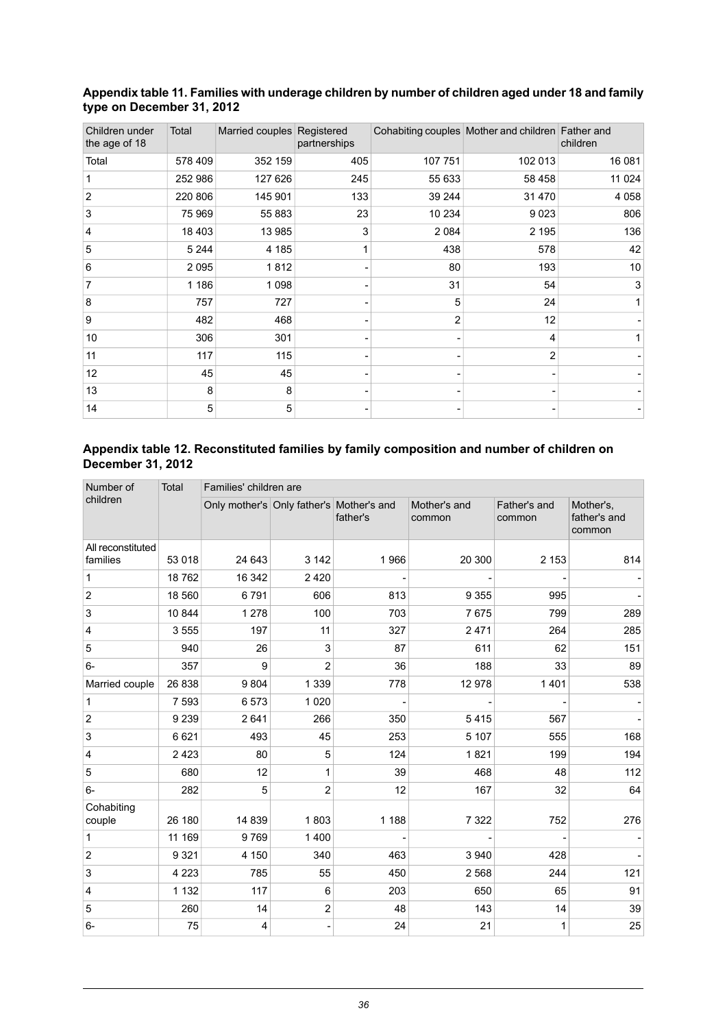**Appendix table 11. Families with underage children by number of children aged under 18 and family type on December 31, 2012**

| Children under the age of 18 | Total | Married couples | Registered partnerships | Cohabiting couples | Mother and children | Father and children |
|---|---|---|---|---|---|---|
| Total | 578 409 | 352 159 | 405 | 107 751 | 102 013 | 16 081 |
| 1 | 252 986 | 127 626 | 245 | 55 633 | 58 458 | 11 024 |
| 2 | 220 806 | 145 901 | 133 | 39 244 | 31 470 | 4 058 |
| 3 | 75 969 | 55 883 | 23 | 10 234 | 9 023 | 806 |
| 4 | 18 403 | 13 985 | 3 | 2 084 | 2 195 | 136 |
| 5 | 5 244 | 4 185 | 1 | 438 | 578 | 42 |
| 6 | 2 095 | 1 812 | - | 80 | 193 | 10 |
| 7 | 1 186 | 1 098 | - | 31 | 54 | 3 |
| 8 | 757 | 727 | - | 5 | 24 | 1 |
| 9 | 482 | 468 | - | 2 | 12 | - |
| 10 | 306 | 301 | - | - | 4 | 1 |
| 11 | 117 | 115 | - | - | 2 | - |
| 12 | 45 | 45 | - | - | - | - |
| 13 | 8 | 8 | - | - | - | - |
| 14 | 5 | 5 | - | - | - | - |

**Appendix table 12. Reconstituted families by family composition and number of children on December 31, 2012**

| Number of children | Total | Families' children are | | | | | |
|---|---|---|---|---|---|---|---|
| | | Only mother's | Only father's | Mother's and father's | Mother's and common | Father's and common | Mother's, father's and common |
| All reconstituted families | 53 018 | 24 643 | 3 142 | 1 966 | 20 300 | 2 153 | 814 |
| 1 | 18 762 | 16 342 | 2 420 | - | - | - | - |
| 2 | 18 560 | 6 791 | 606 | 813 | 9 355 | 995 | - |
| 3 | 10 844 | 1 278 | 100 | 703 | 7 675 | 799 | 289 |
| 4 | 3 555 | 197 | 11 | 327 | 2 471 | 264 | 285 |
| 5 | 940 | 26 | 3 | 87 | 611 | 62 | 151 |
| 6- | 357 | 9 | 2 | 36 | 188 | 33 | 89 |
| Married couple | 26 838 | 9 804 | 1 339 | 778 | 12 978 | 1 401 | 538 |
| 1 | 7 593 | 6 573 | 1 020 | - | - | - | - |
| 2 | 9 239 | 2 641 | 266 | 350 | 5 415 | 567 | - |
| 3 | 6 621 | 493 | 45 | 253 | 5 107 | 555 | 168 |
| 4 | 2 423 | 80 | 5 | 124 | 1 821 | 199 | 194 |
| 5 | 680 | 12 | 1 | 39 | 468 | 48 | 112 |
| 6- | 282 | 5 | 2 | 12 | 167 | 32 | 64 |
| Cohabiting couple | 26 180 | 14 839 | 1 803 | 1 188 | 7 322 | 752 | 276 |
| 1 | 11 169 | 9 769 | 1 400 | - | - | - | - |
| 2 | 9 321 | 4 150 | 340 | 463 | 3 940 | 428 | - |
| 3 | 4 223 | 785 | 55 | 450 | 2 568 | 244 | 121 |
| 4 | 1 132 | 117 | 6 | 203 | 650 | 65 | 91 |
| 5 | 260 | 14 | 2 | 48 | 143 | 14 | 39 |
| 6- | 75 | 4 | - | 24 | 21 | 1 | 25 |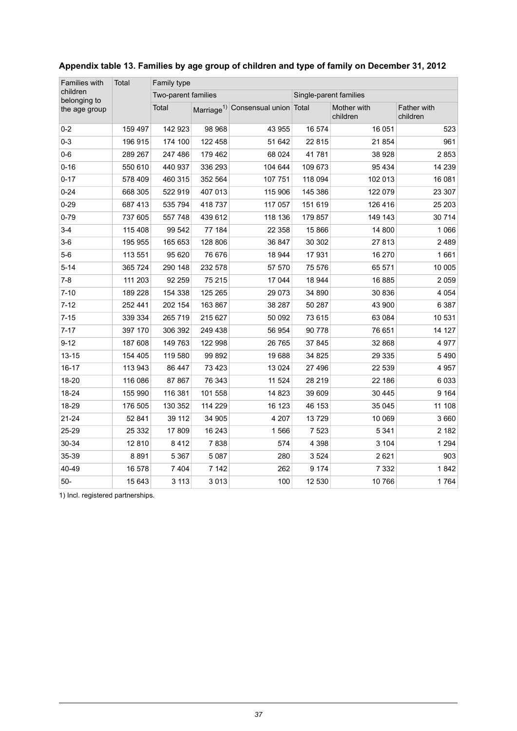**Appendix table 13. Families by age group of children and type of family on December 31, 2012**

| Families with children belonging to the age group | Total | Family type | | | | | |
|---|---|---|---|---|---|---|---|
| | | Two-parent families | | | Single-parent families | | |
| | | Total | Marriage[1] | Consensual union | Total | Mother with children | Father with children |
| 0-2 | 159 497 | 142 923 | 98 968 | 43 955 | 16 574 | 16 051 | 523 |
| 0-3 | 196 915 | 174 100 | 122 458 | 51 642 | 22 815 | 21 854 | 961 |
| 0-6 | 289 267 | 247 486 | 179 462 | 68 024 | 41 781 | 38 928 | 2 853 |
| 0-16 | 550 610 | 440 937 | 336 293 | 104 644 | 109 673 | 95 434 | 14 239 |
| 0-17 | 578 409 | 460 315 | 352 564 | 107 751 | 118 094 | 102 013 | 16 081 |
| 0-24 | 668 305 | 522 919 | 407 013 | 115 906 | 145 386 | 122 079 | 23 307 |
| 0-29 | 687 413 | 535 794 | 418 737 | 117 057 | 151 619 | 126 416 | 25 203 |
| 0-79 | 737 605 | 557 748 | 439 612 | 118 136 | 179 857 | 149 143 | 30 714 |
| 3-4 | 115 408 | 99 542 | 77 184 | 22 358 | 15 866 | 14 800 | 1 066 |
| 3-6 | 195 955 | 165 653 | 128 806 | 36 847 | 30 302 | 27 813 | 2 489 |
| 5-6 | 113 551 | 95 620 | 76 676 | 18 944 | 17 931 | 16 270 | 1 661 |
| 5-14 | 365 724 | 290 148 | 232 578 | 57 570 | 75 576 | 65 571 | 10 005 |
| 7-8 | 111 203 | 92 259 | 75 215 | 17 044 | 18 944 | 16 885 | 2 059 |
| 7-10 | 189 228 | 154 338 | 125 265 | 29 073 | 34 890 | 30 836 | 4 054 |
| 7-12 | 252 441 | 202 154 | 163 867 | 38 287 | 50 287 | 43 900 | 6 387 |
| 7-15 | 339 334 | 265 719 | 215 627 | 50 092 | 73 615 | 63 084 | 10 531 |
| 7-17 | 397 170 | 306 392 | 249 438 | 56 954 | 90 778 | 76 651 | 14 127 |
| 9-12 | 187 608 | 149 763 | 122 998 | 26 765 | 37 845 | 32 868 | 4 977 |
| 13-15 | 154 405 | 119 580 | 99 892 | 19 688 | 34 825 | 29 335 | 5 490 |
| 16-17 | 113 943 | 86 447 | 73 423 | 13 024 | 27 496 | 22 539 | 4 957 |
| 18-20 | 116 086 | 87 867 | 76 343 | 11 524 | 28 219 | 22 186 | 6 033 |
| 18-24 | 155 990 | 116 381 | 101 558 | 14 823 | 39 609 | 30 445 | 9 164 |
| 18-29 | 176 505 | 130 352 | 114 229 | 16 123 | 46 153 | 35 045 | 11 108 |
| 21-24 | 52 841 | 39 112 | 34 905 | 4 207 | 13 729 | 10 069 | 3 660 |
| 25-29 | 25 332 | 17 809 | 16 243 | 1 566 | 7 523 | 5 341 | 2 182 |
| 30-34 | 12 810 | 8 412 | 7 838 | 574 | 4 398 | 3 104 | 1 294 |
| 35-39 | 8 891 | 5 367 | 5 087 | 280 | 3 524 | 2 621 | 903 |
| 40-49 | 16 578 | 7 404 | 7 142 | 262 | 9 174 | 7 332 | 1 842 |
| 50- | 15 643 | 3 113 | 3 013 | 100 | 12 530 | 10 766 | 1 764 |

1) Incl. registered partnerships.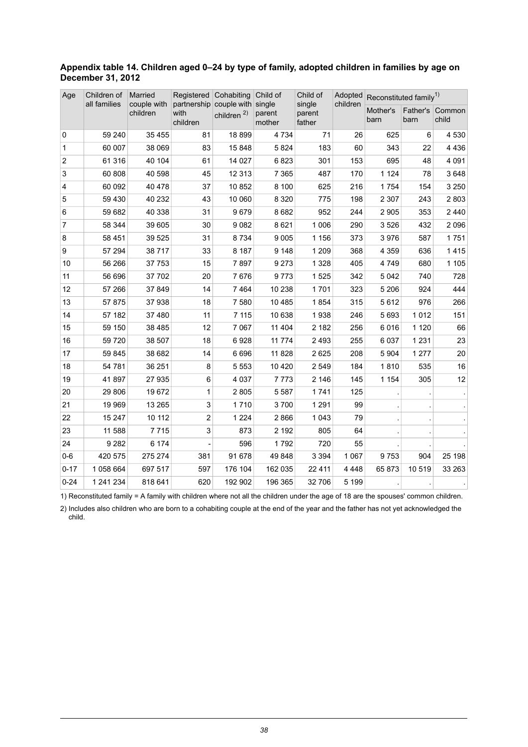**Appendix table 14. Children aged 0–24 by type of family, adopted children in families by age on December 31, 2012**

| Age | Children of all families | Married couple with children | Registered partnership with children | Cohabiting couple with children [2] | Child of single parent mother | Child of single parent father | Adopted children | Reconstituted family[1] | | |
|---|---|---|---|---|---|---|---|---|---|---|
| | | | | | | | | Mother's barn | Father's barn | Common child |
| 0 | 59 240 | 35 455 | 81 | 18 899 | 4 734 | 71 | 26 | 625 | 6 | 4 530 |
| 1 | 60 007 | 38 069 | 83 | 15 848 | 5 824 | 183 | 60 | 343 | 22 | 4 436 |
| 2 | 61 316 | 40 104 | 61 | 14 027 | 6 823 | 301 | 153 | 695 | 48 | 4 091 |
| 3 | 60 808 | 40 598 | 45 | 12 313 | 7 365 | 487 | 170 | 1 124 | 78 | 3 648 |
| 4 | 60 092 | 40 478 | 37 | 10 852 | 8 100 | 625 | 216 | 1 754 | 154 | 3 250 |
| 5 | 59 430 | 40 232 | 43 | 10 060 | 8 320 | 775 | 198 | 2 307 | 243 | 2 803 |
| 6 | 59 682 | 40 338 | 31 | 9 679 | 8 682 | 952 | 244 | 2 905 | 353 | 2 440 |
| 7 | 58 344 | 39 605 | 30 | 9 082 | 8 621 | 1 006 | 290 | 3 526 | 432 | 2 096 |
| 8 | 58 451 | 39 525 | 31 | 8 734 | 9 005 | 1 156 | 373 | 3 976 | 587 | 1 751 |
| 9 | 57 294 | 38 717 | 33 | 8 187 | 9 148 | 1 209 | 368 | 4 359 | 636 | 1 415 |
| 10 | 56 266 | 37 753 | 15 | 7 897 | 9 273 | 1 328 | 405 | 4 749 | 680 | 1 105 |
| 11 | 56 696 | 37 702 | 20 | 7 676 | 9 773 | 1 525 | 342 | 5 042 | 740 | 728 |
| 12 | 57 266 | 37 849 | 14 | 7 464 | 10 238 | 1 701 | 323 | 5 206 | 924 | 444 |
| 13 | 57 875 | 37 938 | 18 | 7 580 | 10 485 | 1 854 | 315 | 5 612 | 976 | 266 |
| 14 | 57 182 | 37 480 | 11 | 7 115 | 10 638 | 1 938 | 246 | 5 693 | 1 012 | 151 |
| 15 | 59 150 | 38 485 | 12 | 7 067 | 11 404 | 2 182 | 256 | 6 016 | 1 120 | 66 |
| 16 | 59 720 | 38 507 | 18 | 6 928 | 11 774 | 2 493 | 255 | 6 037 | 1 231 | 23 |
| 17 | 59 845 | 38 682 | 14 | 6 696 | 11 828 | 2 625 | 208 | 5 904 | 1 277 | 20 |
| 18 | 54 781 | 36 251 | 8 | 5 553 | 10 420 | 2 549 | 184 | 1 810 | 535 | 16 |
| 19 | 41 897 | 27 935 | 6 | 4 037 | 7 773 | 2 146 | 145 | 1 154 | 305 | 12 |
| 20 | 29 806 | 19 672 | 1 | 2 805 | 5 587 | 1 741 | 125 | . | . | . |
| 21 | 19 969 | 13 265 | 3 | 1 710 | 3 700 | 1 291 | 99 | . | . | . |
| 22 | 15 247 | 10 112 | 2 | 1 224 | 2 866 | 1 043 | 79 | . | . | . |
| 23 | 11 588 | 7 715 | 3 | 873 | 2 192 | 805 | 64 | . | . | . |
| 24 | 9 282 | 6 174 | - | 596 | 1 792 | 720 | 55 | . | . | . |
| 0-6 | 420 575 | 275 274 | 381 | 91 678 | 49 848 | 3 394 | 1 067 | 9 753 | 904 | 25 198 |
| 0-17 | 1 058 664 | 697 517 | 597 | 176 104 | 162 035 | 22 411 | 4 448 | 65 873 | 10 519 | 33 263 |
| 0-24 | 1 241 234 | 818 641 | 620 | 192 902 | 196 365 | 32 706 | 5 199 | . | . | . |

1) Reconstituted family = A family with children where not all the children under the age of 18 are the spouses' common children.

2) Includes also children who are born to a cohabiting couple at the end of the year and the father has not yet acknowledged the child.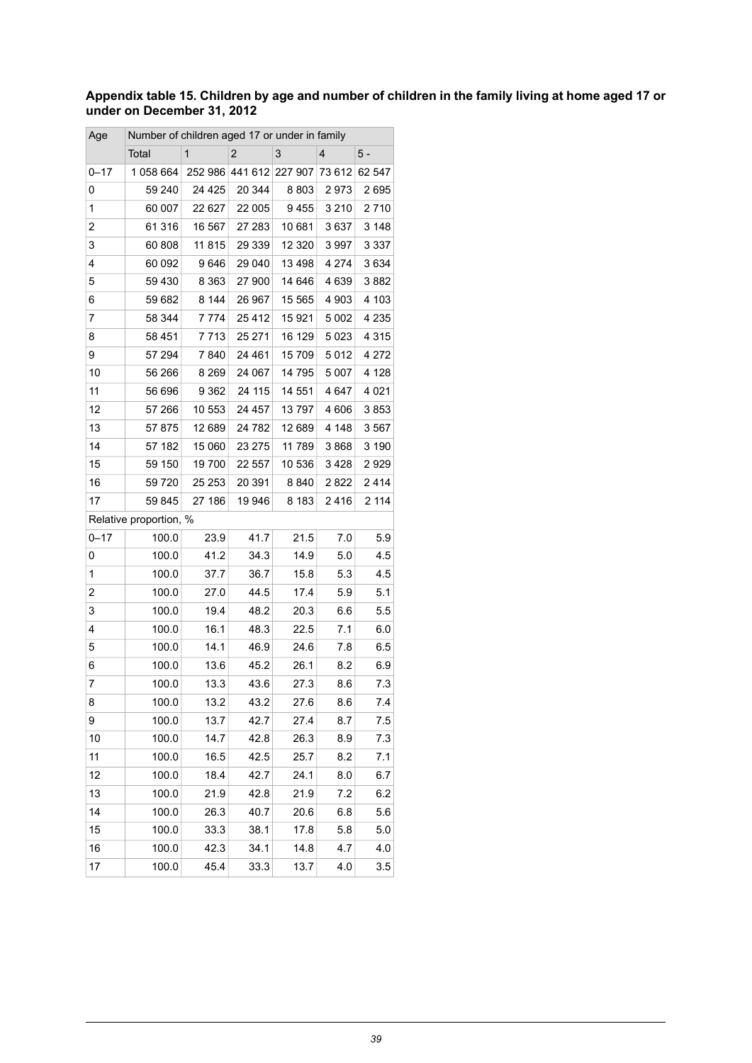**Appendix table 15. Children by age and number of children in the family living at home aged 17 or under on December 31, 2012**

| Age | Number of children aged 17 or under in family | | | | | |
|---|---|---|---|---|---|---|
| | Total | 1 | 2 | 3 | 4 | 5 - |
| 0–17 | 1 058 664 | 252 986 | 441 612 | 227 907 | 73 612 | 62 547 |
| 0 | 59 240 | 24 425 | 20 344 | 8 803 | 2 973 | 2 695 |
| 1 | 60 007 | 22 627 | 22 005 | 9 455 | 3 210 | 2 710 |
| 2 | 61 316 | 16 567 | 27 283 | 10 681 | 3 637 | 3 148 |
| 3 | 60 808 | 11 815 | 29 339 | 12 320 | 3 997 | 3 337 |
| 4 | 60 092 | 9 646 | 29 040 | 13 498 | 4 274 | 3 634 |
| 5 | 59 430 | 8 363 | 27 900 | 14 646 | 4 639 | 3 882 |
| 6 | 59 682 | 8 144 | 26 967 | 15 565 | 4 903 | 4 103 |
| 7 | 58 344 | 7 774 | 25 412 | 15 921 | 5 002 | 4 235 |
| 8 | 58 451 | 7 713 | 25 271 | 16 129 | 5 023 | 4 315 |
| 9 | 57 294 | 7 840 | 24 461 | 15 709 | 5 012 | 4 272 |
| 10 | 56 266 | 8 269 | 24 067 | 14 795 | 5 007 | 4 128 |
| 11 | 56 696 | 9 362 | 24 115 | 14 551 | 4 647 | 4 021 |
| 12 | 57 266 | 10 553 | 24 457 | 13 797 | 4 606 | 3 853 |
| 13 | 57 875 | 12 689 | 24 782 | 12 689 | 4 148 | 3 567 |
| 14 | 57 182 | 15 060 | 23 275 | 11 789 | 3 868 | 3 190 |
| 15 | 59 150 | 19 700 | 22 557 | 10 536 | 3 428 | 2 929 |
| 16 | 59 720 | 25 253 | 20 391 | 8 840 | 2 822 | 2 414 |
| 17 | 59 845 | 27 186 | 19 946 | 8 183 | 2 416 | 2 114 |
| Relative proportion, % | | | | | | |
| 0–17 | 100.0 | 23.9 | 41.7 | 21.5 | 7.0 | 5.9 |
| 0 | 100.0 | 41.2 | 34.3 | 14.9 | 5.0 | 4.5 |
| 1 | 100.0 | 37.7 | 36.7 | 15.8 | 5.3 | 4.5 |
| 2 | 100.0 | 27.0 | 44.5 | 17.4 | 5.9 | 5.1 |
| 3 | 100.0 | 19.4 | 48.2 | 20.3 | 6.6 | 5.5 |
| 4 | 100.0 | 16.1 | 48.3 | 22.5 | 7.1 | 6.0 |
| 5 | 100.0 | 14.1 | 46.9 | 24.6 | 7.8 | 6.5 |
| 6 | 100.0 | 13.6 | 45.2 | 26.1 | 8.2 | 6.9 |
| 7 | 100.0 | 13.3 | 43.6 | 27.3 | 8.6 | 7.3 |
| 8 | 100.0 | 13.2 | 43.2 | 27.6 | 8.6 | 7.4 |
| 9 | 100.0 | 13.7 | 42.7 | 27.4 | 8.7 | 7.5 |
| 10 | 100.0 | 14.7 | 42.8 | 26.3 | 8.9 | 7.3 |
| 11 | 100.0 | 16.5 | 42.5 | 25.7 | 8.2 | 7.1 |
| 12 | 100.0 | 18.4 | 42.7 | 24.1 | 8.0 | 6.7 |
| 13 | 100.0 | 21.9 | 42.8 | 21.9 | 7.2 | 6.2 |
| 14 | 100.0 | 26.3 | 40.7 | 20.6 | 6.8 | 5.6 |
| 15 | 100.0 | 33.3 | 38.1 | 17.8 | 5.8 | 5.0 |
| 16 | 100.0 | 42.3 | 34.1 | 14.8 | 4.7 | 4.0 |
| 17 | 100.0 | 45.4 | 33.3 | 13.7 | 4.0 | 3.5 |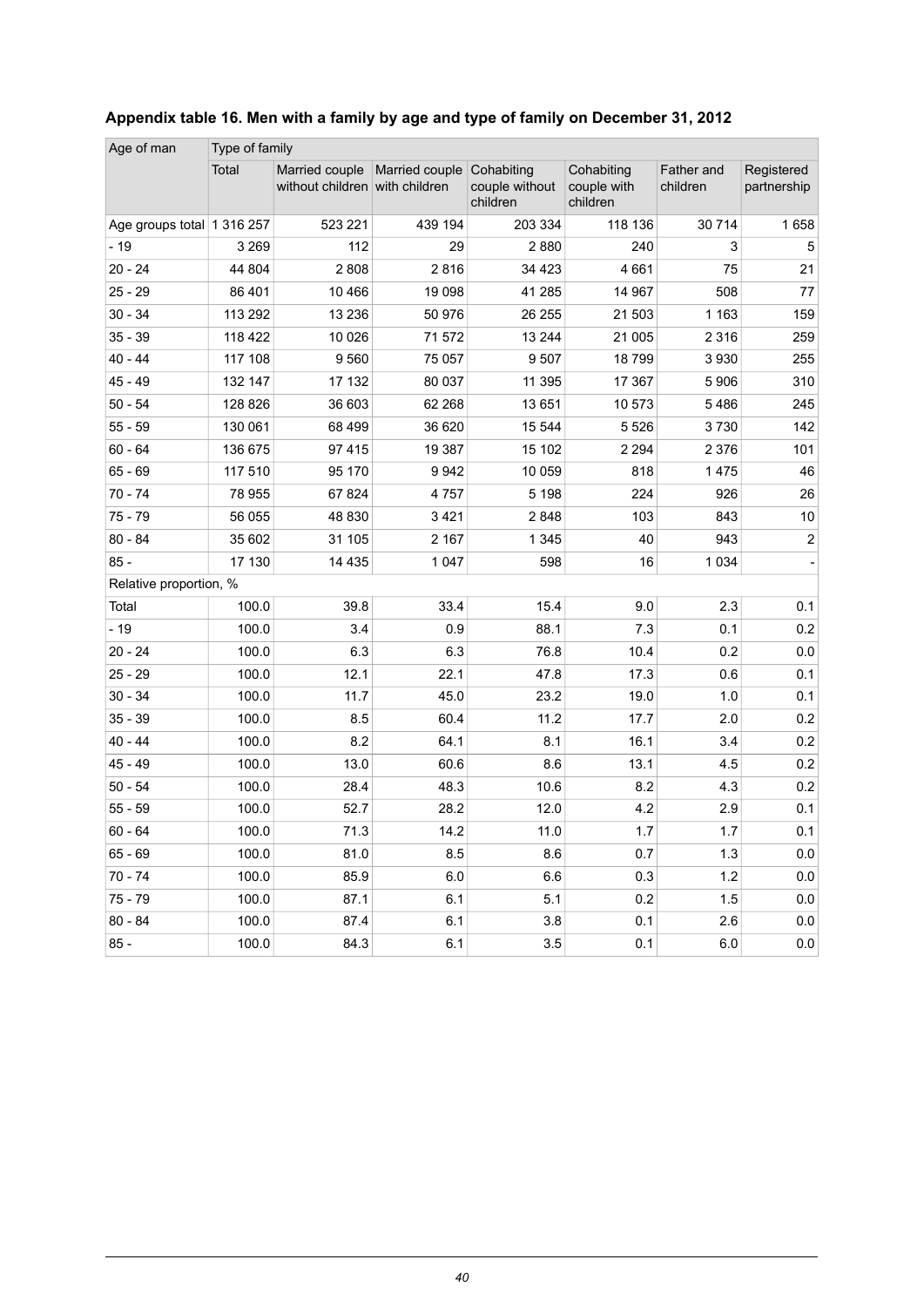### Appendix table 16. Men with a family by age and type of family on December 31, 2012

| Age of man | Type of family | | | | | | |
|---|---|---|---|---|---|---|---|
| | Total | Married couple without children | Married couple with children | Cohabiting couple without children | Cohabiting couple with children | Father and children | Registered partnership |
| Age groups total | 1 316 257 | 523 221 | 439 194 | 203 334 | 118 136 | 30 714 | 1 658 |
| - 19 | 3 269 | 112 | 29 | 2 880 | 240 | 3 | 5 |
| 20 - 24 | 44 804 | 2 808 | 2 816 | 34 423 | 4 661 | 75 | 21 |
| 25 - 29 | 86 401 | 10 466 | 19 098 | 41 285 | 14 967 | 508 | 77 |
| 30 - 34 | 113 292 | 13 236 | 50 976 | 26 255 | 21 503 | 1 163 | 159 |
| 35 - 39 | 118 422 | 10 026 | 71 572 | 13 244 | 21 005 | 2 316 | 259 |
| 40 - 44 | 117 108 | 9 560 | 75 057 | 9 507 | 18 799 | 3 930 | 255 |
| 45 - 49 | 132 147 | 17 132 | 80 037 | 11 395 | 17 367 | 5 906 | 310 |
| 50 - 54 | 128 826 | 36 603 | 62 268 | 13 651 | 10 573 | 5 486 | 245 |
| 55 - 59 | 130 061 | 68 499 | 36 620 | 15 544 | 5 526 | 3 730 | 142 |
| 60 - 64 | 136 675 | 97 415 | 19 387 | 15 102 | 2 294 | 2 376 | 101 |
| 65 - 69 | 117 510 | 95 170 | 9 942 | 10 059 | 818 | 1 475 | 46 |
| 70 - 74 | 78 955 | 67 824 | 4 757 | 5 198 | 224 | 926 | 26 |
| 75 - 79 | 56 055 | 48 830 | 3 421 | 2 848 | 103 | 843 | 10 |
| 80 - 84 | 35 602 | 31 105 | 2 167 | 1 345 | 40 | 943 | 2 |
| 85 - | 17 130 | 14 435 | 1 047 | 598 | 16 | 1 034 | - |
| Relative proportion, % | | | | | | | |
| Total | 100.0 | 39.8 | 33.4 | 15.4 | 9.0 | 2.3 | 0.1 |
| - 19 | 100.0 | 3.4 | 0.9 | 88.1 | 7.3 | 0.1 | 0.2 |
| 20 - 24 | 100.0 | 6.3 | 6.3 | 76.8 | 10.4 | 0.2 | 0.0 |
| 25 - 29 | 100.0 | 12.1 | 22.1 | 47.8 | 17.3 | 0.6 | 0.1 |
| 30 - 34 | 100.0 | 11.7 | 45.0 | 23.2 | 19.0 | 1.0 | 0.1 |
| 35 - 39 | 100.0 | 8.5 | 60.4 | 11.2 | 17.7 | 2.0 | 0.2 |
| 40 - 44 | 100.0 | 8.2 | 64.1 | 8.1 | 16.1 | 3.4 | 0.2 |
| 45 - 49 | 100.0 | 13.0 | 60.6 | 8.6 | 13.1 | 4.5 | 0.2 |
| 50 - 54 | 100.0 | 28.4 | 48.3 | 10.6 | 8.2 | 4.3 | 0.2 |
| 55 - 59 | 100.0 | 52.7 | 28.2 | 12.0 | 4.2 | 2.9 | 0.1 |
| 60 - 64 | 100.0 | 71.3 | 14.2 | 11.0 | 1.7 | 1.7 | 0.1 |
| 65 - 69 | 100.0 | 81.0 | 8.5 | 8.6 | 0.7 | 1.3 | 0.0 |
| 70 - 74 | 100.0 | 85.9 | 6.0 | 6.6 | 0.3 | 1.2 | 0.0 |
| 75 - 79 | 100.0 | 87.1 | 6.1 | 5.1 | 0.2 | 1.5 | 0.0 |
| 80 - 84 | 100.0 | 87.4 | 6.1 | 3.8 | 0.1 | 2.6 | 0.0 |
| 85 - | 100.0 | 84.3 | 6.1 | 3.5 | 0.1 | 6.0 | 0.0 |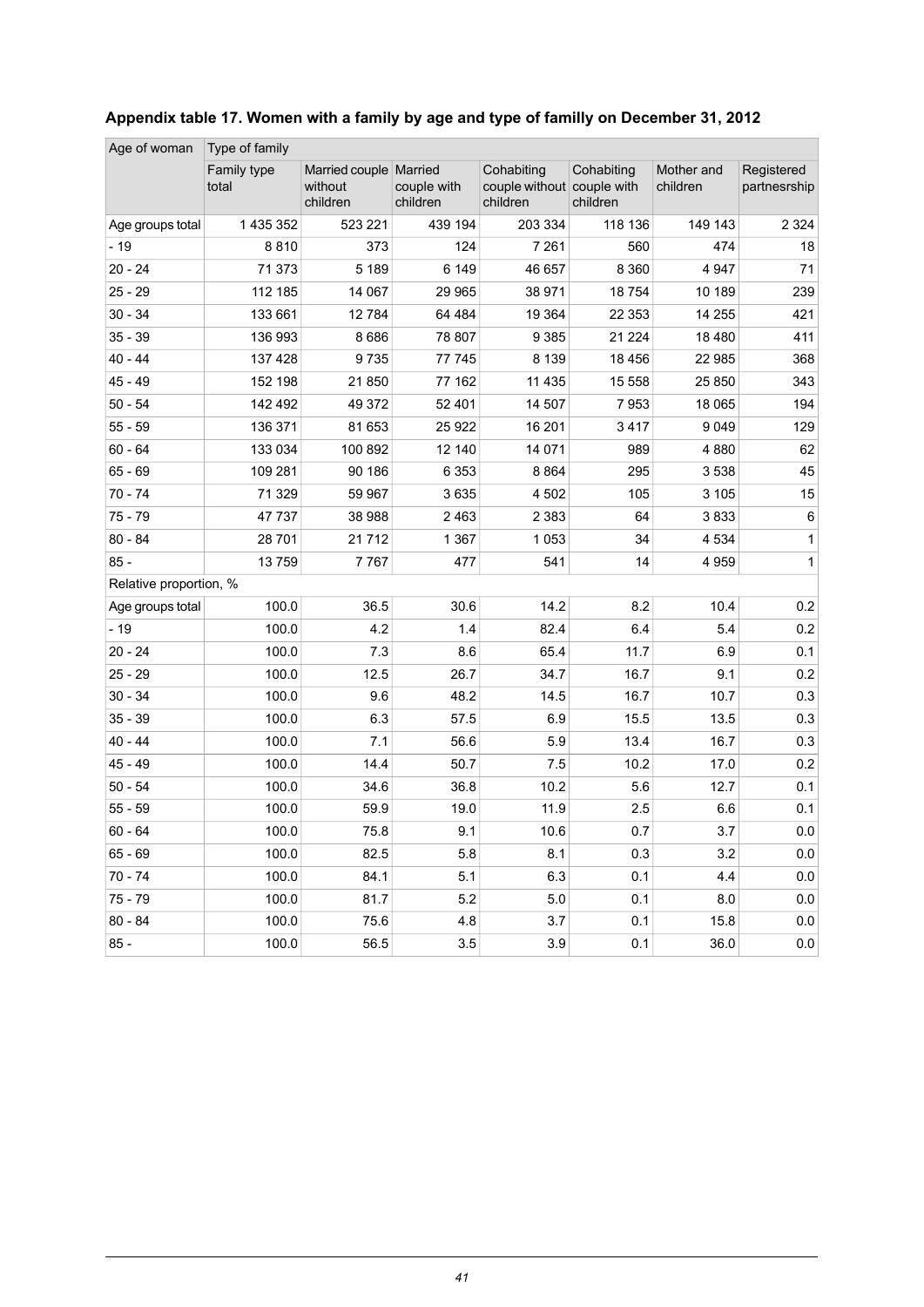## Appendix table 17. Women with a family by age and type of familly on December 31, 2012

| Age of woman | Type of family | | | | | | |
|---|---|---|---|---|---|---|---|
| | Family type total | Married couple without children | Married couple with children | Cohabiting couple without children | Cohabiting couple with children | Mother and children | Registered partnesrship |
| Age groups total | 1 435 352 | 523 221 | 439 194 | 203 334 | 118 136 | 149 143 | 2 324 |
| - 19 | 8 810 | 373 | 124 | 7 261 | 560 | 474 | 18 |
| 20 - 24 | 71 373 | 5 189 | 6 149 | 46 657 | 8 360 | 4 947 | 71 |
| 25 - 29 | 112 185 | 14 067 | 29 965 | 38 971 | 18 754 | 10 189 | 239 |
| 30 - 34 | 133 661 | 12 784 | 64 484 | 19 364 | 22 353 | 14 255 | 421 |
| 35 - 39 | 136 993 | 8 686 | 78 807 | 9 385 | 21 224 | 18 480 | 411 |
| 40 - 44 | 137 428 | 9 735 | 77 745 | 8 139 | 18 456 | 22 985 | 368 |
| 45 - 49 | 152 198 | 21 850 | 77 162 | 11 435 | 15 558 | 25 850 | 343 |
| 50 - 54 | 142 492 | 49 372 | 52 401 | 14 507 | 7 953 | 18 065 | 194 |
| 55 - 59 | 136 371 | 81 653 | 25 922 | 16 201 | 3 417 | 9 049 | 129 |
| 60 - 64 | 133 034 | 100 892 | 12 140 | 14 071 | 989 | 4 880 | 62 |
| 65 - 69 | 109 281 | 90 186 | 6 353 | 8 864 | 295 | 3 538 | 45 |
| 70 - 74 | 71 329 | 59 967 | 3 635 | 4 502 | 105 | 3 105 | 15 |
| 75 - 79 | 47 737 | 38 988 | 2 463 | 2 383 | 64 | 3 833 | 6 |
| 80 - 84 | 28 701 | 21 712 | 1 367 | 1 053 | 34 | 4 534 | 1 |
| 85 - | 13 759 | 7 767 | 477 | 541 | 14 | 4 959 | 1 |
| Relative proportion, % | | | | | | | |
| Age groups total | 100.0 | 36.5 | 30.6 | 14.2 | 8.2 | 10.4 | 0.2 |
| - 19 | 100.0 | 4.2 | 1.4 | 82.4 | 6.4 | 5.4 | 0.2 |
| 20 - 24 | 100.0 | 7.3 | 8.6 | 65.4 | 11.7 | 6.9 | 0.1 |
| 25 - 29 | 100.0 | 12.5 | 26.7 | 34.7 | 16.7 | 9.1 | 0.2 |
| 30 - 34 | 100.0 | 9.6 | 48.2 | 14.5 | 16.7 | 10.7 | 0.3 |
| 35 - 39 | 100.0 | 6.3 | 57.5 | 6.9 | 15.5 | 13.5 | 0.3 |
| 40 - 44 | 100.0 | 7.1 | 56.6 | 5.9 | 13.4 | 16.7 | 0.3 |
| 45 - 49 | 100.0 | 14.4 | 50.7 | 7.5 | 10.2 | 17.0 | 0.2 |
| 50 - 54 | 100.0 | 34.6 | 36.8 | 10.2 | 5.6 | 12.7 | 0.1 |
| 55 - 59 | 100.0 | 59.9 | 19.0 | 11.9 | 2.5 | 6.6 | 0.1 |
| 60 - 64 | 100.0 | 75.8 | 9.1 | 10.6 | 0.7 | 3.7 | 0.0 |
| 65 - 69 | 100.0 | 82.5 | 5.8 | 8.1 | 0.3 | 3.2 | 0.0 |
| 70 - 74 | 100.0 | 84.1 | 5.1 | 6.3 | 0.1 | 4.4 | 0.0 |
| 75 - 79 | 100.0 | 81.7 | 5.2 | 5.0 | 0.1 | 8.0 | 0.0 |
| 80 - 84 | 100.0 | 75.6 | 4.8 | 3.7 | 0.1 | 15.8 | 0.0 |
| 85 - | 100.0 | 56.5 | 3.5 | 3.9 | 0.1 | 36.0 | 0.0 |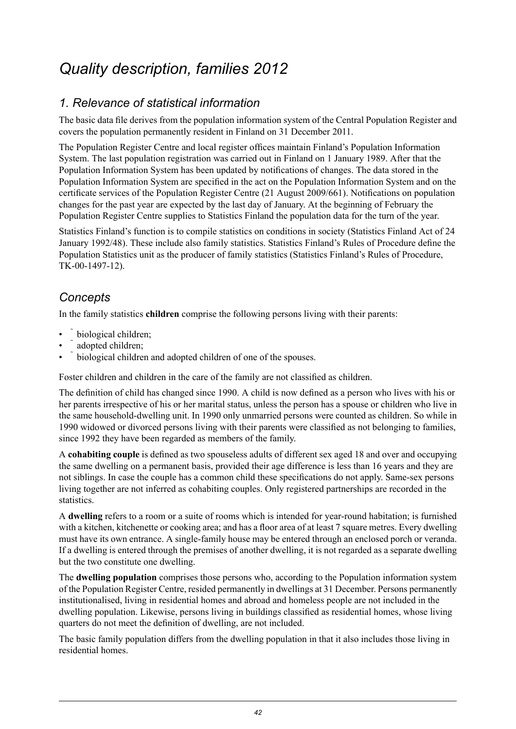# Quality description, families 2012

## 1. Relevance of statistical information

The basic data file derives from the population information system of the Central Population Register and covers the population permanently resident in Finland on 31 December 2011.

The Population Register Centre and local register offices maintain Finland's Population Information System. The last population registration was carried out in Finland on 1 January 1989. After that the Population Information System has been updated by notifications of changes. The data stored in the Population Information System are specified in the act on the Population Information System and on the certificate services of the Population Register Centre (21 August 2009/661). Notifications on population changes for the past year are expected by the last day of January. At the beginning of February the Population Register Centre supplies to Statistics Finland the population data for the turn of the year.

Statistics Finland's function is to compile statistics on conditions in society (Statistics Finland Act of 24 January 1992/48). These include also family statistics. Statistics Finland's Rules of Procedure define the Population Statistics unit as the producer of family statistics (Statistics Finland's Rules of Procedure, TK-00-1497-12).

## Concepts

In the family statistics **children** comprise the following persons living with their parents:

- biological children;
- adopted children;
- biological children and adopted children of one of the spouses.

Foster children and children in the care of the family are not classified as children.

The definition of child has changed since 1990. A child is now defined as a person who lives with his or her parents irrespective of his or her marital status, unless the person has a spouse or children who live in the same household-dwelling unit. In 1990 only unmarried persons were counted as children. So while in 1990 widowed or divorced persons living with their parents were classified as not belonging to families, since 1992 they have been regarded as members of the family.

A **cohabiting couple** is defined as two spouseless adults of different sex aged 18 and over and occupying the same dwelling on a permanent basis, provided their age difference is less than 16 years and they are not siblings. In case the couple has a common child these specifications do not apply. Same-sex persons living together are not inferred as cohabiting couples. Only registered partnerships are recorded in the statistics.

A **dwelling** refers to a room or a suite of rooms which is intended for year-round habitation; is furnished with a kitchen, kitchenette or cooking area; and has a floor area of at least 7 square metres. Every dwelling must have its own entrance. A single-family house may be entered through an enclosed porch or veranda. If a dwelling is entered through the premises of another dwelling, it is not regarded as a separate dwelling but the two constitute one dwelling.

The **dwelling population** comprises those persons who, according to the Population information system of the Population Register Centre, resided permanently in dwellings at 31 December. Persons permanently institutionalised, living in residential homes and abroad and homeless people are not included in the dwelling population. Likewise, persons living in buildings classified as residential homes, whose living quarters do not meet the definition of dwelling, are not included.

The basic family population differs from the dwelling population in that it also includes those living in residential homes.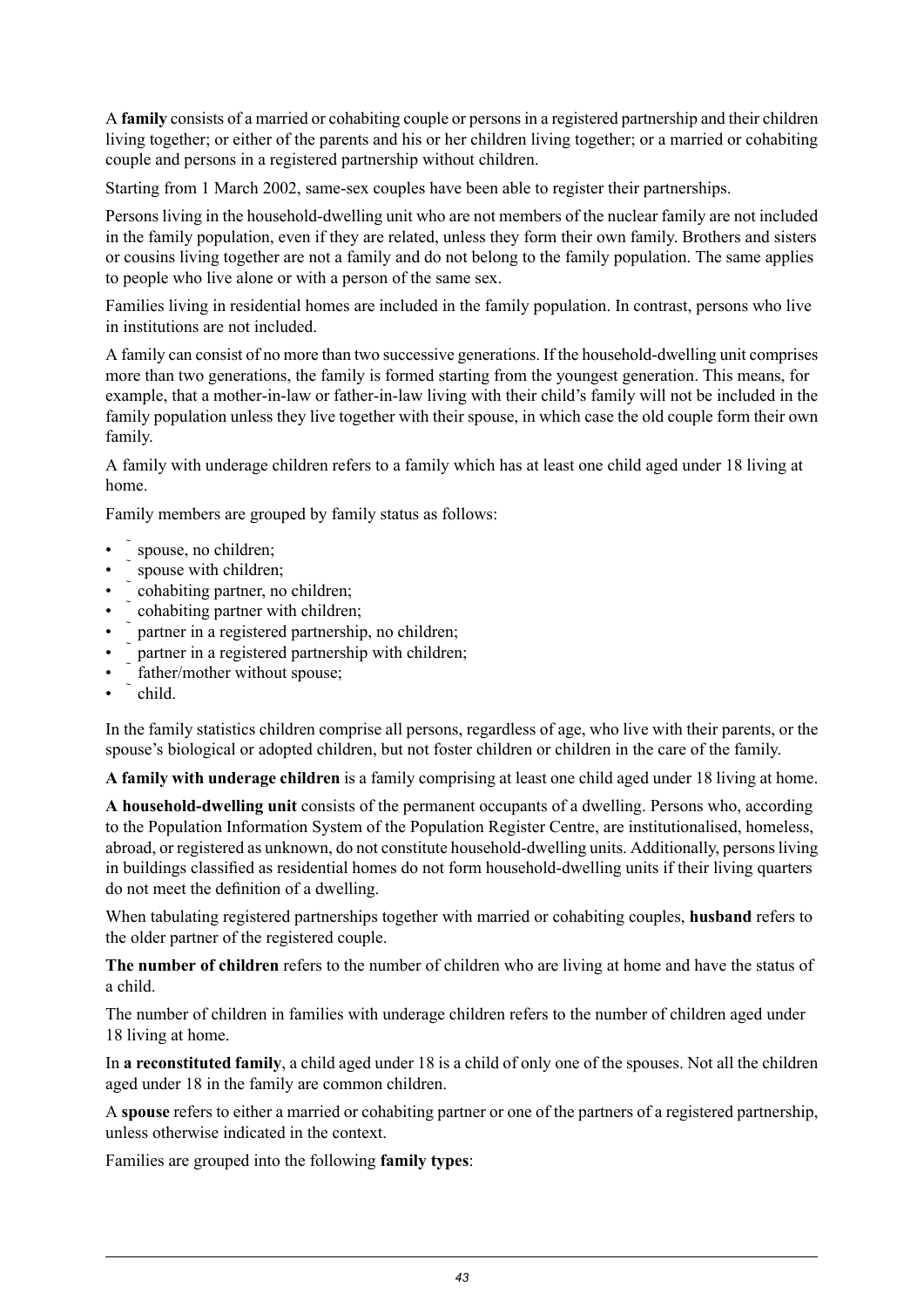A **family** consists of a married or cohabiting couple or persons in a registered partnership and their children living together; or either of the parents and his or her children living together; or a married or cohabiting couple and persons in a registered partnership without children.

Starting from 1 March 2002, same-sex couples have been able to register their partnerships.

Persons living in the household-dwelling unit who are not members of the nuclear family are not included in the family population, even if they are related, unless they form their own family. Brothers and sisters or cousins living together are not a family and do not belong to the family population. The same applies to people who live alone or with a person of the same sex.

Families living in residential homes are included in the family population. In contrast, persons who live in institutions are not included.

A family can consist of no more than two successive generations. If the household-dwelling unit comprises more than two generations, the family is formed starting from the youngest generation. This means, for example, that a mother-in-law or father-in-law living with their child's family will not be included in the family population unless they live together with their spouse, in which case the old couple form their own family.

A family with underage children refers to a family which has at least one child aged under 18 living at home.

Family members are grouped by family status as follows:

- spouse, no children;
- spouse with children;
- cohabiting partner, no children;
- cohabiting partner with children;
- partner in a registered partnership, no children;
- partner in a registered partnership with children;
- father/mother without spouse;
- child.

In the family statistics children comprise all persons, regardless of age, who live with their parents, or the spouse's biological or adopted children, but not foster children or children in the care of the family.

**A family with underage children** is a family comprising at least one child aged under 18 living at home.

**A household-dwelling unit** consists of the permanent occupants of a dwelling. Persons who, according to the Population Information System of the Population Register Centre, are institutionalised, homeless, abroad, or registered as unknown, do not constitute household-dwelling units. Additionally, persons living in buildings classified as residential homes do not form household-dwelling units if their living quarters do not meet the definition of a dwelling.

When tabulating registered partnerships together with married or cohabiting couples, **husband** refers to the older partner of the registered couple.

**The number of children** refers to the number of children who are living at home and have the status of a child.

The number of children in families with underage children refers to the number of children aged under 18 living at home.

In **a reconstituted family**, a child aged under 18 is a child of only one of the spouses. Not all the children aged under 18 in the family are common children.

A **spouse** refers to either a married or cohabiting partner or one of the partners of a registered partnership, unless otherwise indicated in the context.

Families are grouped into the following **family types**: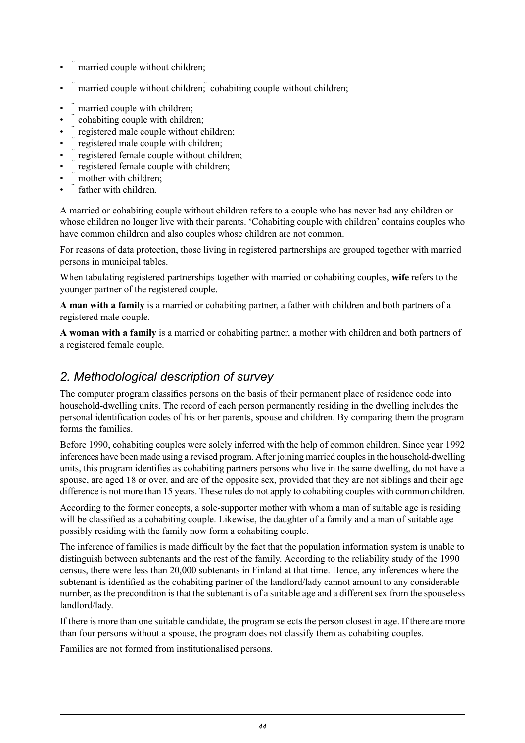- married couple without children;
- married couple without children; cohabiting couple without children;
- married couple with children;
- cohabiting couple with children;
- registered male couple without children;
- registered male couple with children;
- registered female couple without children;
- registered female couple with children;
- mother with children;
- father with children.

A married or cohabiting couple without children refers to a couple who has never had any children or whose children no longer live with their parents. 'Cohabiting couple with children' contains couples who have common children and also couples whose children are not common.

For reasons of data protection, those living in registered partnerships are grouped together with married persons in municipal tables.

When tabulating registered partnerships together with married or cohabiting couples, **wife** refers to the younger partner of the registered couple.

**A man with a family** is a married or cohabiting partner, a father with children and both partners of a registered male couple.

**A woman with a family** is a married or cohabiting partner, a mother with children and both partners of a registered female couple.

## *2. Methodological description of survey*

The computer program classifies persons on the basis of their permanent place of residence code into household-dwelling units. The record of each person permanently residing in the dwelling includes the personal identification codes of his or her parents, spouse and children. By comparing them the program forms the families.

Before 1990, cohabiting couples were solely inferred with the help of common children. Since year 1992 inferences have been made using a revised program. After joining married couples in the household-dwelling units, this program identifies as cohabiting partners persons who live in the same dwelling, do not have a spouse, are aged 18 or over, and are of the opposite sex, provided that they are not siblings and their age difference is not more than 15 years. These rules do not apply to cohabiting couples with common children.

According to the former concepts, a sole-supporter mother with whom a man of suitable age is residing will be classified as a cohabiting couple. Likewise, the daughter of a family and a man of suitable age possibly residing with the family now form a cohabiting couple.

The inference of families is made difficult by the fact that the population information system is unable to distinguish between subtenants and the rest of the family. According to the reliability study of the 1990 census, there were less than 20,000 subtenants in Finland at that time. Hence, any inferences where the subtenant is identified as the cohabiting partner of the landlord/lady cannot amount to any considerable number, as the precondition is that the subtenant is of a suitable age and a different sex from the spouseless landlord/lady.

If there is more than one suitable candidate, the program selects the person closest in age. If there are more than four persons without a spouse, the program does not classify them as cohabiting couples.

Families are not formed from institutionalised persons.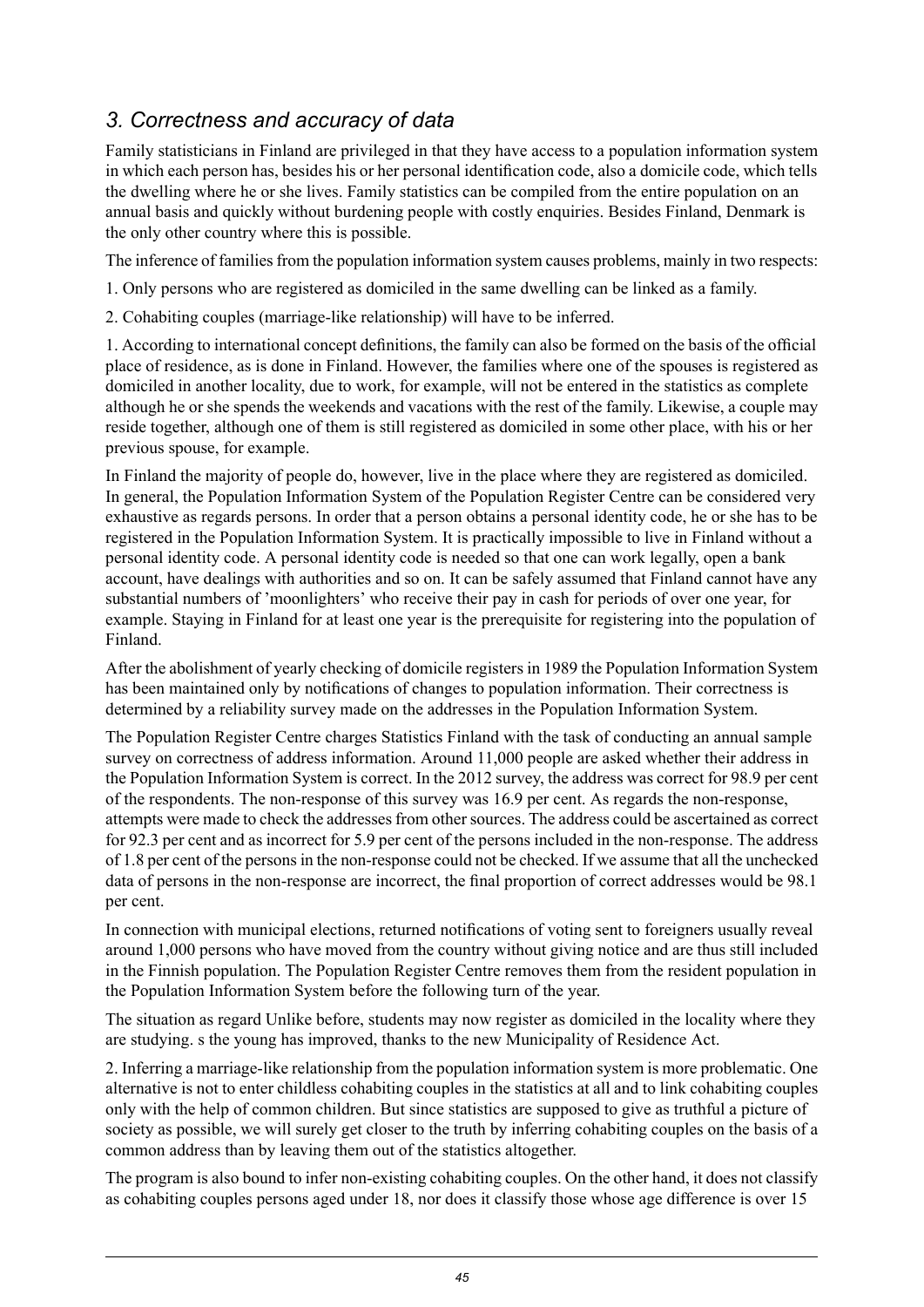## *3. Correctness and accuracy of data*

Family statisticians in Finland are privileged in that they have access to a population information system in which each person has, besides his or her personal identification code, also a domicile code, which tells the dwelling where he or she lives. Family statistics can be compiled from the entire population on an annual basis and quickly without burdening people with costly enquiries. Besides Finland, Denmark is the only other country where this is possible.

The inference of families from the population information system causes problems, mainly in two respects:

1. Only persons who are registered as domiciled in the same dwelling can be linked as a family.

2. Cohabiting couples (marriage-like relationship) will have to be inferred.

1. According to international concept definitions, the family can also be formed on the basis of the official place of residence, as is done in Finland. However, the families where one of the spouses is registered as domiciled in another locality, due to work, for example, will not be entered in the statistics as complete although he or she spends the weekends and vacations with the rest of the family. Likewise, a couple may reside together, although one of them is still registered as domiciled in some other place, with his or her previous spouse, for example.

In Finland the majority of people do, however, live in the place where they are registered as domiciled. In general, the Population Information System of the Population Register Centre can be considered very exhaustive as regards persons. In order that a person obtains a personal identity code, he or she has to be registered in the Population Information System. It is practically impossible to live in Finland without a personal identity code. A personal identity code is needed so that one can work legally, open a bank account, have dealings with authorities and so on. It can be safely assumed that Finland cannot have any substantial numbers of 'moonlighters' who receive their pay in cash for periods of over one year, for example. Staying in Finland for at least one year is the prerequisite for registering into the population of Finland.

After the abolishment of yearly checking of domicile registers in 1989 the Population Information System has been maintained only by notifications of changes to population information. Their correctness is determined by a reliability survey made on the addresses in the Population Information System.

The Population Register Centre charges Statistics Finland with the task of conducting an annual sample survey on correctness of address information. Around 11,000 people are asked whether their address in the Population Information System is correct. In the 2012 survey, the address was correct for 98.9 per cent of the respondents. The non-response of this survey was 16.9 per cent. As regards the non-response, attempts were made to check the addresses from other sources. The address could be ascertained as correct for 92.3 per cent and as incorrect for 5.9 per cent of the persons included in the non-response. The address of 1.8 per cent of the persons in the non-response could not be checked. If we assume that all the unchecked data of persons in the non-response are incorrect, the final proportion of correct addresses would be 98.1 per cent.

In connection with municipal elections, returned notifications of voting sent to foreigners usually reveal around 1,000 persons who have moved from the country without giving notice and are thus still included in the Finnish population. The Population Register Centre removes them from the resident population in the Population Information System before the following turn of the year.

The situation as regard Unlike before, students may now register as domiciled in the locality where they are studying. s the young has improved, thanks to the new Municipality of Residence Act.

2. Inferring a marriage-like relationship from the population information system is more problematic. One alternative is not to enter childless cohabiting couples in the statistics at all and to link cohabiting couples only with the help of common children. But since statistics are supposed to give as truthful a picture of society as possible, we will surely get closer to the truth by inferring cohabiting couples on the basis of a common address than by leaving them out of the statistics altogether.

The program is also bound to infer non-existing cohabiting couples. On the other hand, it does not classify as cohabiting couples persons aged under 18, nor does it classify those whose age difference is over 15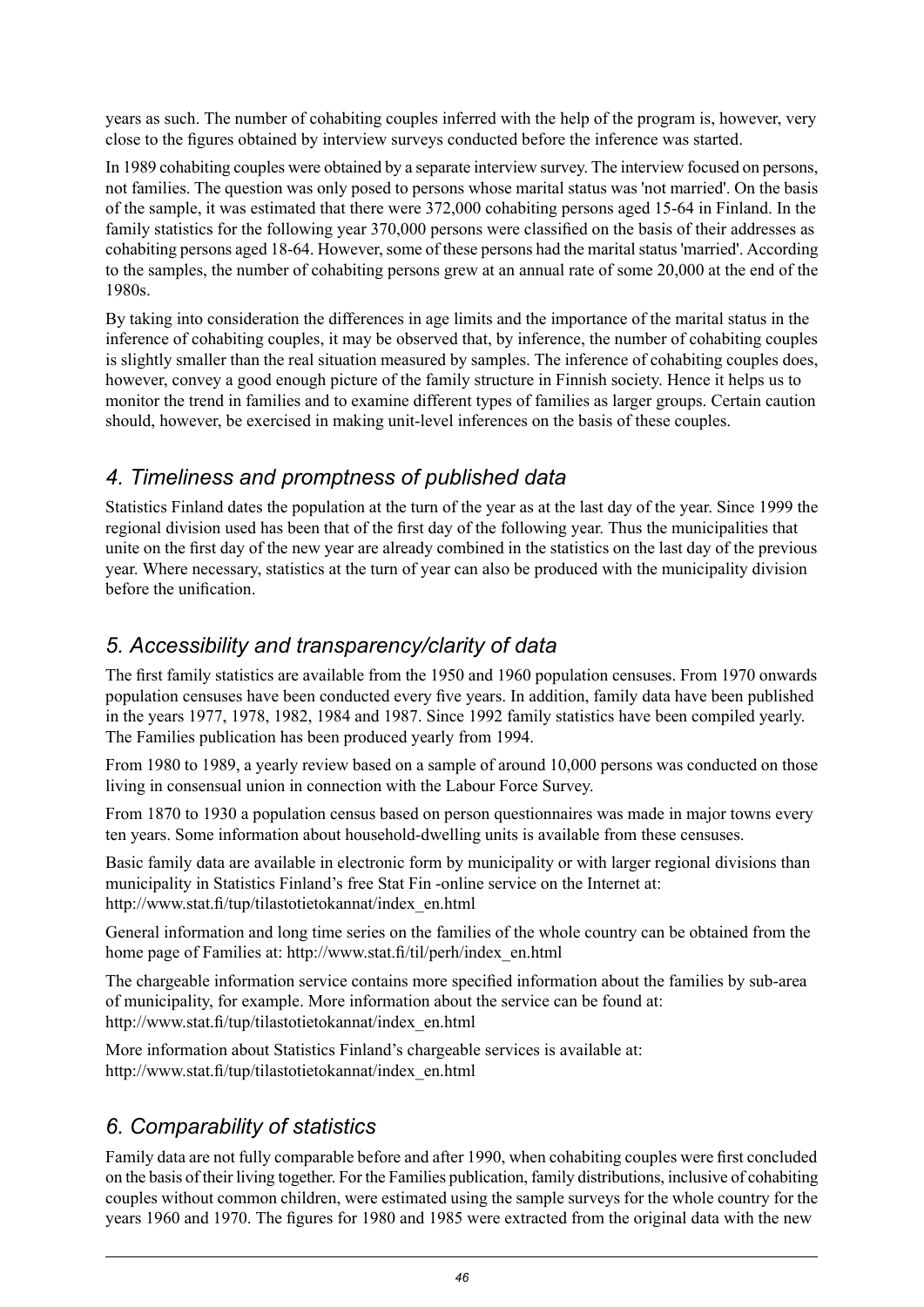years as such. The number of cohabiting couples inferred with the help of the program is, however, very close to the figures obtained by interview surveys conducted before the inference was started.

In 1989 cohabiting couples were obtained by a separate interview survey. The interview focused on persons, not families. The question was only posed to persons whose marital status was 'not married'. On the basis of the sample, it was estimated that there were 372,000 cohabiting persons aged 15-64 in Finland. In the family statistics for the following year 370,000 persons were classified on the basis of their addresses as cohabiting persons aged 18-64. However, some of these persons had the marital status 'married'. According to the samples, the number of cohabiting persons grew at an annual rate of some 20,000 at the end of the 1980s.

By taking into consideration the differences in age limits and the importance of the marital status in the inference of cohabiting couples, it may be observed that, by inference, the number of cohabiting couples is slightly smaller than the real situation measured by samples. The inference of cohabiting couples does, however, convey a good enough picture of the family structure in Finnish society. Hence it helps us to monitor the trend in families and to examine different types of families as larger groups. Certain caution should, however, be exercised in making unit-level inferences on the basis of these couples.

## *4. Timeliness and promptness of published data*

Statistics Finland dates the population at the turn of the year as at the last day of the year. Since 1999 the regional division used has been that of the first day of the following year. Thus the municipalities that unite on the first day of the new year are already combined in the statistics on the last day of the previous year. Where necessary, statistics at the turn of year can also be produced with the municipality division before the unification.

## *5. Accessibility and transparency/clarity of data*

The first family statistics are available from the 1950 and 1960 population censuses. From 1970 onwards population censuses have been conducted every five years. In addition, family data have been published in the years 1977, 1978, 1982, 1984 and 1987. Since 1992 family statistics have been compiled yearly. The Families publication has been produced yearly from 1994.

From 1980 to 1989, a yearly review based on a sample of around 10,000 persons was conducted on those living in consensual union in connection with the Labour Force Survey.

From 1870 to 1930 a population census based on person questionnaires was made in major towns every ten years. Some information about household-dwelling units is available from these censuses.

Basic family data are available in electronic form by municipality or with larger regional divisions than municipality in Statistics Finland's free Stat Fin -online service on the Internet at: http://www.stat.fi/tup/tilastotietokannat/index_en.html

General information and long time series on the families of the whole country can be obtained from the home page of Families at: http://www.stat.fi/til/perh/index_en.html

The chargeable information service contains more specified information about the families by sub-area of municipality, for example. More information about the service can be found at: http://www.stat.fi/tup/tilastotietokannat/index_en.html

More information about Statistics Finland's chargeable services is available at: http://www.stat.fi/tup/tilastotietokannat/index_en.html

## *6. Comparability of statistics*

Family data are not fully comparable before and after 1990, when cohabiting couples were first concluded on the basis of their living together. For the Families publication, family distributions, inclusive of cohabiting couples without common children, were estimated using the sample surveys for the whole country for the years 1960 and 1970. The figures for 1980 and 1985 were extracted from the original data with the new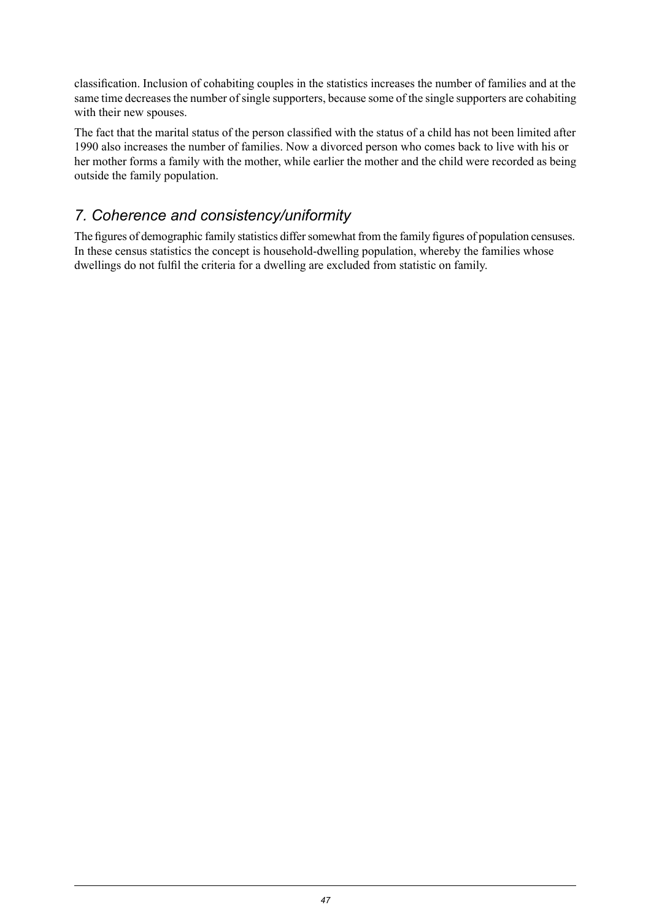classification. Inclusion of cohabiting couples in the statistics increases the number of families and at the same time decreases the number of single supporters, because some of the single supporters are cohabiting with their new spouses.

The fact that the marital status of the person classified with the status of a child has not been limited after 1990 also increases the number of families. Now a divorced person who comes back to live with his or her mother forms a family with the mother, while earlier the mother and the child were recorded as being outside the family population.

## *7. Coherence and consistency/uniformity*

The figures of demographic family statistics differ somewhat from the family figures of population censuses. In these census statistics the concept is household-dwelling population, whereby the families whose dwellings do not fulfil the criteria for a dwelling are excluded from statistic on family.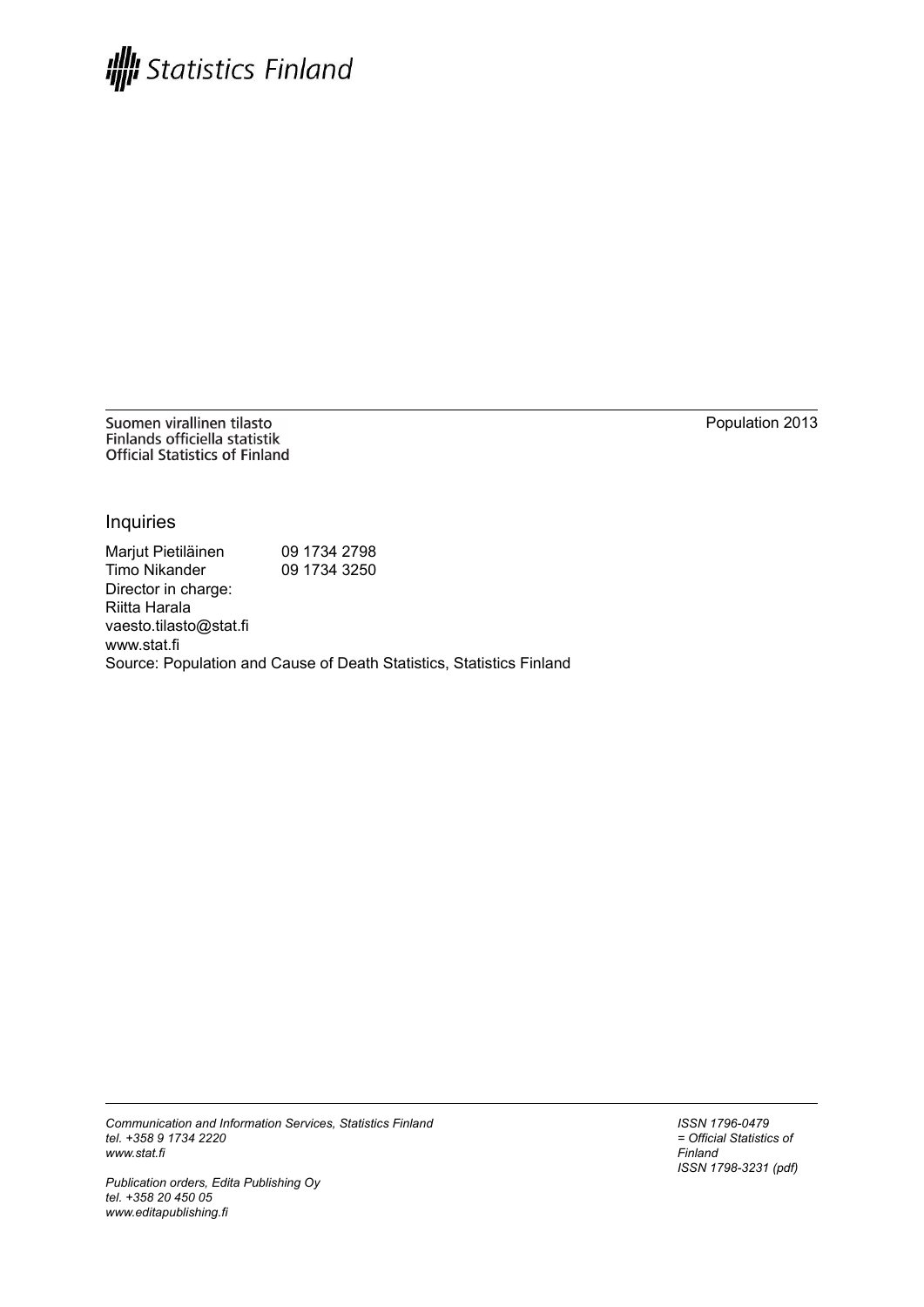Statistics Finland

Suomen virallinen tilasto
Finlands officiella statistik
**Official Statistics of Finland**

Population 2013

## Inquiries

Marjut Pietiläinen 09 1734 2798
Timo Nikander 09 1734 3250
Director in charge:
Riitta Harala
vaesto.tilasto@stat.fi
www.stat.fi
Source: Population and Cause of Death Statistics, Statistics Finland

*Communication and Information Services, Statistics Finland*
*tel. +358 9 1734 2220*
*www.stat.fi*

*Publication orders, Edita Publishing Oy*
*tel. +358 20 450 05*
*www.editapublishing.fi*

*ISSN 1796-0479*
*= Official Statistics of Finland*
*ISSN 1798-3231 (pdf)*